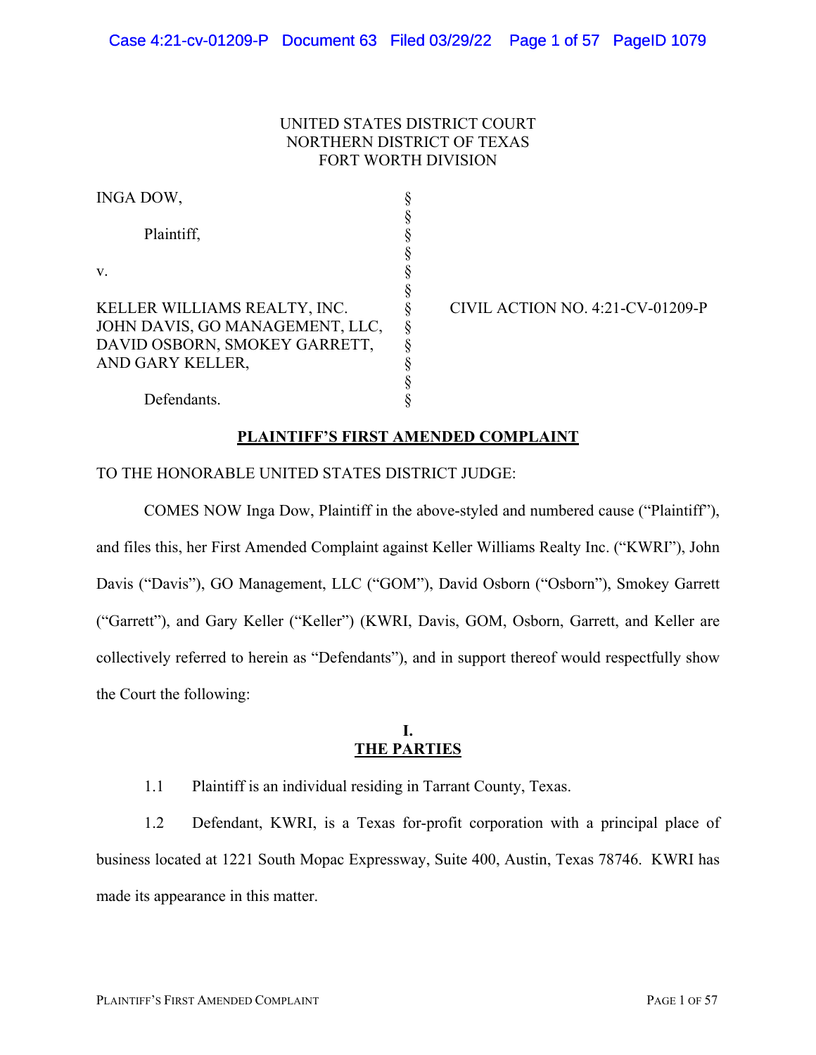UNITED STATES DISTRICT COURT
NORTHERN DISTRICT OF TEXAS
FORT WORTH DIVISION

| | | |
|---|---|---|
| INGA DOW, | § | |
| | § | |
| Plaintiff, | § | |
| | § | |
| v. | § | |
| | § | |
| KELLER WILLIAMS REALTY, INC. JOHN DAVIS, GO MANAGEMENT, LLC, DAVID OSBORN, SMOKEY GARRETT, AND GARY KELLER, | § | CIVIL ACTION NO. 4:21-CV-01209-P |
| | § | |
| Defendants. | § | |

## PLAINTIFF'S FIRST AMENDED COMPLAINT

TO THE HONORABLE UNITED STATES DISTRICT JUDGE:

COMES NOW Inga Dow, Plaintiff in the above-styled and numbered cause ("Plaintiff"), and files this, her First Amended Complaint against Keller Williams Realty Inc. ("KWRI"), John Davis ("Davis"), GO Management, LLC ("GOM"), David Osborn ("Osborn"), Smokey Garrett ("Garrett"), and Gary Keller ("Keller") (KWRI, Davis, GOM, Osborn, Garrett, and Keller are collectively referred to herein as "Defendants"), and in support thereof would respectfully show the Court the following:

## I. THE PARTIES

1.1 Plaintiff is an individual residing in Tarrant County, Texas.

1.2 Defendant, KWRI, is a Texas for-profit corporation with a principal place of business located at 1221 South Mopac Expressway, Suite 400, Austin, Texas 78746. KWRI has made its appearance in this matter.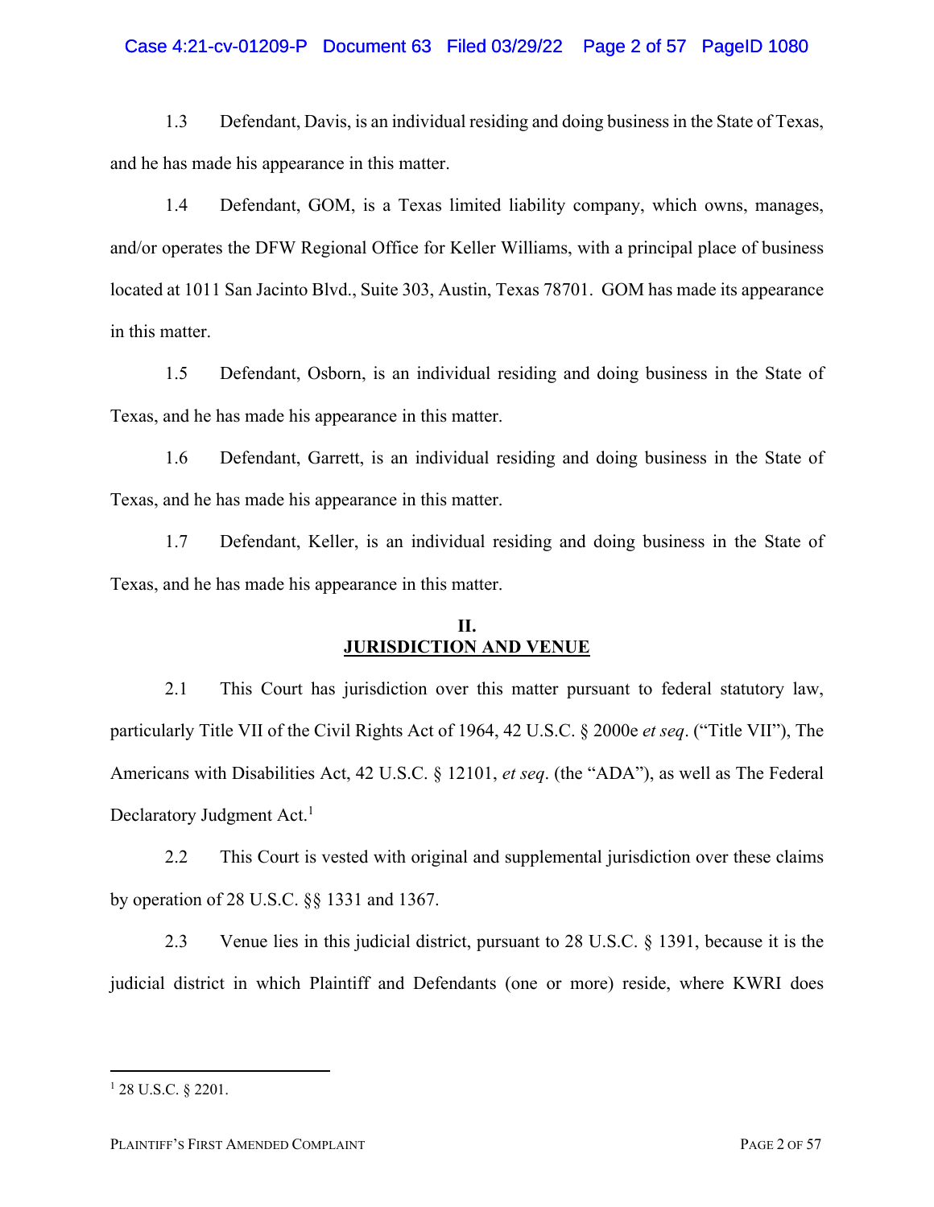1.3 Defendant, Davis, is an individual residing and doing business in the State of Texas, and he has made his appearance in this matter.

1.4 Defendant, GOM, is a Texas limited liability company, which owns, manages, and/or operates the DFW Regional Office for Keller Williams, with a principal place of business located at 1011 San Jacinto Blvd., Suite 303, Austin, Texas 78701. GOM has made its appearance in this matter.

1.5 Defendant, Osborn, is an individual residing and doing business in the State of Texas, and he has made his appearance in this matter.

1.6 Defendant, Garrett, is an individual residing and doing business in the State of Texas, and he has made his appearance in this matter.

1.7 Defendant, Keller, is an individual residing and doing business in the State of Texas, and he has made his appearance in this matter.

## II. JURISDICTION AND VENUE

2.1 This Court has jurisdiction over this matter pursuant to federal statutory law, particularly Title VII of the Civil Rights Act of 1964, 42 U.S.C. § 2000e *et seq*. ("Title VII"), The Americans with Disabilities Act, 42 U.S.C. § 12101, *et seq*. (the "ADA"), as well as The Federal Declaratory Judgment Act.[1]

2.2 This Court is vested with original and supplemental jurisdiction over these claims by operation of 28 U.S.C. §§ 1331 and 1367.

2.3 Venue lies in this judicial district, pursuant to 28 U.S.C. § 1391, because it is the judicial district in which Plaintiff and Defendants (one or more) reside, where KWRI does

[1] 28 U.S.C. § 2201.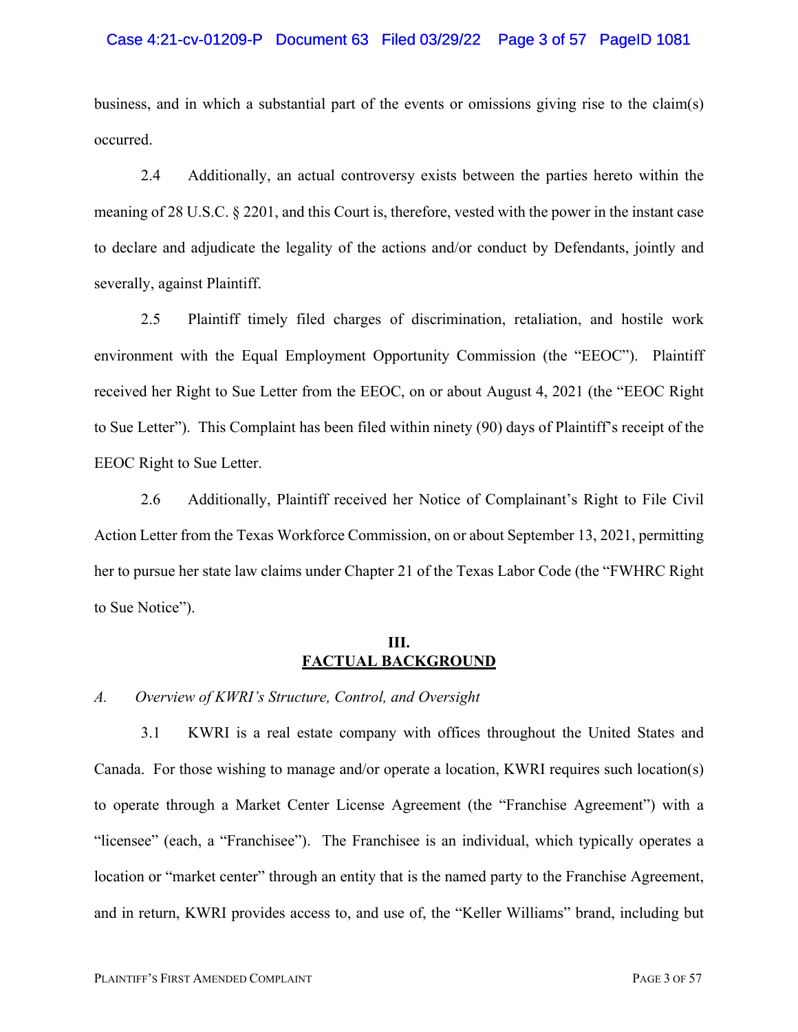business, and in which a substantial part of the events or omissions giving rise to the claim(s) occurred.

2.4 Additionally, an actual controversy exists between the parties hereto within the meaning of 28 U.S.C. § 2201, and this Court is, therefore, vested with the power in the instant case to declare and adjudicate the legality of the actions and/or conduct by Defendants, jointly and severally, against Plaintiff.

2.5 Plaintiff timely filed charges of discrimination, retaliation, and hostile work environment with the Equal Employment Opportunity Commission (the "EEOC"). Plaintiff received her Right to Sue Letter from the EEOC, on or about August 4, 2021 (the "EEOC Right to Sue Letter"). This Complaint has been filed within ninety (90) days of Plaintiff's receipt of the EEOC Right to Sue Letter.

2.6 Additionally, Plaintiff received her Notice of Complainant's Right to File Civil Action Letter from the Texas Workforce Commission, on or about September 13, 2021, permitting her to pursue her state law claims under Chapter 21 of the Texas Labor Code (the "FWHRC Right to Sue Notice").

## III.
## FACTUAL BACKGROUND

*A. Overview of KWRI's Structure, Control, and Oversight*

3.1 KWRI is a real estate company with offices throughout the United States and Canada. For those wishing to manage and/or operate a location, KWRI requires such location(s) to operate through a Market Center License Agreement (the "Franchise Agreement") with a "licensee" (each, a "Franchisee"). The Franchisee is an individual, which typically operates a location or "market center" through an entity that is the named party to the Franchise Agreement, and in return, KWRI provides access to, and use of, the "Keller Williams" brand, including but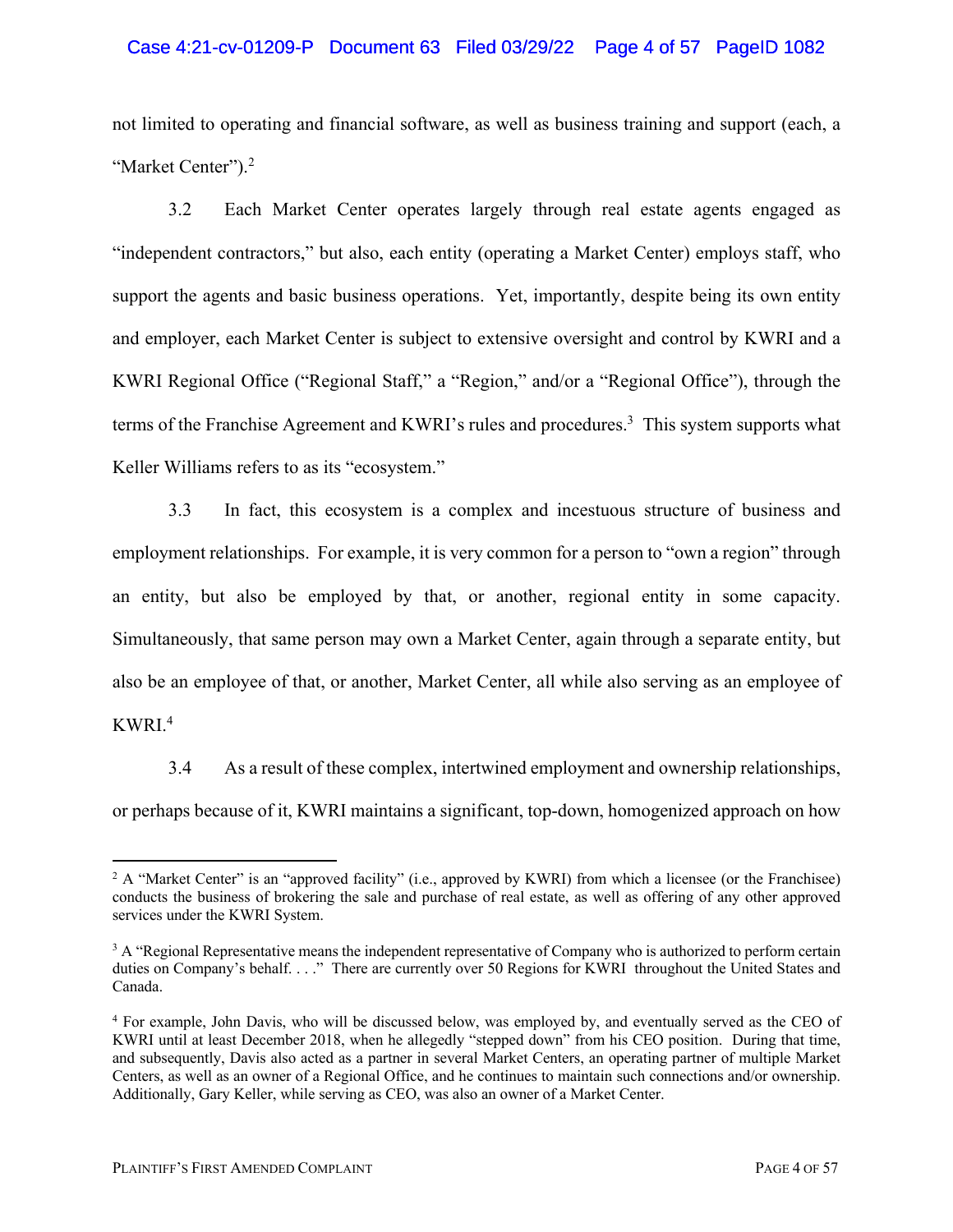not limited to operating and financial software, as well as business training and support (each, a "Market Center").[2]

3.2 Each Market Center operates largely through real estate agents engaged as "independent contractors," but also, each entity (operating a Market Center) employs staff, who support the agents and basic business operations. Yet, importantly, despite being its own entity and employer, each Market Center is subject to extensive oversight and control by KWRI and a KWRI Regional Office ("Regional Staff," a "Region," and/or a "Regional Office"), through the terms of the Franchise Agreement and KWRI's rules and procedures.[3] This system supports what Keller Williams refers to as its "ecosystem."

3.3 In fact, this ecosystem is a complex and incestuous structure of business and employment relationships. For example, it is very common for a person to "own a region" through an entity, but also be employed by that, or another, regional entity in some capacity. Simultaneously, that same person may own a Market Center, again through a separate entity, but also be an employee of that, or another, Market Center, all while also serving as an employee of KWRI.[4]

3.4 As a result of these complex, intertwined employment and ownership relationships, or perhaps because of it, KWRI maintains a significant, top-down, homogenized approach on how

---

[2] A "Market Center" is an "approved facility" (i.e., approved by KWRI) from which a licensee (or the Franchisee) conducts the business of brokering the sale and purchase of real estate, as well as offering of any other approved services under the KWRI System.

[3] A "Regional Representative means the independent representative of Company who is authorized to perform certain duties on Company's behalf. . . ." There are currently over 50 Regions for KWRI throughout the United States and Canada.

[4] For example, John Davis, who will be discussed below, was employed by, and eventually served as the CEO of KWRI until at least December 2018, when he allegedly "stepped down" from his CEO position. During that time, and subsequently, Davis also acted as a partner in several Market Centers, an operating partner of multiple Market Centers, as well as an owner of a Regional Office, and he continues to maintain such connections and/or ownership. Additionally, Gary Keller, while serving as CEO, was also an owner of a Market Center.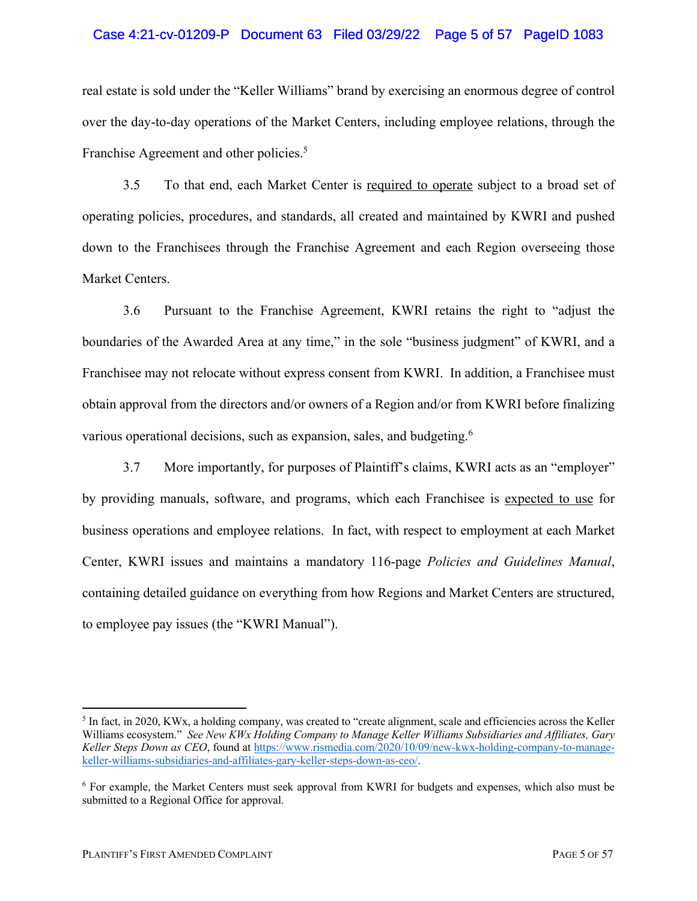real estate is sold under the "Keller Williams" brand by exercising an enormous degree of control over the day-to-day operations of the Market Centers, including employee relations, through the Franchise Agreement and other policies.[5]

3.5 To that end, each Market Center is <u>required to operate</u> subject to a broad set of operating policies, procedures, and standards, all created and maintained by KWRI and pushed down to the Franchisees through the Franchise Agreement and each Region overseeing those Market Centers.

3.6 Pursuant to the Franchise Agreement, KWRI retains the right to "adjust the boundaries of the Awarded Area at any time," in the sole "business judgment" of KWRI, and a Franchisee may not relocate without express consent from KWRI. In addition, a Franchisee must obtain approval from the directors and/or owners of a Region and/or from KWRI before finalizing various operational decisions, such as expansion, sales, and budgeting.[6]

3.7 More importantly, for purposes of Plaintiff's claims, KWRI acts as an "employer" by providing manuals, software, and programs, which each Franchisee is <u>expected to use</u> for business operations and employee relations. In fact, with respect to employment at each Market Center, KWRI issues and maintains a mandatory 116-page *Policies and Guidelines Manual*, containing detailed guidance on everything from how Regions and Market Centers are structured, to employee pay issues (the "KWRI Manual").

---

[5] In fact, in 2020, KWx, a holding company, was created to "create alignment, scale and efficiencies across the Keller Williams ecosystem." *See New KWx Holding Company to Manage Keller Williams Subsidiaries and Affiliates, Gary Keller Steps Down as CEO*, found at https://www.rismedia.com/2020/10/09/new-kwx-holding-company-to-manage-keller-williams-subsidiaries-and-affiliates-gary-keller-steps-down-as-ceo/.

[6] For example, the Market Centers must seek approval from KWRI for budgets and expenses, which also must be submitted to a Regional Office for approval.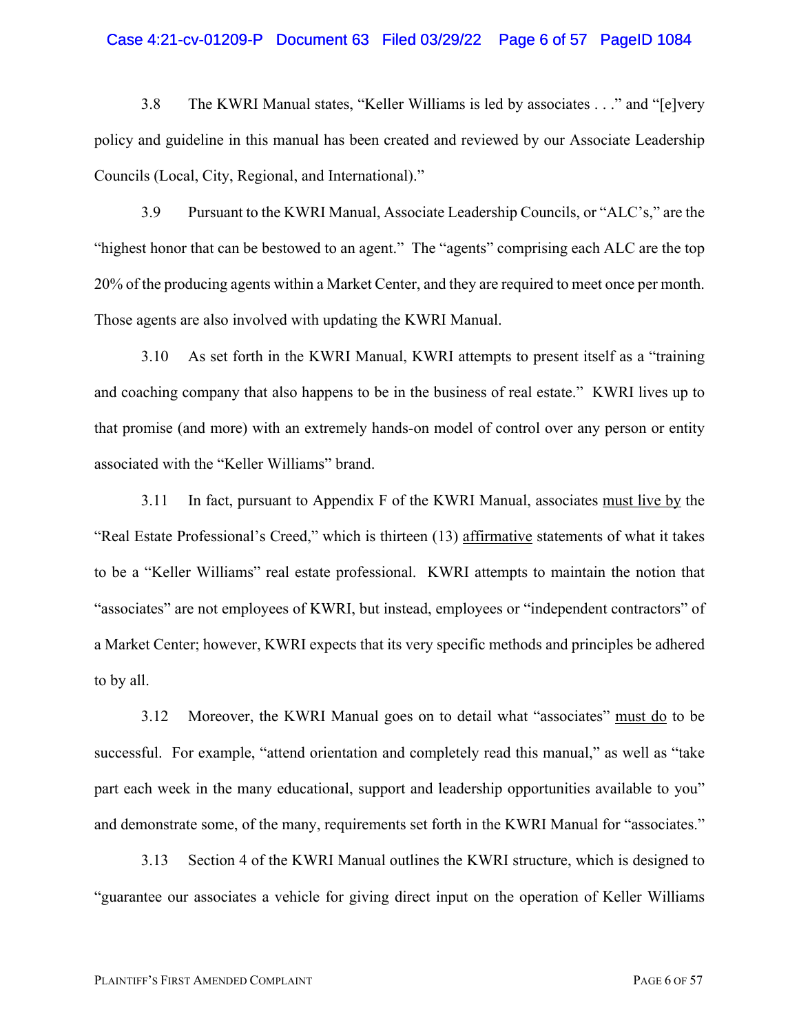3.8 The KWRI Manual states, "Keller Williams is led by associates . . ." and "[e]very policy and guideline in this manual has been created and reviewed by our Associate Leadership Councils (Local, City, Regional, and International)."

3.9 Pursuant to the KWRI Manual, Associate Leadership Councils, or "ALC's," are the "highest honor that can be bestowed to an agent." The "agents" comprising each ALC are the top 20% of the producing agents within a Market Center, and they are required to meet once per month. Those agents are also involved with updating the KWRI Manual.

3.10 As set forth in the KWRI Manual, KWRI attempts to present itself as a "training and coaching company that also happens to be in the business of real estate." KWRI lives up to that promise (and more) with an extremely hands-on model of control over any person or entity associated with the "Keller Williams" brand.

3.11 In fact, pursuant to Appendix F of the KWRI Manual, associates <u>must live by</u> the "Real Estate Professional's Creed," which is thirteen (13) <u>affirmative</u> statements of what it takes to be a "Keller Williams" real estate professional. KWRI attempts to maintain the notion that "associates" are not employees of KWRI, but instead, employees or "independent contractors" of a Market Center; however, KWRI expects that its very specific methods and principles be adhered to by all.

3.12 Moreover, the KWRI Manual goes on to detail what "associates" <u>must do</u> to be successful. For example, "attend orientation and completely read this manual," as well as "take part each week in the many educational, support and leadership opportunities available to you" and demonstrate some, of the many, requirements set forth in the KWRI Manual for "associates."

3.13 Section 4 of the KWRI Manual outlines the KWRI structure, which is designed to "guarantee our associates a vehicle for giving direct input on the operation of Keller Williams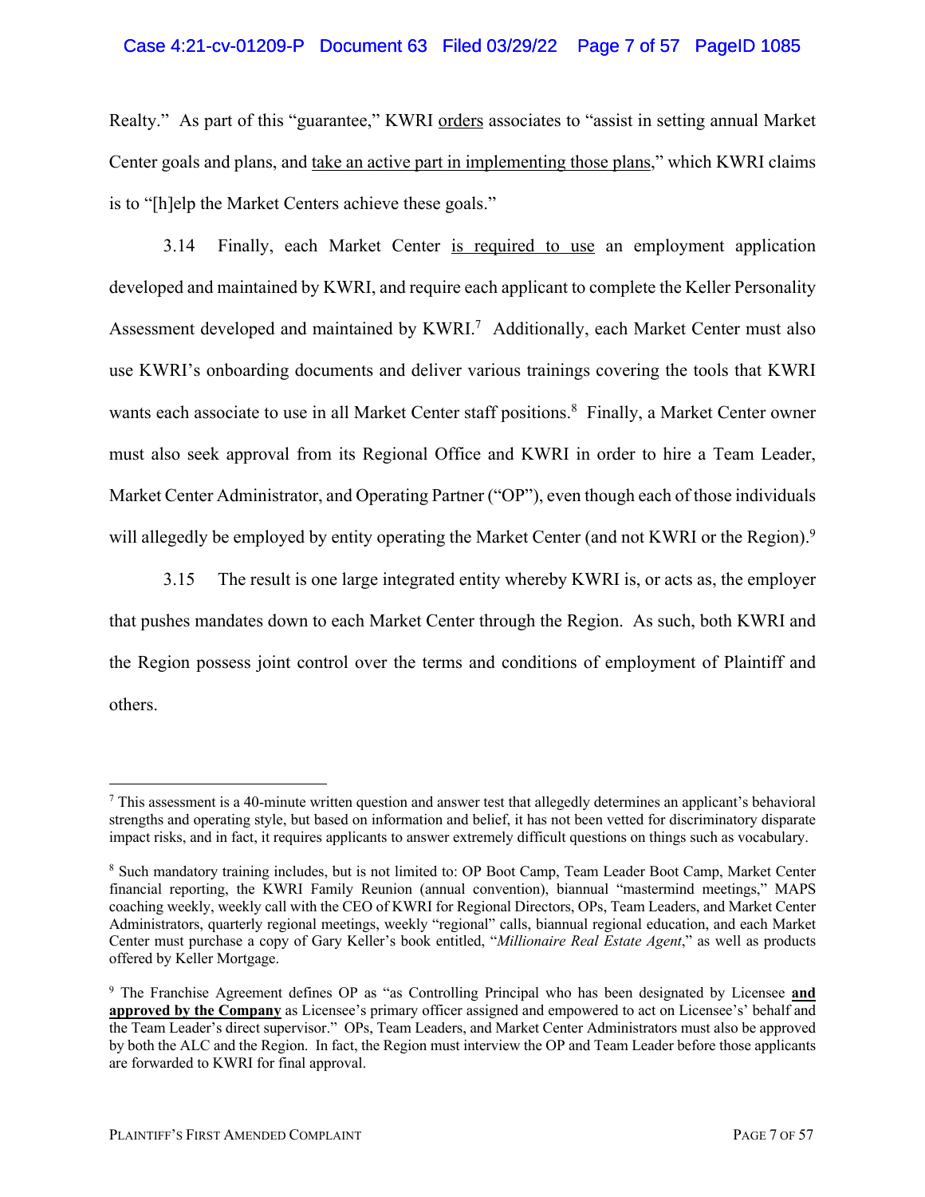Realty." As part of this "guarantee," KWRI <u>orders</u> associates to "assist in setting annual Market Center goals and plans, and <u>take an active part in implementing those plans</u>," which KWRI claims is to "[h]elp the Market Centers achieve these goals."

3.14 Finally, each Market Center <u>is required to use</u> an employment application developed and maintained by KWRI, and require each applicant to complete the Keller Personality Assessment developed and maintained by KWRI.[7] Additionally, each Market Center must also use KWRI's onboarding documents and deliver various trainings covering the tools that KWRI wants each associate to use in all Market Center staff positions.[8] Finally, a Market Center owner must also seek approval from its Regional Office and KWRI in order to hire a Team Leader, Market Center Administrator, and Operating Partner ("OP"), even though each of those individuals will allegedly be employed by entity operating the Market Center (and not KWRI or the Region).[9]

3.15 The result is one large integrated entity whereby KWRI is, or acts as, the employer that pushes mandates down to each Market Center through the Region. As such, both KWRI and the Region possess joint control over the terms and conditions of employment of Plaintiff and others.

---

[7] This assessment is a 40-minute written question and answer test that allegedly determines an applicant's behavioral strengths and operating style, but based on information and belief, it has not been vetted for discriminatory disparate impact risks, and in fact, it requires applicants to answer extremely difficult questions on things such as vocabulary.

[8] Such mandatory training includes, but is not limited to: OP Boot Camp, Team Leader Boot Camp, Market Center financial reporting, the KWRI Family Reunion (annual convention), biannual "mastermind meetings," MAPS coaching weekly, weekly call with the CEO of KWRI for Regional Directors, OPs, Team Leaders, and Market Center Administrators, quarterly regional meetings, weekly "regional" calls, biannual regional education, and each Market Center must purchase a copy of Gary Keller's book entitled, "*Millionaire Real Estate Agent*," as well as products offered by Keller Mortgage.

[9] The Franchise Agreement defines OP as "as Controlling Principal who has been designated by Licensee **<u>and approved by the Company</u>** as Licensee's primary officer assigned and empowered to act on Licensee's' behalf and the Team Leader's direct supervisor." OPs, Team Leaders, and Market Center Administrators must also be approved by both the ALC and the Region. In fact, the Region must interview the OP and Team Leader before those applicants are forwarded to KWRI for final approval.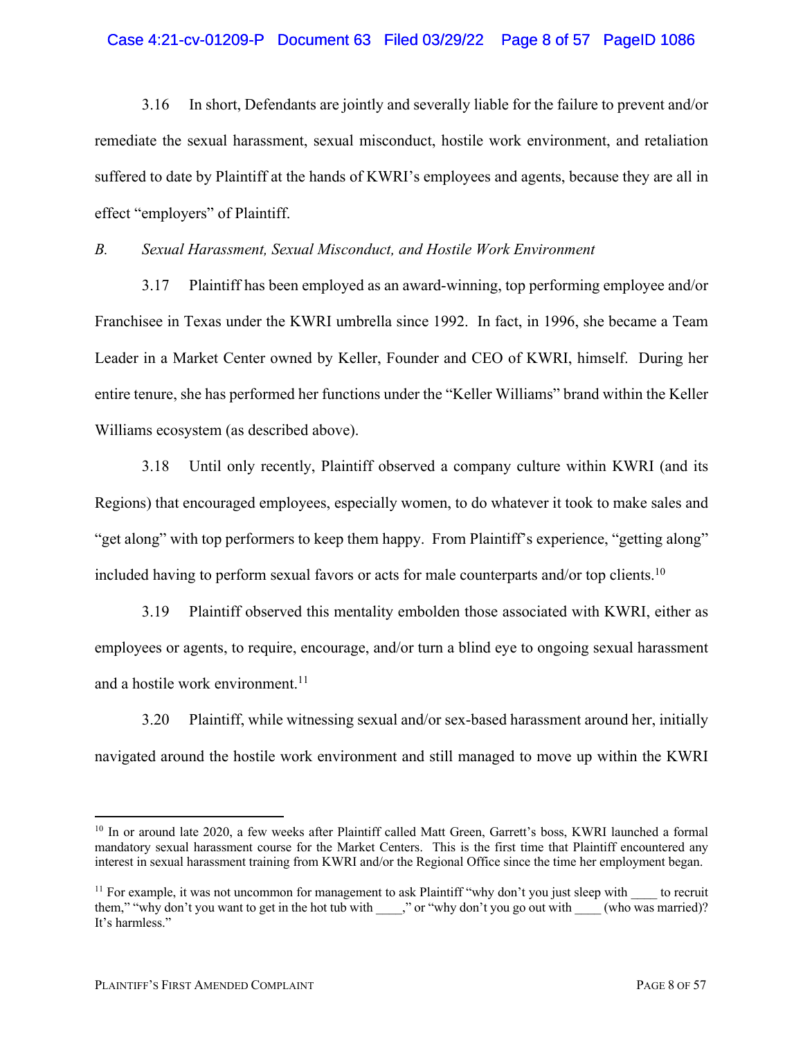3.16 In short, Defendants are jointly and severally liable for the failure to prevent and/or remediate the sexual harassment, sexual misconduct, hostile work environment, and retaliation suffered to date by Plaintiff at the hands of KWRI's employees and agents, because they are all in effect "employers" of Plaintiff.

*B. Sexual Harassment, Sexual Misconduct, and Hostile Work Environment*

3.17 Plaintiff has been employed as an award-winning, top performing employee and/or Franchisee in Texas under the KWRI umbrella since 1992. In fact, in 1996, she became a Team Leader in a Market Center owned by Keller, Founder and CEO of KWRI, himself. During her entire tenure, she has performed her functions under the "Keller Williams" brand within the Keller Williams ecosystem (as described above).

3.18 Until only recently, Plaintiff observed a company culture within KWRI (and its Regions) that encouraged employees, especially women, to do whatever it took to make sales and "get along" with top performers to keep them happy. From Plaintiff's experience, "getting along" included having to perform sexual favors or acts for male counterparts and/or top clients.[10]

3.19 Plaintiff observed this mentality embolden those associated with KWRI, either as employees or agents, to require, encourage, and/or turn a blind eye to ongoing sexual harassment and a hostile work environment.[11]

3.20 Plaintiff, while witnessing sexual and/or sex-based harassment around her, initially navigated around the hostile work environment and still managed to move up within the KWRI

---

[10] In or around late 2020, a few weeks after Plaintiff called Matt Green, Garrett's boss, KWRI launched a formal mandatory sexual harassment course for the Market Centers. This is the first time that Plaintiff encountered any interest in sexual harassment training from KWRI and/or the Regional Office since the time her employment began.

[11] For example, it was not uncommon for management to ask Plaintiff "why don't you just sleep with ____ to recruit them," "why don't you want to get in the hot tub with ____," or "why don't you go out with ____ (who was married)? It's harmless."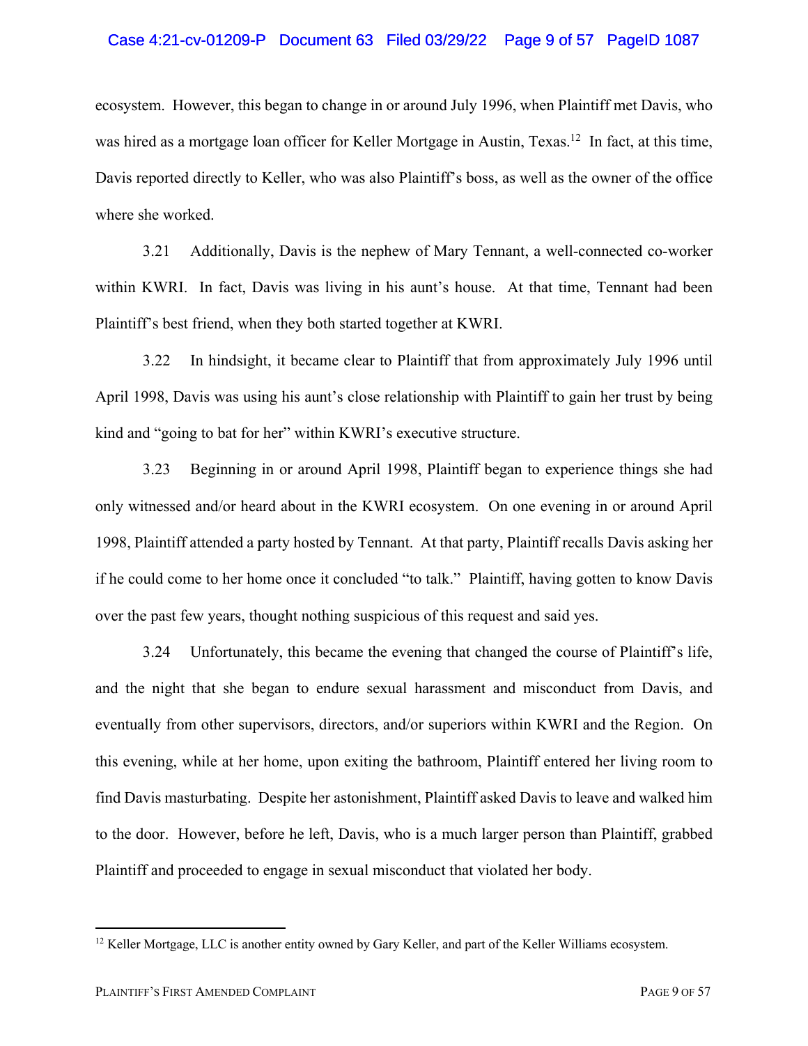ecosystem. However, this began to change in or around July 1996, when Plaintiff met Davis, who was hired as a mortgage loan officer for Keller Mortgage in Austin, Texas.[12] In fact, at this time, Davis reported directly to Keller, who was also Plaintiff's boss, as well as the owner of the office where she worked.

3.21 Additionally, Davis is the nephew of Mary Tennant, a well-connected co-worker within KWRI. In fact, Davis was living in his aunt's house. At that time, Tennant had been Plaintiff's best friend, when they both started together at KWRI.

3.22 In hindsight, it became clear to Plaintiff that from approximately July 1996 until April 1998, Davis was using his aunt's close relationship with Plaintiff to gain her trust by being kind and "going to bat for her" within KWRI's executive structure.

3.23 Beginning in or around April 1998, Plaintiff began to experience things she had only witnessed and/or heard about in the KWRI ecosystem. On one evening in or around April 1998, Plaintiff attended a party hosted by Tennant. At that party, Plaintiff recalls Davis asking her if he could come to her home once it concluded "to talk." Plaintiff, having gotten to know Davis over the past few years, thought nothing suspicious of this request and said yes.

3.24 Unfortunately, this became the evening that changed the course of Plaintiff's life, and the night that she began to endure sexual harassment and misconduct from Davis, and eventually from other supervisors, directors, and/or superiors within KWRI and the Region. On this evening, while at her home, upon exiting the bathroom, Plaintiff entered her living room to find Davis masturbating. Despite her astonishment, Plaintiff asked Davis to leave and walked him to the door. However, before he left, Davis, who is a much larger person than Plaintiff, grabbed Plaintiff and proceeded to engage in sexual misconduct that violated her body.

---

[12] Keller Mortgage, LLC is another entity owned by Gary Keller, and part of the Keller Williams ecosystem.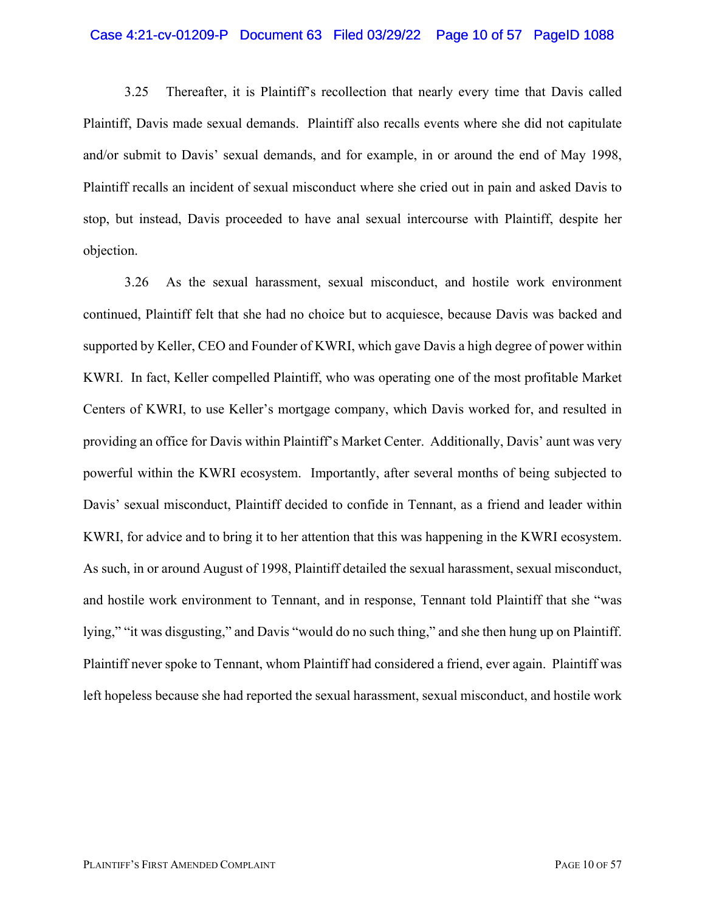3.25 Thereafter, it is Plaintiff's recollection that nearly every time that Davis called Plaintiff, Davis made sexual demands. Plaintiff also recalls events where she did not capitulate and/or submit to Davis' sexual demands, and for example, in or around the end of May 1998, Plaintiff recalls an incident of sexual misconduct where she cried out in pain and asked Davis to stop, but instead, Davis proceeded to have anal sexual intercourse with Plaintiff, despite her objection.

3.26 As the sexual harassment, sexual misconduct, and hostile work environment continued, Plaintiff felt that she had no choice but to acquiesce, because Davis was backed and supported by Keller, CEO and Founder of KWRI, which gave Davis a high degree of power within KWRI. In fact, Keller compelled Plaintiff, who was operating one of the most profitable Market Centers of KWRI, to use Keller's mortgage company, which Davis worked for, and resulted in providing an office for Davis within Plaintiff's Market Center. Additionally, Davis' aunt was very powerful within the KWRI ecosystem. Importantly, after several months of being subjected to Davis' sexual misconduct, Plaintiff decided to confide in Tennant, as a friend and leader within KWRI, for advice and to bring it to her attention that this was happening in the KWRI ecosystem. As such, in or around August of 1998, Plaintiff detailed the sexual harassment, sexual misconduct, and hostile work environment to Tennant, and in response, Tennant told Plaintiff that she "was lying," "it was disgusting," and Davis "would do no such thing," and she then hung up on Plaintiff. Plaintiff never spoke to Tennant, whom Plaintiff had considered a friend, ever again. Plaintiff was left hopeless because she had reported the sexual harassment, sexual misconduct, and hostile work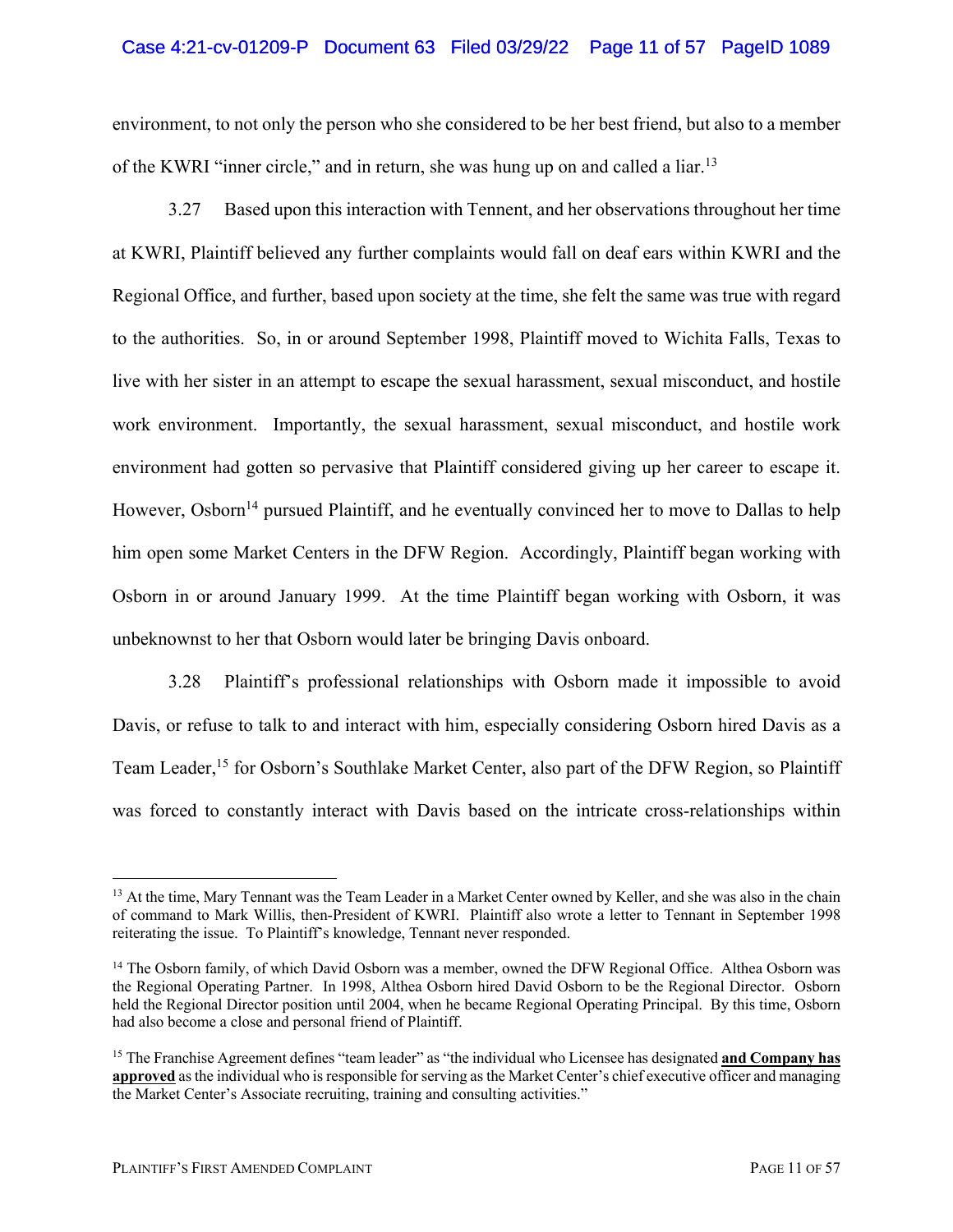environment, to not only the person who she considered to be her best friend, but also to a member of the KWRI "inner circle," and in return, she was hung up on and called a liar.[13]

3.27 Based upon this interaction with Tennent, and her observations throughout her time at KWRI, Plaintiff believed any further complaints would fall on deaf ears within KWRI and the Regional Office, and further, based upon society at the time, she felt the same was true with regard to the authorities. So, in or around September 1998, Plaintiff moved to Wichita Falls, Texas to live with her sister in an attempt to escape the sexual harassment, sexual misconduct, and hostile work environment. Importantly, the sexual harassment, sexual misconduct, and hostile work environment had gotten so pervasive that Plaintiff considered giving up her career to escape it. However, Osborn[14] pursued Plaintiff, and he eventually convinced her to move to Dallas to help him open some Market Centers in the DFW Region. Accordingly, Plaintiff began working with Osborn in or around January 1999. At the time Plaintiff began working with Osborn, it was unbeknownst to her that Osborn would later be bringing Davis onboard.

3.28 Plaintiff's professional relationships with Osborn made it impossible to avoid Davis, or refuse to talk to and interact with him, especially considering Osborn hired Davis as a Team Leader,[15] for Osborn's Southlake Market Center, also part of the DFW Region, so Plaintiff was forced to constantly interact with Davis based on the intricate cross-relationships within

---

[13] At the time, Mary Tennant was the Team Leader in a Market Center owned by Keller, and she was also in the chain of command to Mark Willis, then-President of KWRI. Plaintiff also wrote a letter to Tennant in September 1998 reiterating the issue. To Plaintiff's knowledge, Tennant never responded.

[14] The Osborn family, of which David Osborn was a member, owned the DFW Regional Office. Althea Osborn was the Regional Operating Partner. In 1998, Althea Osborn hired David Osborn to be the Regional Director. Osborn held the Regional Director position until 2004, when he became Regional Operating Principal. By this time, Osborn had also become a close and personal friend of Plaintiff.

[15] The Franchise Agreement defines "team leader" as "the individual who Licensee has designated **<u>and Company has approved</u>** as the individual who is responsible for serving as the Market Center's chief executive officer and managing the Market Center's Associate recruiting, training and consulting activities."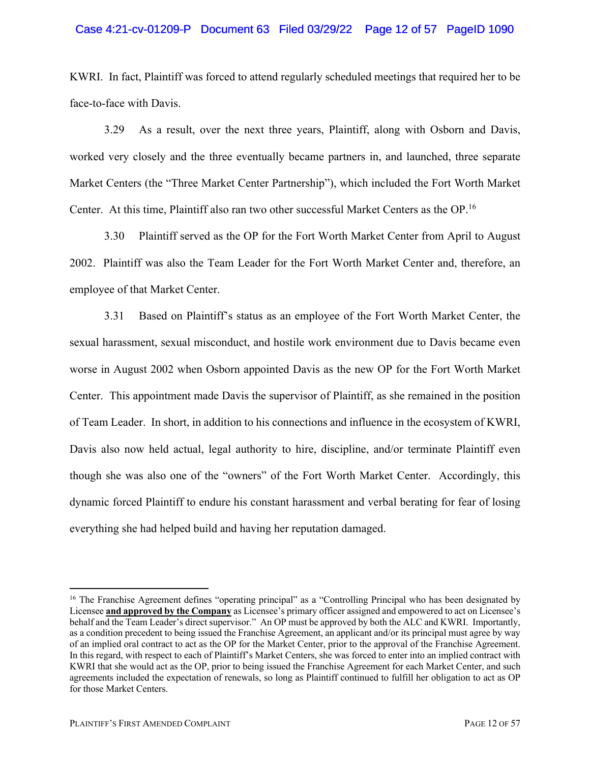KWRI. In fact, Plaintiff was forced to attend regularly scheduled meetings that required her to be face-to-face with Davis.

3.29 As a result, over the next three years, Plaintiff, along with Osborn and Davis, worked very closely and the three eventually became partners in, and launched, three separate Market Centers (the "Three Market Center Partnership"), which included the Fort Worth Market Center. At this time, Plaintiff also ran two other successful Market Centers as the OP.[16]

3.30 Plaintiff served as the OP for the Fort Worth Market Center from April to August 2002. Plaintiff was also the Team Leader for the Fort Worth Market Center and, therefore, an employee of that Market Center.

3.31 Based on Plaintiff's status as an employee of the Fort Worth Market Center, the sexual harassment, sexual misconduct, and hostile work environment due to Davis became even worse in August 2002 when Osborn appointed Davis as the new OP for the Fort Worth Market Center. This appointment made Davis the supervisor of Plaintiff, as she remained in the position of Team Leader. In short, in addition to his connections and influence in the ecosystem of KWRI, Davis also now held actual, legal authority to hire, discipline, and/or terminate Plaintiff even though she was also one of the "owners" of the Fort Worth Market Center. Accordingly, this dynamic forced Plaintiff to endure his constant harassment and verbal berating for fear of losing everything she had helped build and having her reputation damaged.

---

[16] The Franchise Agreement defines "operating principal" as a "Controlling Principal who has been designated by Licensee **<u>and approved by the Company</u>** as Licensee's primary officer assigned and empowered to act on Licensee's behalf and the Team Leader's direct supervisor." An OP must be approved by both the ALC and KWRI. Importantly, as a condition precedent to being issued the Franchise Agreement, an applicant and/or its principal must agree by way of an implied oral contract to act as the OP for the Market Center, prior to the approval of the Franchise Agreement. In this regard, with respect to each of Plaintiff's Market Centers, she was forced to enter into an implied contract with KWRI that she would act as the OP, prior to being issued the Franchise Agreement for each Market Center, and such agreements included the expectation of renewals, so long as Plaintiff continued to fulfill her obligation to act as OP for those Market Centers.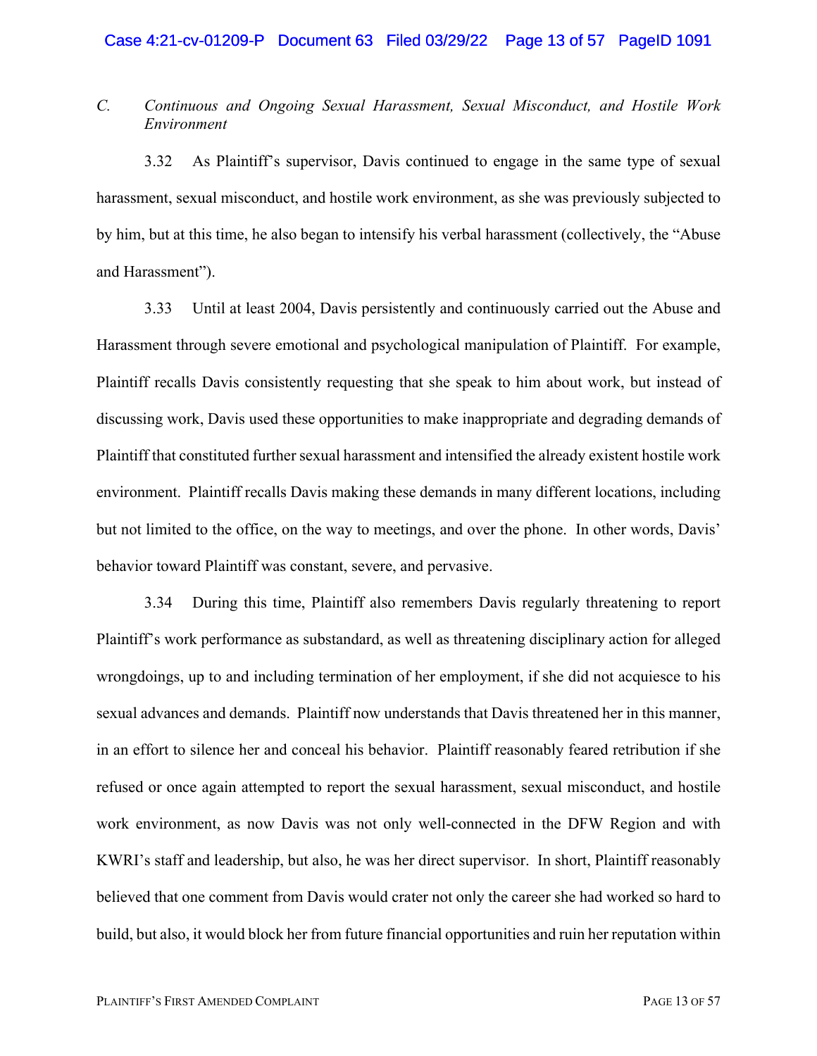### C. *Continuous and Ongoing Sexual Harassment, Sexual Misconduct, and Hostile Work Environment*

3.32 As Plaintiff's supervisor, Davis continued to engage in the same type of sexual harassment, sexual misconduct, and hostile work environment, as she was previously subjected to by him, but at this time, he also began to intensify his verbal harassment (collectively, the "Abuse and Harassment").

3.33 Until at least 2004, Davis persistently and continuously carried out the Abuse and Harassment through severe emotional and psychological manipulation of Plaintiff. For example, Plaintiff recalls Davis consistently requesting that she speak to him about work, but instead of discussing work, Davis used these opportunities to make inappropriate and degrading demands of Plaintiff that constituted further sexual harassment and intensified the already existent hostile work environment. Plaintiff recalls Davis making these demands in many different locations, including but not limited to the office, on the way to meetings, and over the phone. In other words, Davis' behavior toward Plaintiff was constant, severe, and pervasive.

3.34 During this time, Plaintiff also remembers Davis regularly threatening to report Plaintiff's work performance as substandard, as well as threatening disciplinary action for alleged wrongdoings, up to and including termination of her employment, if she did not acquiesce to his sexual advances and demands. Plaintiff now understands that Davis threatened her in this manner, in an effort to silence her and conceal his behavior. Plaintiff reasonably feared retribution if she refused or once again attempted to report the sexual harassment, sexual misconduct, and hostile work environment, as now Davis was not only well-connected in the DFW Region and with KWRI's staff and leadership, but also, he was her direct supervisor. In short, Plaintiff reasonably believed that one comment from Davis would crater not only the career she had worked so hard to build, but also, it would block her from future financial opportunities and ruin her reputation within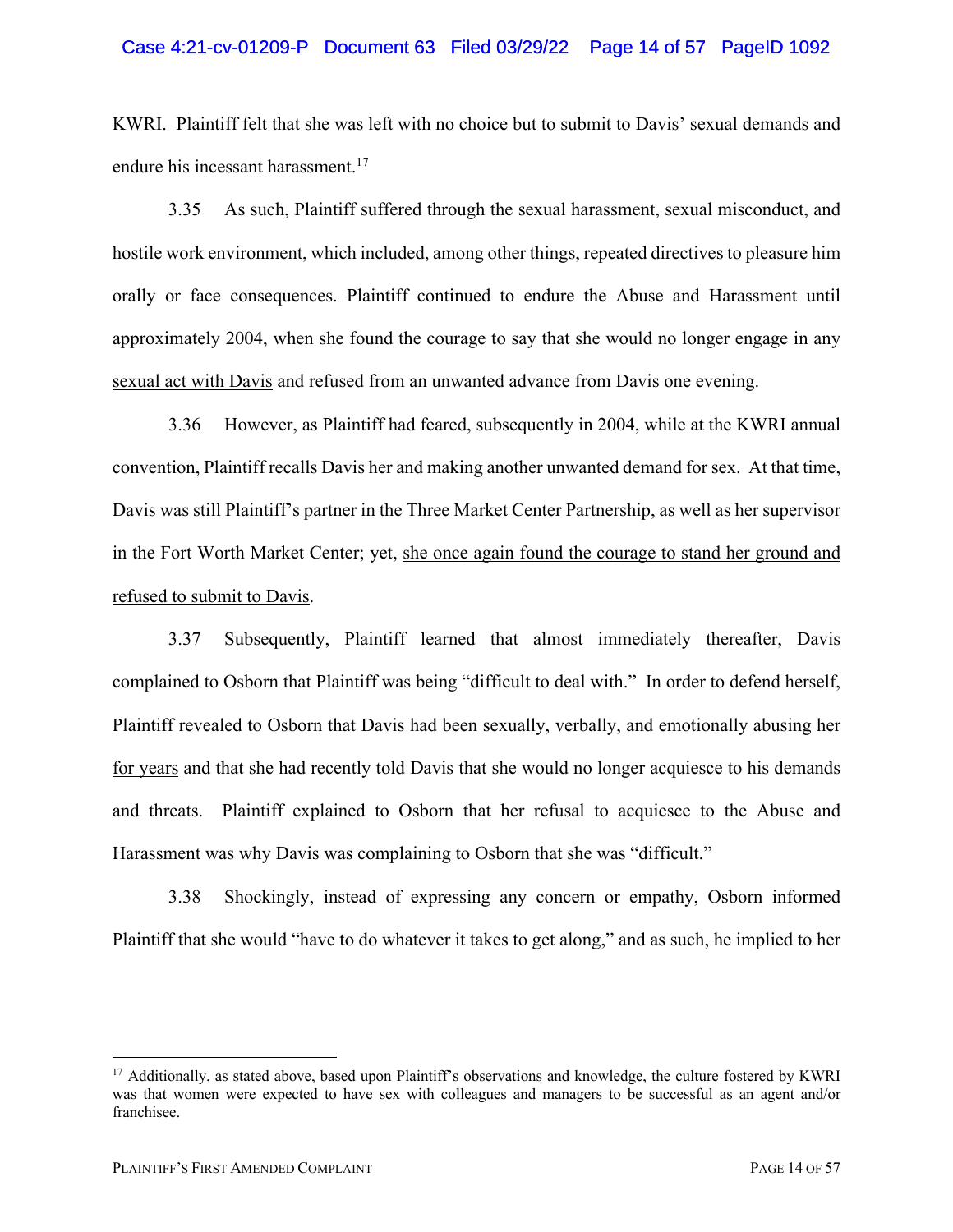KWRI. Plaintiff felt that she was left with no choice but to submit to Davis' sexual demands and endure his incessant harassment.[17]

3.35 As such, Plaintiff suffered through the sexual harassment, sexual misconduct, and hostile work environment, which included, among other things, repeated directives to pleasure him orally or face consequences. Plaintiff continued to endure the Abuse and Harassment until approximately 2004, when she found the courage to say that she would <u>no longer engage in any sexual act with Davis</u> and refused from an unwanted advance from Davis one evening.

3.36 However, as Plaintiff had feared, subsequently in 2004, while at the KWRI annual convention, Plaintiff recalls Davis her and making another unwanted demand for sex. At that time, Davis was still Plaintiff's partner in the Three Market Center Partnership, as well as her supervisor in the Fort Worth Market Center; yet, <u>she once again found the courage to stand her ground and refused to submit to Davis</u>.

3.37 Subsequently, Plaintiff learned that almost immediately thereafter, Davis complained to Osborn that Plaintiff was being "difficult to deal with." In order to defend herself, Plaintiff <u>revealed to Osborn that Davis had been sexually, verbally, and emotionally abusing her for years</u> and that she had recently told Davis that she would no longer acquiesce to his demands and threats. Plaintiff explained to Osborn that her refusal to acquiesce to the Abuse and Harassment was why Davis was complaining to Osborn that she was "difficult."

3.38 Shockingly, instead of expressing any concern or empathy, Osborn informed Plaintiff that she would "have to do whatever it takes to get along," and as such, he implied to her

---

[17] Additionally, as stated above, based upon Plaintiff's observations and knowledge, the culture fostered by KWRI was that women were expected to have sex with colleagues and managers to be successful as an agent and/or franchisee.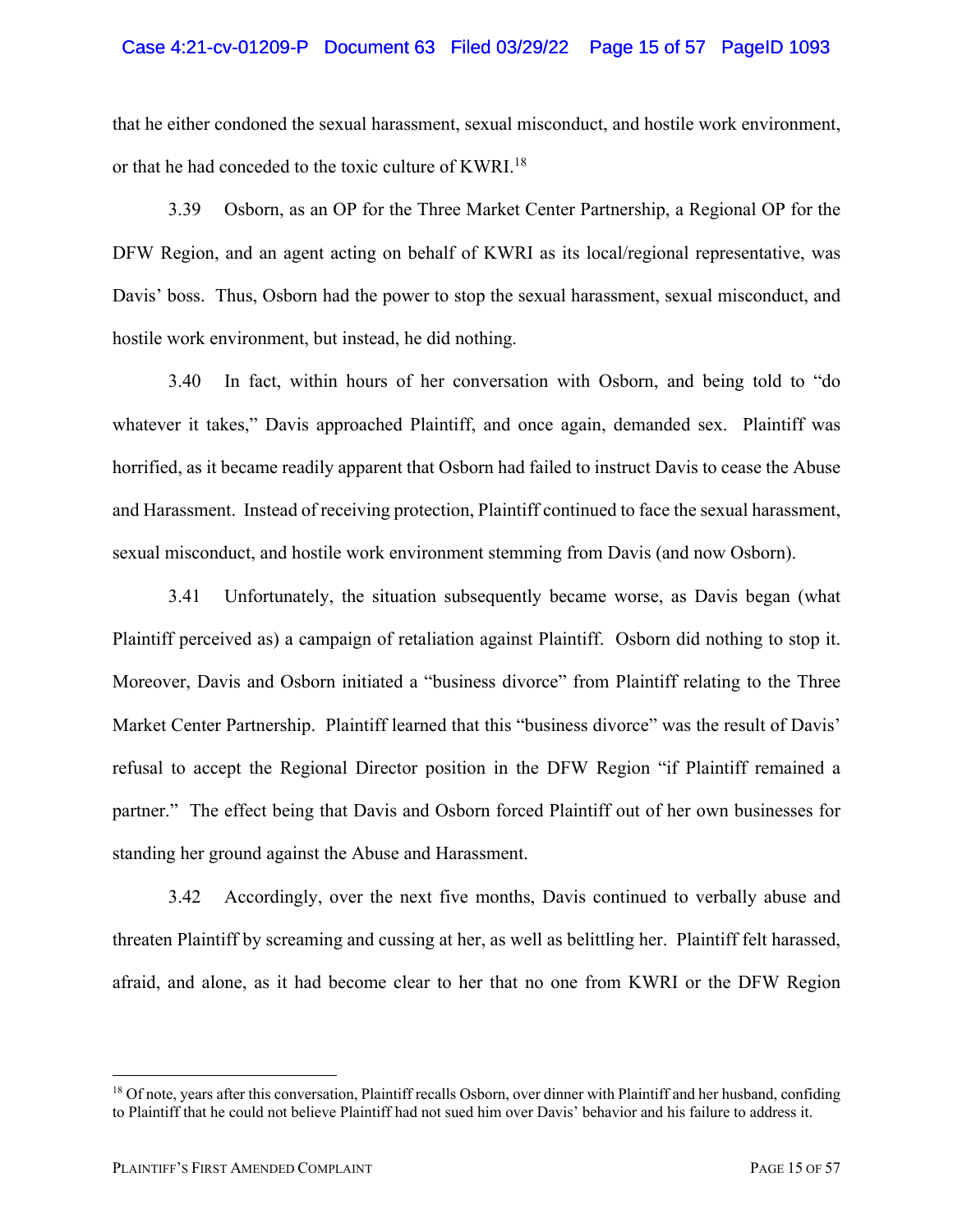that he either condoned the sexual harassment, sexual misconduct, and hostile work environment, or that he had conceded to the toxic culture of KWRI.[18]

3.39 Osborn, as an OP for the Three Market Center Partnership, a Regional OP for the DFW Region, and an agent acting on behalf of KWRI as its local/regional representative, was Davis' boss. Thus, Osborn had the power to stop the sexual harassment, sexual misconduct, and hostile work environment, but instead, he did nothing.

3.40 In fact, within hours of her conversation with Osborn, and being told to "do whatever it takes," Davis approached Plaintiff, and once again, demanded sex. Plaintiff was horrified, as it became readily apparent that Osborn had failed to instruct Davis to cease the Abuse and Harassment. Instead of receiving protection, Plaintiff continued to face the sexual harassment, sexual misconduct, and hostile work environment stemming from Davis (and now Osborn).

3.41 Unfortunately, the situation subsequently became worse, as Davis began (what Plaintiff perceived as) a campaign of retaliation against Plaintiff. Osborn did nothing to stop it. Moreover, Davis and Osborn initiated a "business divorce" from Plaintiff relating to the Three Market Center Partnership. Plaintiff learned that this "business divorce" was the result of Davis' refusal to accept the Regional Director position in the DFW Region "if Plaintiff remained a partner." The effect being that Davis and Osborn forced Plaintiff out of her own businesses for standing her ground against the Abuse and Harassment.

3.42 Accordingly, over the next five months, Davis continued to verbally abuse and threaten Plaintiff by screaming and cussing at her, as well as belittling her. Plaintiff felt harassed, afraid, and alone, as it had become clear to her that no one from KWRI or the DFW Region

---

[18] Of note, years after this conversation, Plaintiff recalls Osborn, over dinner with Plaintiff and her husband, confiding to Plaintiff that he could not believe Plaintiff had not sued him over Davis' behavior and his failure to address it.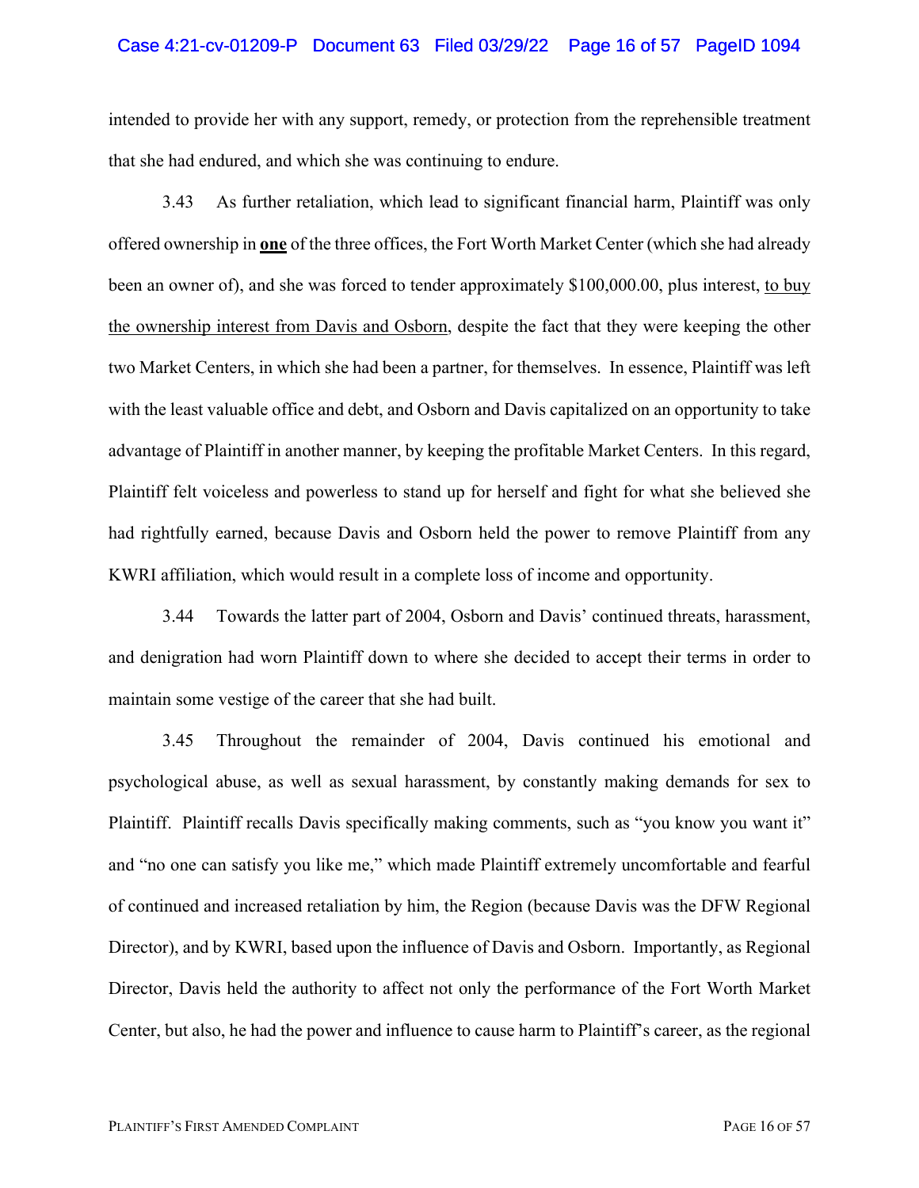intended to provide her with any support, remedy, or protection from the reprehensible treatment that she had endured, and which she was continuing to endure.

3.43 As further retaliation, which lead to significant financial harm, Plaintiff was only offered ownership in **one** of the three offices, the Fort Worth Market Center (which she had already been an owner of), and she was forced to tender approximately $100,000.00, plus interest, to buy the ownership interest from Davis and Osborn, despite the fact that they were keeping the other two Market Centers, in which she had been a partner, for themselves. In essence, Plaintiff was left with the least valuable office and debt, and Osborn and Davis capitalized on an opportunity to take advantage of Plaintiff in another manner, by keeping the profitable Market Centers. In this regard, Plaintiff felt voiceless and powerless to stand up for herself and fight for what she believed she had rightfully earned, because Davis and Osborn held the power to remove Plaintiff from any KWRI affiliation, which would result in a complete loss of income and opportunity.

3.44 Towards the latter part of 2004, Osborn and Davis' continued threats, harassment, and denigration had worn Plaintiff down to where she decided to accept their terms in order to maintain some vestige of the career that she had built.

3.45 Throughout the remainder of 2004, Davis continued his emotional and psychological abuse, as well as sexual harassment, by constantly making demands for sex to Plaintiff. Plaintiff recalls Davis specifically making comments, such as "you know you want it" and "no one can satisfy you like me," which made Plaintiff extremely uncomfortable and fearful of continued and increased retaliation by him, the Region (because Davis was the DFW Regional Director), and by KWRI, based upon the influence of Davis and Osborn. Importantly, as Regional Director, Davis held the authority to affect not only the performance of the Fort Worth Market Center, but also, he had the power and influence to cause harm to Plaintiff's career, as the regional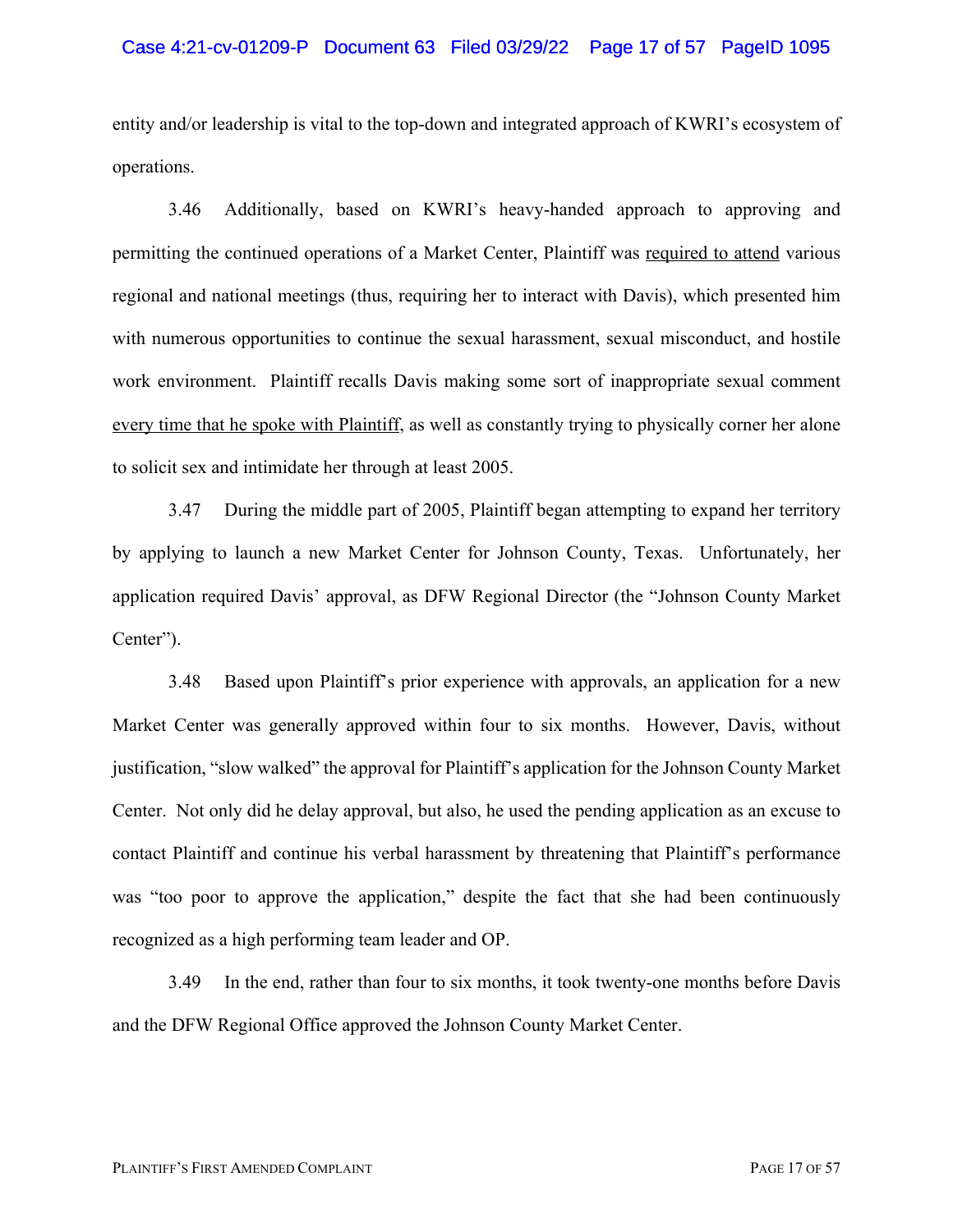entity and/or leadership is vital to the top-down and integrated approach of KWRI's ecosystem of operations.

3.46 Additionally, based on KWRI's heavy-handed approach to approving and permitting the continued operations of a Market Center, Plaintiff was <u>required to attend</u> various regional and national meetings (thus, requiring her to interact with Davis), which presented him with numerous opportunities to continue the sexual harassment, sexual misconduct, and hostile work environment. Plaintiff recalls Davis making some sort of inappropriate sexual comment <u>every time that he spoke with Plaintiff</u>, as well as constantly trying to physically corner her alone to solicit sex and intimidate her through at least 2005.

3.47 During the middle part of 2005, Plaintiff began attempting to expand her territory by applying to launch a new Market Center for Johnson County, Texas. Unfortunately, her application required Davis' approval, as DFW Regional Director (the "Johnson County Market Center").

3.48 Based upon Plaintiff's prior experience with approvals, an application for a new Market Center was generally approved within four to six months. However, Davis, without justification, "slow walked" the approval for Plaintiff's application for the Johnson County Market Center. Not only did he delay approval, but also, he used the pending application as an excuse to contact Plaintiff and continue his verbal harassment by threatening that Plaintiff's performance was "too poor to approve the application," despite the fact that she had been continuously recognized as a high performing team leader and OP.

3.49 In the end, rather than four to six months, it took twenty-one months before Davis and the DFW Regional Office approved the Johnson County Market Center.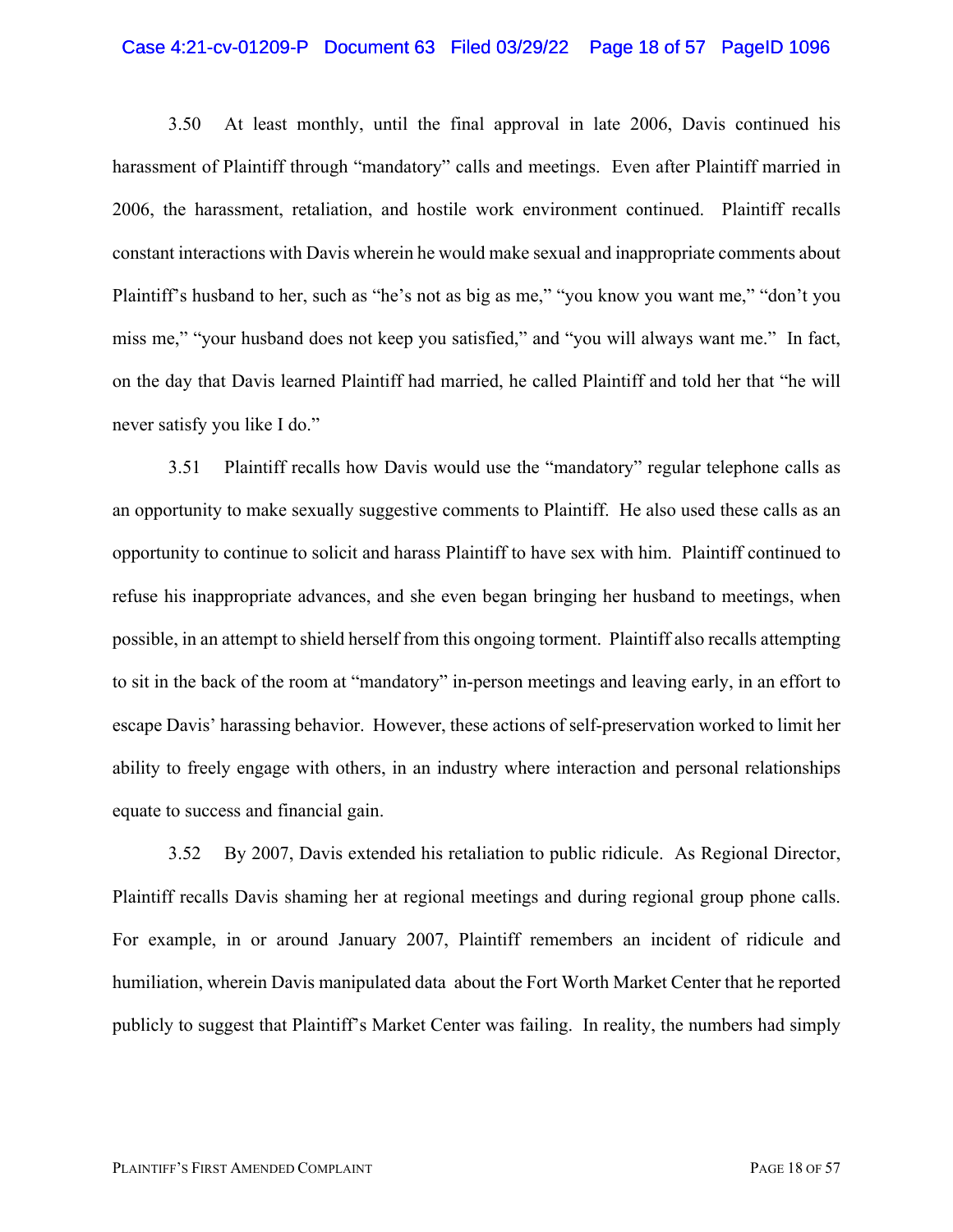3.50 At least monthly, until the final approval in late 2006, Davis continued his harassment of Plaintiff through "mandatory" calls and meetings. Even after Plaintiff married in 2006, the harassment, retaliation, and hostile work environment continued. Plaintiff recalls constant interactions with Davis wherein he would make sexual and inappropriate comments about Plaintiff's husband to her, such as "he's not as big as me," "you know you want me," "don't you miss me," "your husband does not keep you satisfied," and "you will always want me." In fact, on the day that Davis learned Plaintiff had married, he called Plaintiff and told her that "he will never satisfy you like I do."

3.51 Plaintiff recalls how Davis would use the "mandatory" regular telephone calls as an opportunity to make sexually suggestive comments to Plaintiff. He also used these calls as an opportunity to continue to solicit and harass Plaintiff to have sex with him. Plaintiff continued to refuse his inappropriate advances, and she even began bringing her husband to meetings, when possible, in an attempt to shield herself from this ongoing torment. Plaintiff also recalls attempting to sit in the back of the room at "mandatory" in-person meetings and leaving early, in an effort to escape Davis' harassing behavior. However, these actions of self-preservation worked to limit her ability to freely engage with others, in an industry where interaction and personal relationships equate to success and financial gain.

3.52 By 2007, Davis extended his retaliation to public ridicule. As Regional Director, Plaintiff recalls Davis shaming her at regional meetings and during regional group phone calls. For example, in or around January 2007, Plaintiff remembers an incident of ridicule and humiliation, wherein Davis manipulated data about the Fort Worth Market Center that he reported publicly to suggest that Plaintiff's Market Center was failing. In reality, the numbers had simply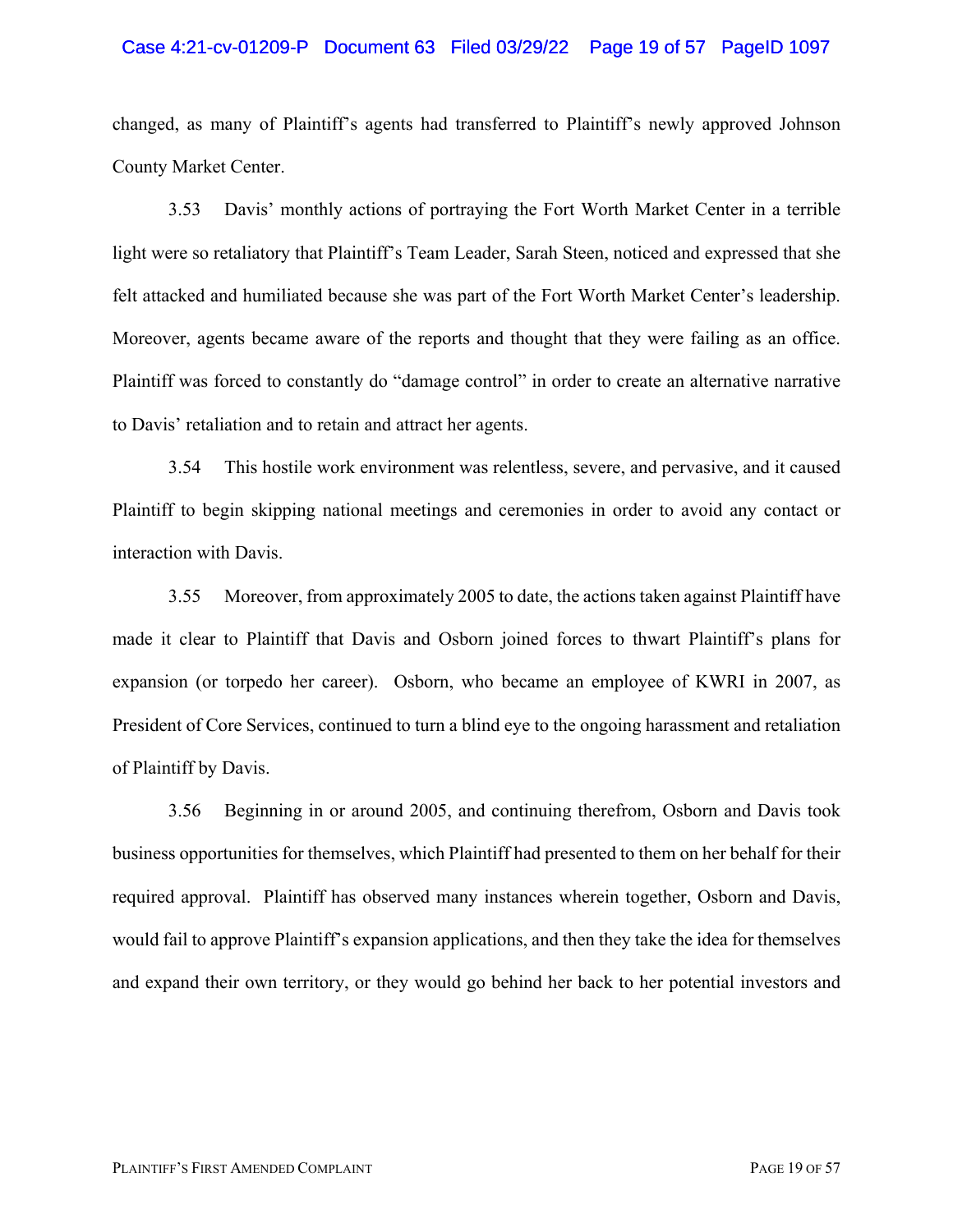changed, as many of Plaintiff's agents had transferred to Plaintiff's newly approved Johnson County Market Center.

3.53 Davis' monthly actions of portraying the Fort Worth Market Center in a terrible light were so retaliatory that Plaintiff's Team Leader, Sarah Steen, noticed and expressed that she felt attacked and humiliated because she was part of the Fort Worth Market Center's leadership. Moreover, agents became aware of the reports and thought that they were failing as an office. Plaintiff was forced to constantly do "damage control" in order to create an alternative narrative to Davis' retaliation and to retain and attract her agents.

3.54 This hostile work environment was relentless, severe, and pervasive, and it caused Plaintiff to begin skipping national meetings and ceremonies in order to avoid any contact or interaction with Davis.

3.55 Moreover, from approximately 2005 to date, the actions taken against Plaintiff have made it clear to Plaintiff that Davis and Osborn joined forces to thwart Plaintiff's plans for expansion (or torpedo her career). Osborn, who became an employee of KWRI in 2007, as President of Core Services, continued to turn a blind eye to the ongoing harassment and retaliation of Plaintiff by Davis.

3.56 Beginning in or around 2005, and continuing therefrom, Osborn and Davis took business opportunities for themselves, which Plaintiff had presented to them on her behalf for their required approval. Plaintiff has observed many instances wherein together, Osborn and Davis, would fail to approve Plaintiff's expansion applications, and then they take the idea for themselves and expand their own territory, or they would go behind her back to her potential investors and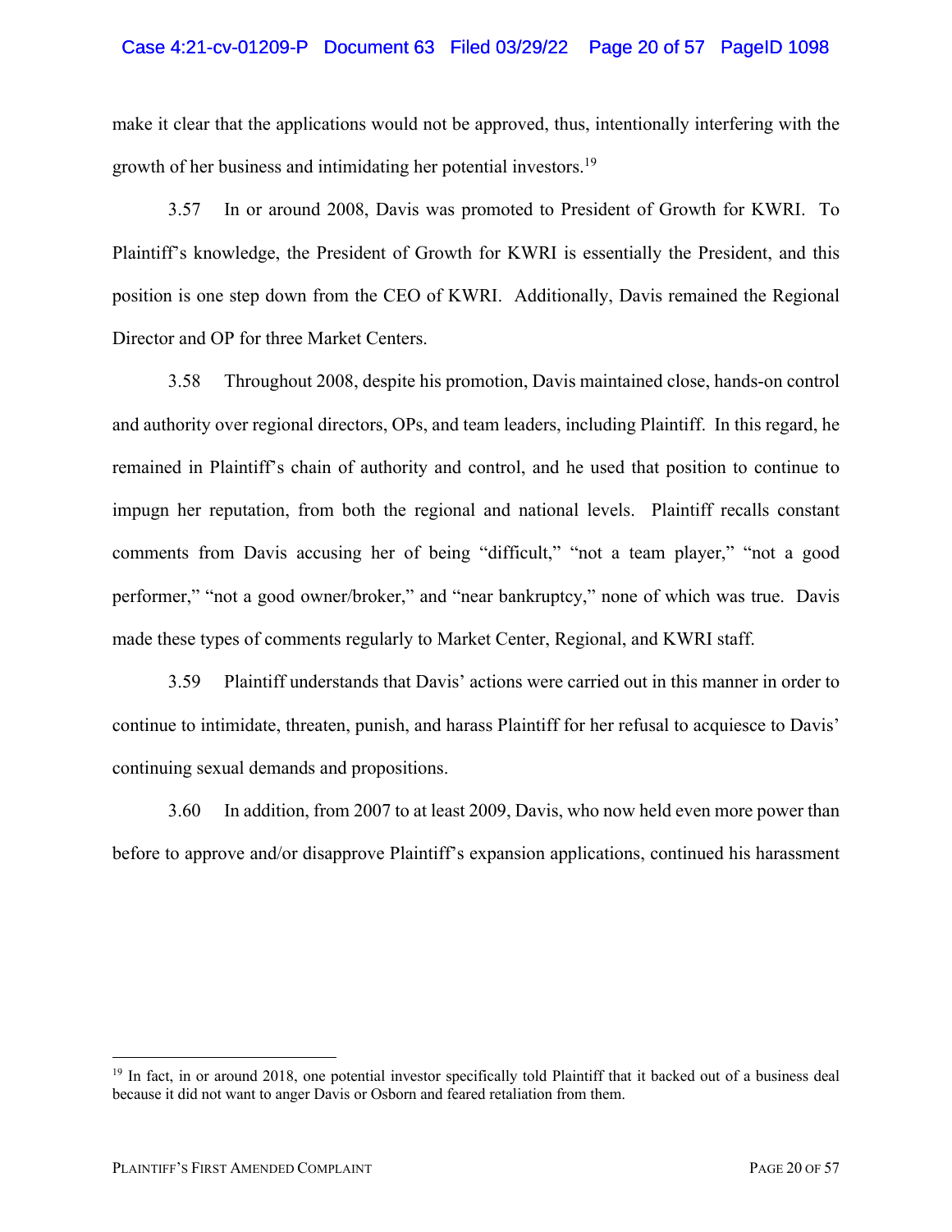make it clear that the applications would not be approved, thus, intentionally interfering with the growth of her business and intimidating her potential investors.[19]

3.57 In or around 2008, Davis was promoted to President of Growth for KWRI. To Plaintiff's knowledge, the President of Growth for KWRI is essentially the President, and this position is one step down from the CEO of KWRI. Additionally, Davis remained the Regional Director and OP for three Market Centers.

3.58 Throughout 2008, despite his promotion, Davis maintained close, hands-on control and authority over regional directors, OPs, and team leaders, including Plaintiff. In this regard, he remained in Plaintiff's chain of authority and control, and he used that position to continue to impugn her reputation, from both the regional and national levels. Plaintiff recalls constant comments from Davis accusing her of being "difficult," "not a team player," "not a good performer," "not a good owner/broker," and "near bankruptcy," none of which was true. Davis made these types of comments regularly to Market Center, Regional, and KWRI staff.

3.59 Plaintiff understands that Davis' actions were carried out in this manner in order to continue to intimidate, threaten, punish, and harass Plaintiff for her refusal to acquiesce to Davis' continuing sexual demands and propositions.

3.60 In addition, from 2007 to at least 2009, Davis, who now held even more power than before to approve and/or disapprove Plaintiff's expansion applications, continued his harassment

[19] In fact, in or around 2018, one potential investor specifically told Plaintiff that it backed out of a business deal because it did not want to anger Davis or Osborn and feared retaliation from them.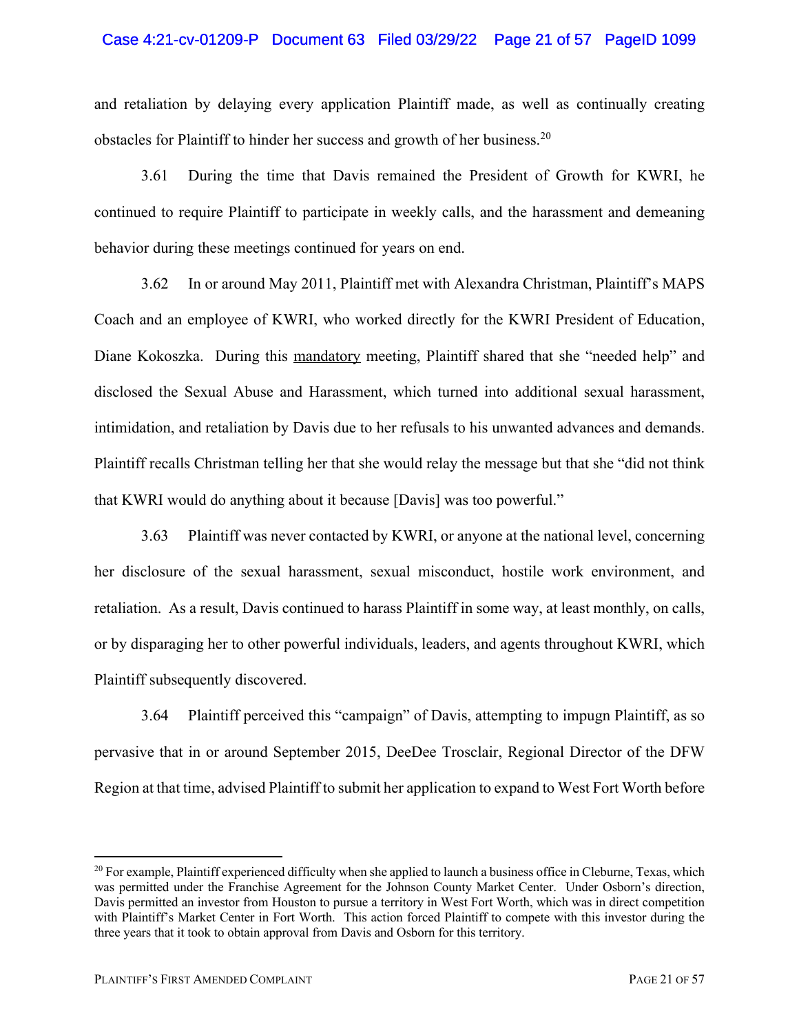and retaliation by delaying every application Plaintiff made, as well as continually creating obstacles for Plaintiff to hinder her success and growth of her business.[20]

3.61 During the time that Davis remained the President of Growth for KWRI, he continued to require Plaintiff to participate in weekly calls, and the harassment and demeaning behavior during these meetings continued for years on end.

3.62 In or around May 2011, Plaintiff met with Alexandra Christman, Plaintiff's MAPS Coach and an employee of KWRI, who worked directly for the KWRI President of Education, Diane Kokoszka. During this <u>mandatory</u> meeting, Plaintiff shared that she "needed help" and disclosed the Sexual Abuse and Harassment, which turned into additional sexual harassment, intimidation, and retaliation by Davis due to her refusals to his unwanted advances and demands. Plaintiff recalls Christman telling her that she would relay the message but that she "did not think that KWRI would do anything about it because [Davis] was too powerful."

3.63 Plaintiff was never contacted by KWRI, or anyone at the national level, concerning her disclosure of the sexual harassment, sexual misconduct, hostile work environment, and retaliation. As a result, Davis continued to harass Plaintiff in some way, at least monthly, on calls, or by disparaging her to other powerful individuals, leaders, and agents throughout KWRI, which Plaintiff subsequently discovered.

3.64 Plaintiff perceived this "campaign" of Davis, attempting to impugn Plaintiff, as so pervasive that in or around September 2015, DeeDee Trosclair, Regional Director of the DFW Region at that time, advised Plaintiff to submit her application to expand to West Fort Worth before

---

[20] For example, Plaintiff experienced difficulty when she applied to launch a business office in Cleburne, Texas, which was permitted under the Franchise Agreement for the Johnson County Market Center. Under Osborn's direction, Davis permitted an investor from Houston to pursue a territory in West Fort Worth, which was in direct competition with Plaintiff's Market Center in Fort Worth. This action forced Plaintiff to compete with this investor during the three years that it took to obtain approval from Davis and Osborn for this territory.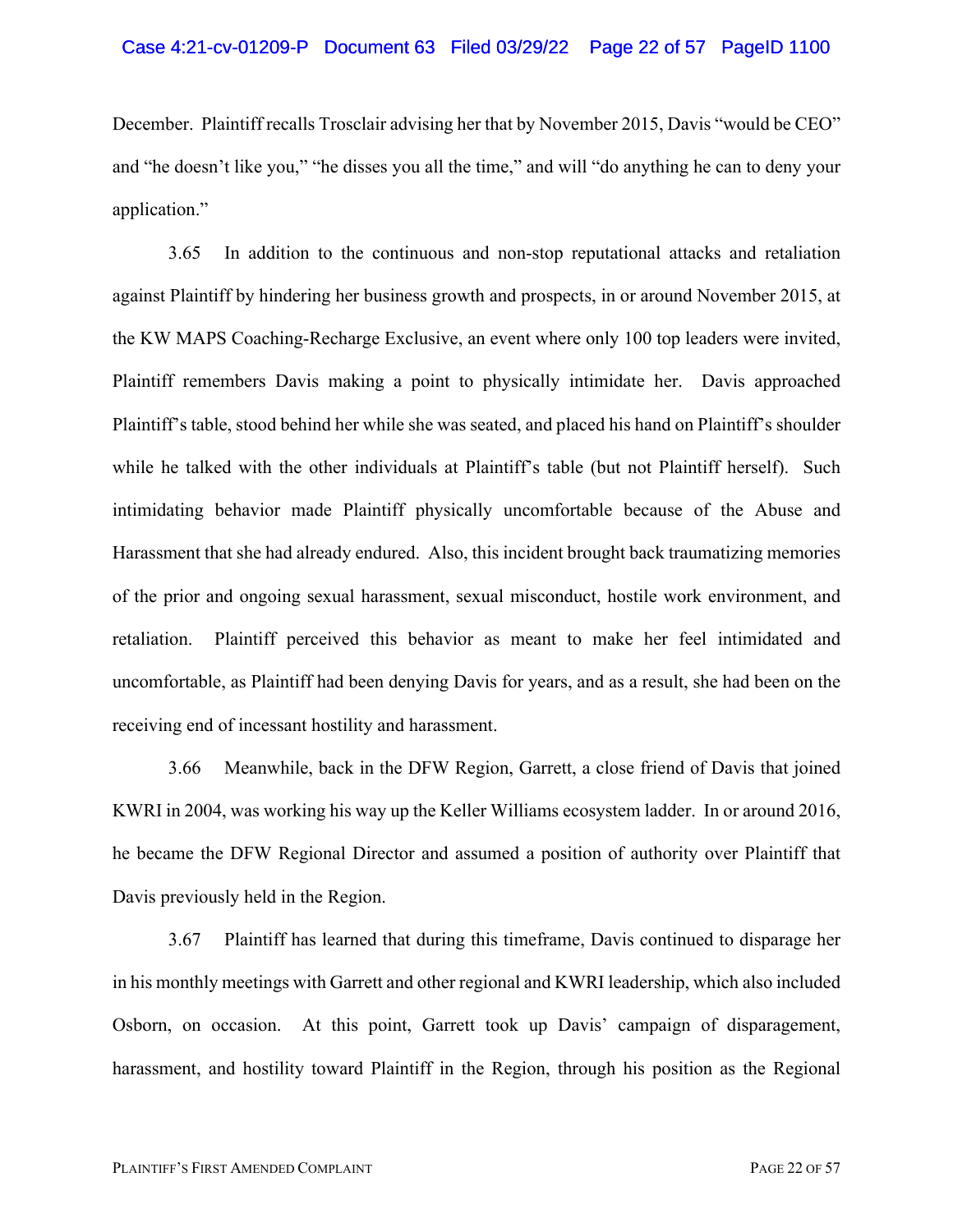December. Plaintiff recalls Trosclair advising her that by November 2015, Davis "would be CEO" and "he doesn't like you," "he disses you all the time," and will "do anything he can to deny your application."

3.65 In addition to the continuous and non-stop reputational attacks and retaliation against Plaintiff by hindering her business growth and prospects, in or around November 2015, at the KW MAPS Coaching-Recharge Exclusive, an event where only 100 top leaders were invited, Plaintiff remembers Davis making a point to physically intimidate her. Davis approached Plaintiff's table, stood behind her while she was seated, and placed his hand on Plaintiff's shoulder while he talked with the other individuals at Plaintiff's table (but not Plaintiff herself). Such intimidating behavior made Plaintiff physically uncomfortable because of the Abuse and Harassment that she had already endured. Also, this incident brought back traumatizing memories of the prior and ongoing sexual harassment, sexual misconduct, hostile work environment, and retaliation. Plaintiff perceived this behavior as meant to make her feel intimidated and uncomfortable, as Plaintiff had been denying Davis for years, and as a result, she had been on the receiving end of incessant hostility and harassment.

3.66 Meanwhile, back in the DFW Region, Garrett, a close friend of Davis that joined KWRI in 2004, was working his way up the Keller Williams ecosystem ladder. In or around 2016, he became the DFW Regional Director and assumed a position of authority over Plaintiff that Davis previously held in the Region.

3.67 Plaintiff has learned that during this timeframe, Davis continued to disparage her in his monthly meetings with Garrett and other regional and KWRI leadership, which also included Osborn, on occasion. At this point, Garrett took up Davis' campaign of disparagement, harassment, and hostility toward Plaintiff in the Region, through his position as the Regional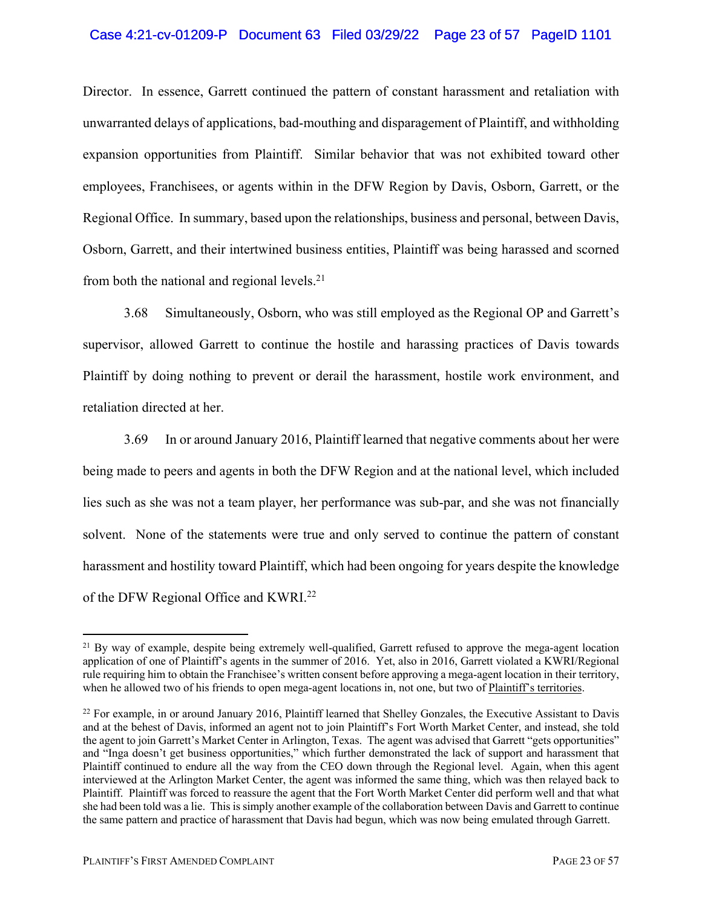Director. In essence, Garrett continued the pattern of constant harassment and retaliation with unwarranted delays of applications, bad-mouthing and disparagement of Plaintiff, and withholding expansion opportunities from Plaintiff. Similar behavior that was not exhibited toward other employees, Franchisees, or agents within in the DFW Region by Davis, Osborn, Garrett, or the Regional Office. In summary, based upon the relationships, business and personal, between Davis, Osborn, Garrett, and their intertwined business entities, Plaintiff was being harassed and scorned from both the national and regional levels.[21]

3.68 Simultaneously, Osborn, who was still employed as the Regional OP and Garrett's supervisor, allowed Garrett to continue the hostile and harassing practices of Davis towards Plaintiff by doing nothing to prevent or derail the harassment, hostile work environment, and retaliation directed at her.

3.69 In or around January 2016, Plaintiff learned that negative comments about her were being made to peers and agents in both the DFW Region and at the national level, which included lies such as she was not a team player, her performance was sub-par, and she was not financially solvent. None of the statements were true and only served to continue the pattern of constant harassment and hostility toward Plaintiff, which had been ongoing for years despite the knowledge of the DFW Regional Office and KWRI.[22]

---

[21] By way of example, despite being extremely well-qualified, Garrett refused to approve the mega-agent location application of one of Plaintiff's agents in the summer of 2016. Yet, also in 2016, Garrett violated a KWRI/Regional rule requiring him to obtain the Franchisee's written consent before approving a mega-agent location in their territory, when he allowed two of his friends to open mega-agent locations in, not one, but two of <u>Plaintiff's territories</u>.

[22] For example, in or around January 2016, Plaintiff learned that Shelley Gonzales, the Executive Assistant to Davis and at the behest of Davis, informed an agent not to join Plaintiff's Fort Worth Market Center, and instead, she told the agent to join Garrett's Market Center in Arlington, Texas. The agent was advised that Garrett "gets opportunities" and "Inga doesn't get business opportunities," which further demonstrated the lack of support and harassment that Plaintiff continued to endure all the way from the CEO down through the Regional level. Again, when this agent interviewed at the Arlington Market Center, the agent was informed the same thing, which was then relayed back to Plaintiff. Plaintiff was forced to reassure the agent that the Fort Worth Market Center did perform well and that what she had been told was a lie. This is simply another example of the collaboration between Davis and Garrett to continue the same pattern and practice of harassment that Davis had begun, which was now being emulated through Garrett.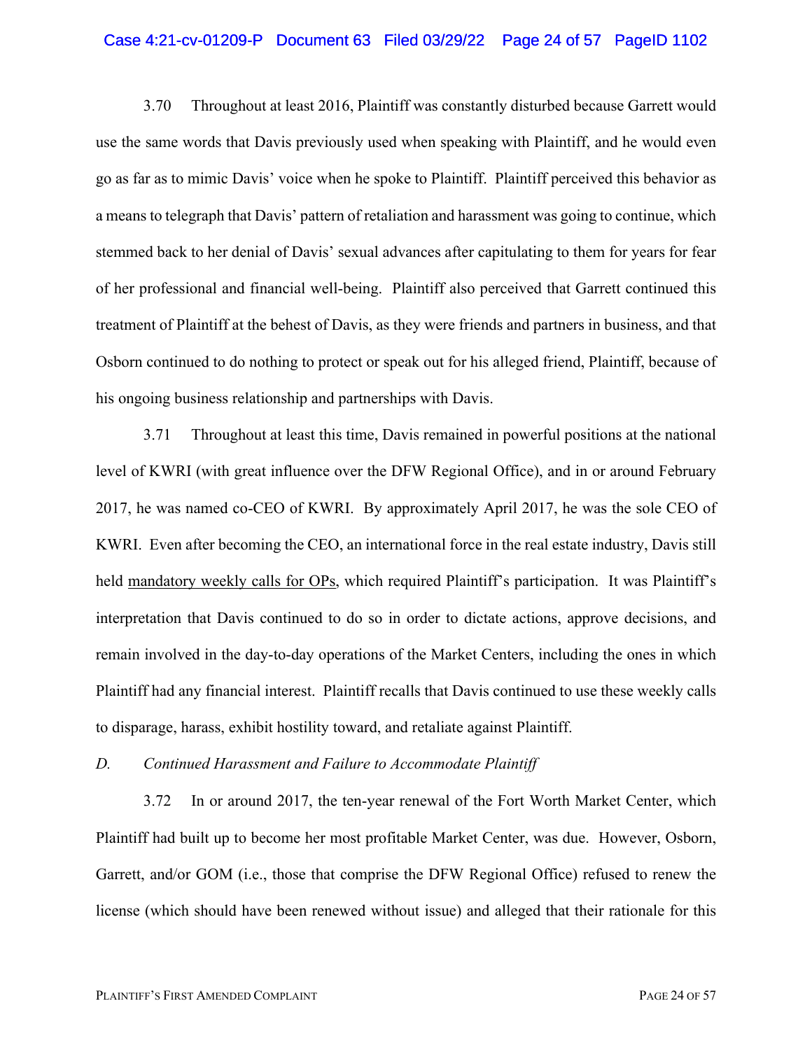3.70 Throughout at least 2016, Plaintiff was constantly disturbed because Garrett would use the same words that Davis previously used when speaking with Plaintiff, and he would even go as far as to mimic Davis' voice when he spoke to Plaintiff. Plaintiff perceived this behavior as a means to telegraph that Davis' pattern of retaliation and harassment was going to continue, which stemmed back to her denial of Davis' sexual advances after capitulating to them for years for fear of her professional and financial well-being. Plaintiff also perceived that Garrett continued this treatment of Plaintiff at the behest of Davis, as they were friends and partners in business, and that Osborn continued to do nothing to protect or speak out for his alleged friend, Plaintiff, because of his ongoing business relationship and partnerships with Davis.

3.71 Throughout at least this time, Davis remained in powerful positions at the national level of KWRI (with great influence over the DFW Regional Office), and in or around February 2017, he was named co-CEO of KWRI. By approximately April 2017, he was the sole CEO of KWRI. Even after becoming the CEO, an international force in the real estate industry, Davis still held <u>mandatory weekly calls for OPs</u>, which required Plaintiff's participation. It was Plaintiff's interpretation that Davis continued to do so in order to dictate actions, approve decisions, and remain involved in the day-to-day operations of the Market Centers, including the ones in which Plaintiff had any financial interest. Plaintiff recalls that Davis continued to use these weekly calls to disparage, harass, exhibit hostility toward, and retaliate against Plaintiff.

### *D. Continued Harassment and Failure to Accommodate Plaintiff*

3.72 In or around 2017, the ten-year renewal of the Fort Worth Market Center, which Plaintiff had built up to become her most profitable Market Center, was due. However, Osborn, Garrett, and/or GOM (i.e., those that comprise the DFW Regional Office) refused to renew the license (which should have been renewed without issue) and alleged that their rationale for this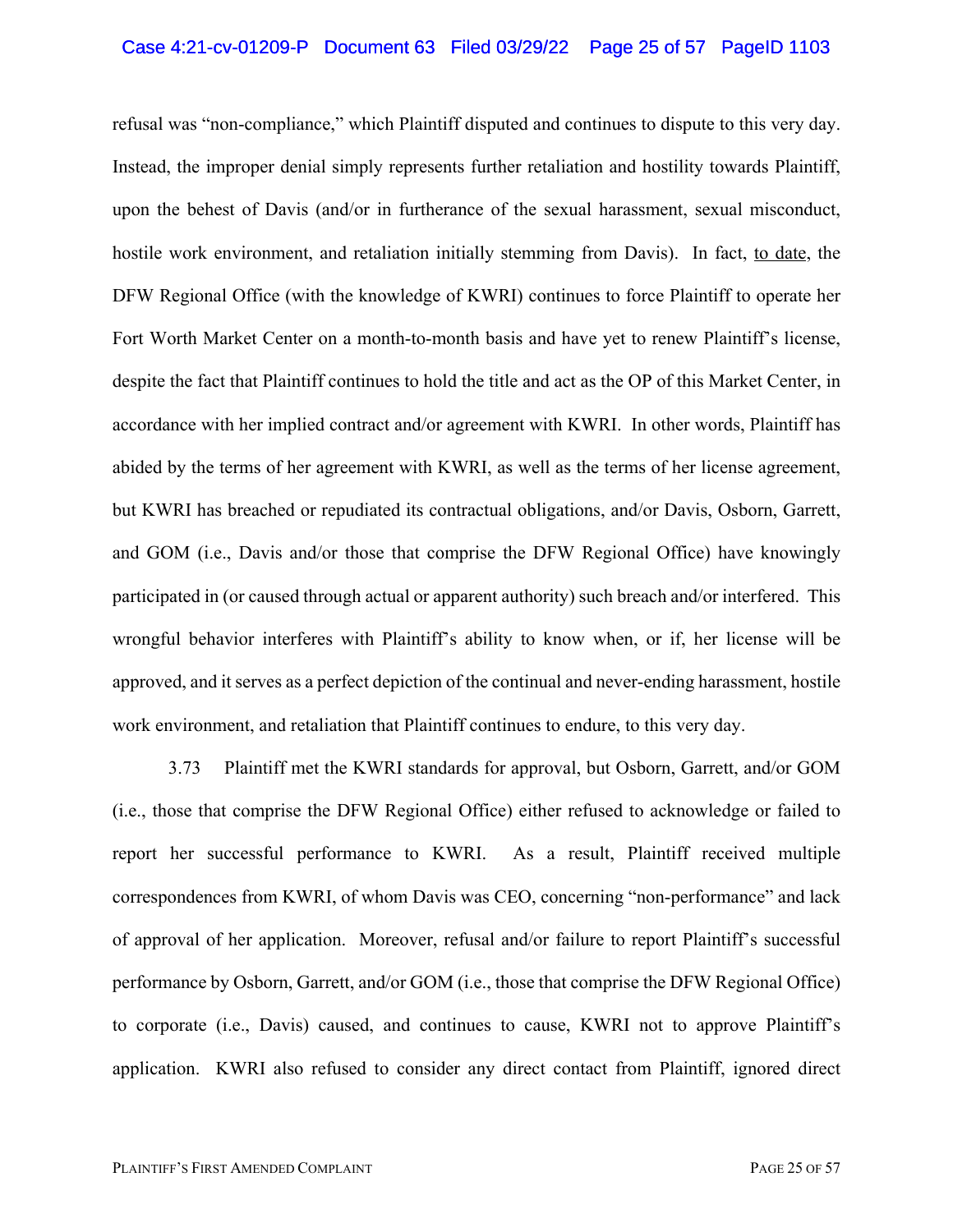refusal was "non-compliance," which Plaintiff disputed and continues to dispute to this very day. Instead, the improper denial simply represents further retaliation and hostility towards Plaintiff, upon the behest of Davis (and/or in furtherance of the sexual harassment, sexual misconduct, hostile work environment, and retaliation initially stemming from Davis). In fact, to date, the DFW Regional Office (with the knowledge of KWRI) continues to force Plaintiff to operate her Fort Worth Market Center on a month-to-month basis and have yet to renew Plaintiff's license, despite the fact that Plaintiff continues to hold the title and act as the OP of this Market Center, in accordance with her implied contract and/or agreement with KWRI. In other words, Plaintiff has abided by the terms of her agreement with KWRI, as well as the terms of her license agreement, but KWRI has breached or repudiated its contractual obligations, and/or Davis, Osborn, Garrett, and GOM (i.e., Davis and/or those that comprise the DFW Regional Office) have knowingly participated in (or caused through actual or apparent authority) such breach and/or interfered. This wrongful behavior interferes with Plaintiff's ability to know when, or if, her license will be approved, and it serves as a perfect depiction of the continual and never-ending harassment, hostile work environment, and retaliation that Plaintiff continues to endure, to this very day.

3.73 Plaintiff met the KWRI standards for approval, but Osborn, Garrett, and/or GOM (i.e., those that comprise the DFW Regional Office) either refused to acknowledge or failed to report her successful performance to KWRI. As a result, Plaintiff received multiple correspondences from KWRI, of whom Davis was CEO, concerning "non-performance" and lack of approval of her application. Moreover, refusal and/or failure to report Plaintiff's successful performance by Osborn, Garrett, and/or GOM (i.e., those that comprise the DFW Regional Office) to corporate (i.e., Davis) caused, and continues to cause, KWRI not to approve Plaintiff's application. KWRI also refused to consider any direct contact from Plaintiff, ignored direct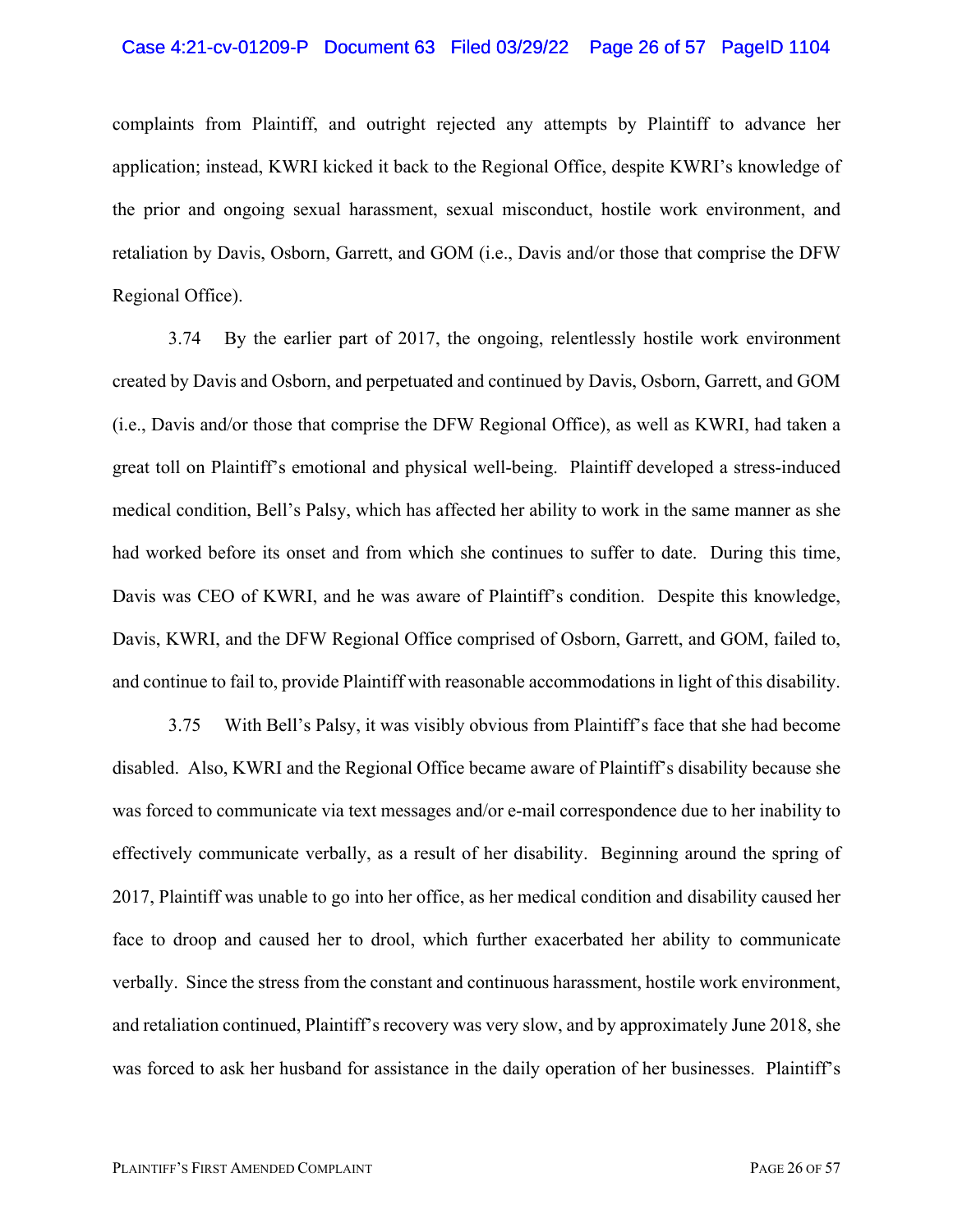complaints from Plaintiff, and outright rejected any attempts by Plaintiff to advance her application; instead, KWRI kicked it back to the Regional Office, despite KWRI's knowledge of the prior and ongoing sexual harassment, sexual misconduct, hostile work environment, and retaliation by Davis, Osborn, Garrett, and GOM (i.e., Davis and/or those that comprise the DFW Regional Office).

3.74 By the earlier part of 2017, the ongoing, relentlessly hostile work environment created by Davis and Osborn, and perpetuated and continued by Davis, Osborn, Garrett, and GOM (i.e., Davis and/or those that comprise the DFW Regional Office), as well as KWRI, had taken a great toll on Plaintiff's emotional and physical well-being. Plaintiff developed a stress-induced medical condition, Bell's Palsy, which has affected her ability to work in the same manner as she had worked before its onset and from which she continues to suffer to date. During this time, Davis was CEO of KWRI, and he was aware of Plaintiff's condition. Despite this knowledge, Davis, KWRI, and the DFW Regional Office comprised of Osborn, Garrett, and GOM, failed to, and continue to fail to, provide Plaintiff with reasonable accommodations in light of this disability.

3.75 With Bell's Palsy, it was visibly obvious from Plaintiff's face that she had become disabled. Also, KWRI and the Regional Office became aware of Plaintiff's disability because she was forced to communicate via text messages and/or e-mail correspondence due to her inability to effectively communicate verbally, as a result of her disability. Beginning around the spring of 2017, Plaintiff was unable to go into her office, as her medical condition and disability caused her face to droop and caused her to drool, which further exacerbated her ability to communicate verbally. Since the stress from the constant and continuous harassment, hostile work environment, and retaliation continued, Plaintiff's recovery was very slow, and by approximately June 2018, she was forced to ask her husband for assistance in the daily operation of her businesses. Plaintiff's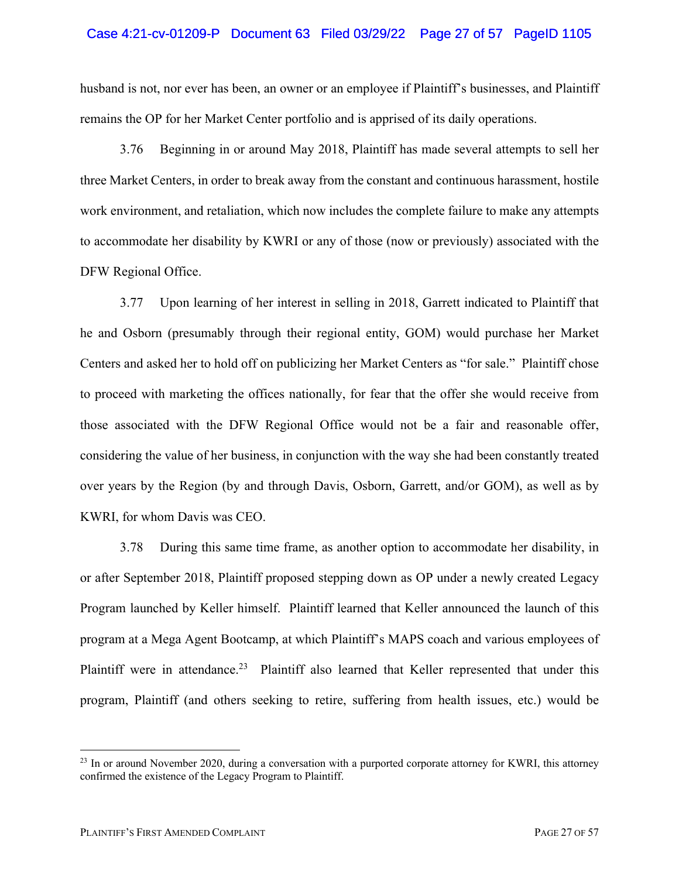husband is not, nor ever has been, an owner or an employee if Plaintiff's businesses, and Plaintiff remains the OP for her Market Center portfolio and is apprised of its daily operations.

3.76 Beginning in or around May 2018, Plaintiff has made several attempts to sell her three Market Centers, in order to break away from the constant and continuous harassment, hostile work environment, and retaliation, which now includes the complete failure to make any attempts to accommodate her disability by KWRI or any of those (now or previously) associated with the DFW Regional Office.

3.77 Upon learning of her interest in selling in 2018, Garrett indicated to Plaintiff that he and Osborn (presumably through their regional entity, GOM) would purchase her Market Centers and asked her to hold off on publicizing her Market Centers as "for sale." Plaintiff chose to proceed with marketing the offices nationally, for fear that the offer she would receive from those associated with the DFW Regional Office would not be a fair and reasonable offer, considering the value of her business, in conjunction with the way she had been constantly treated over years by the Region (by and through Davis, Osborn, Garrett, and/or GOM), as well as by KWRI, for whom Davis was CEO.

3.78 During this same time frame, as another option to accommodate her disability, in or after September 2018, Plaintiff proposed stepping down as OP under a newly created Legacy Program launched by Keller himself. Plaintiff learned that Keller announced the launch of this program at a Mega Agent Bootcamp, at which Plaintiff's MAPS coach and various employees of Plaintiff were in attendance.[23] Plaintiff also learned that Keller represented that under this program, Plaintiff (and others seeking to retire, suffering from health issues, etc.) would be

[23] In or around November 2020, during a conversation with a purported corporate attorney for KWRI, this attorney confirmed the existence of the Legacy Program to Plaintiff.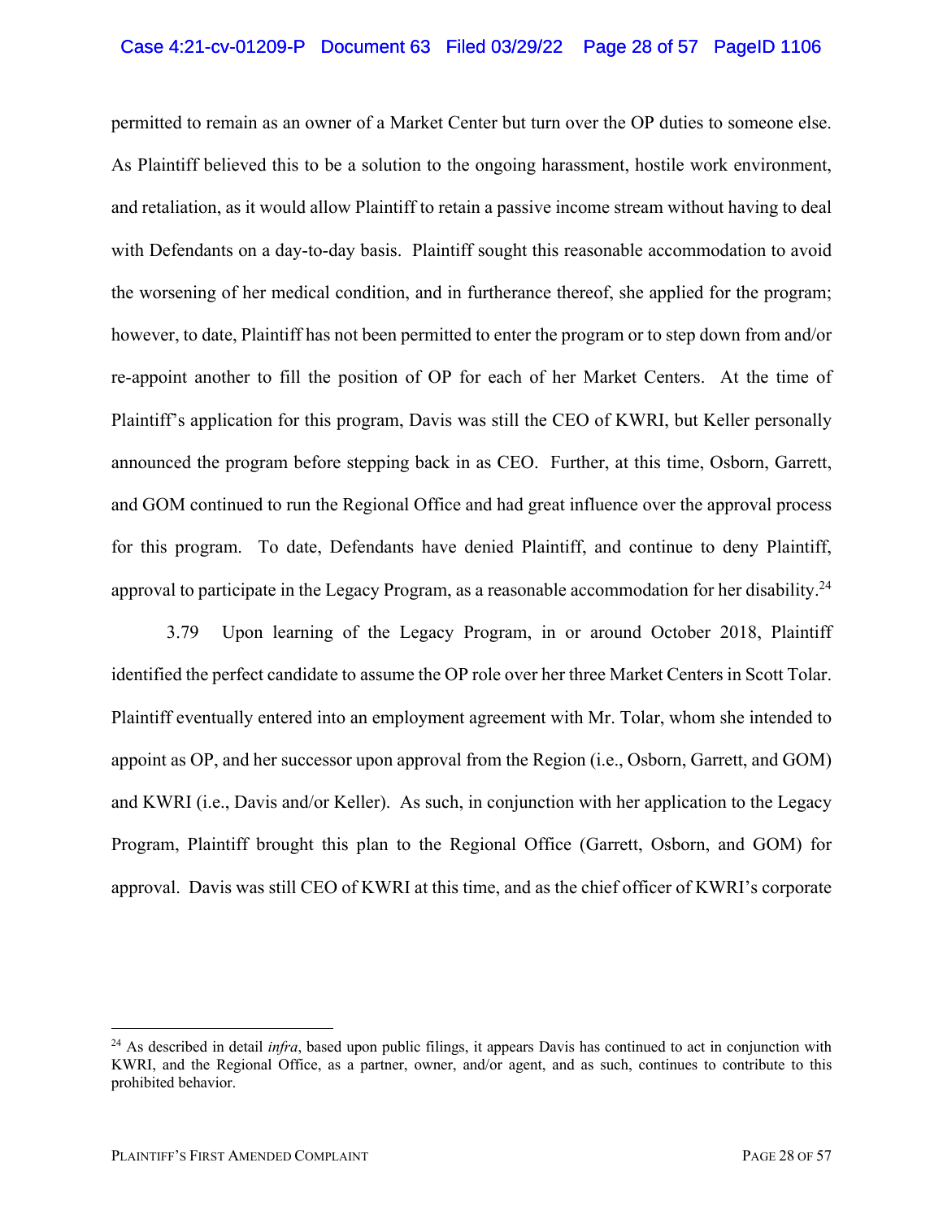permitted to remain as an owner of a Market Center but turn over the OP duties to someone else. As Plaintiff believed this to be a solution to the ongoing harassment, hostile work environment, and retaliation, as it would allow Plaintiff to retain a passive income stream without having to deal with Defendants on a day-to-day basis. Plaintiff sought this reasonable accommodation to avoid the worsening of her medical condition, and in furtherance thereof, she applied for the program; however, to date, Plaintiff has not been permitted to enter the program or to step down from and/or re-appoint another to fill the position of OP for each of her Market Centers. At the time of Plaintiff's application for this program, Davis was still the CEO of KWRI, but Keller personally announced the program before stepping back in as CEO. Further, at this time, Osborn, Garrett, and GOM continued to run the Regional Office and had great influence over the approval process for this program. To date, Defendants have denied Plaintiff, and continue to deny Plaintiff, approval to participate in the Legacy Program, as a reasonable accommodation for her disability.[24]

3.79 Upon learning of the Legacy Program, in or around October 2018, Plaintiff identified the perfect candidate to assume the OP role over her three Market Centers in Scott Tolar. Plaintiff eventually entered into an employment agreement with Mr. Tolar, whom she intended to appoint as OP, and her successor upon approval from the Region (i.e., Osborn, Garrett, and GOM) and KWRI (i.e., Davis and/or Keller). As such, in conjunction with her application to the Legacy Program, Plaintiff brought this plan to the Regional Office (Garrett, Osborn, and GOM) for approval. Davis was still CEO of KWRI at this time, and as the chief officer of KWRI's corporate

[24] As described in detail *infra*, based upon public filings, it appears Davis has continued to act in conjunction with KWRI, and the Regional Office, as a partner, owner, and/or agent, and as such, continues to contribute to this prohibited behavior.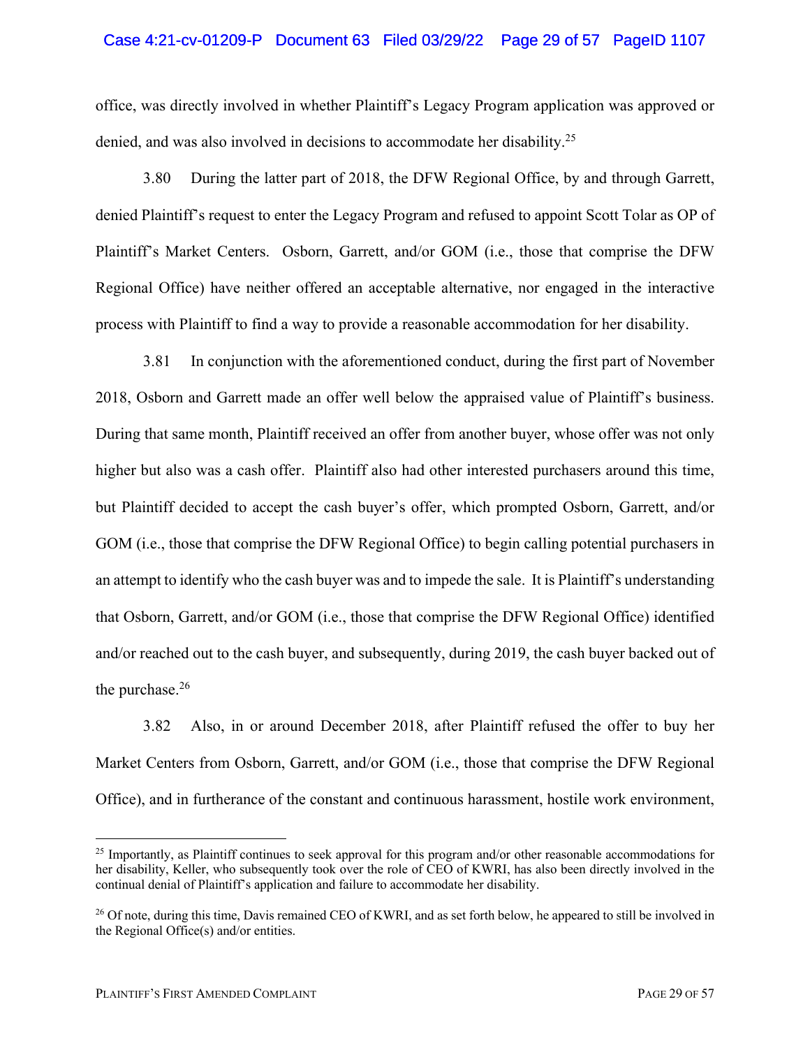office, was directly involved in whether Plaintiff's Legacy Program application was approved or denied, and was also involved in decisions to accommodate her disability.[25]

3.80 During the latter part of 2018, the DFW Regional Office, by and through Garrett, denied Plaintiff's request to enter the Legacy Program and refused to appoint Scott Tolar as OP of Plaintiff's Market Centers. Osborn, Garrett, and/or GOM (i.e., those that comprise the DFW Regional Office) have neither offered an acceptable alternative, nor engaged in the interactive process with Plaintiff to find a way to provide a reasonable accommodation for her disability.

3.81 In conjunction with the aforementioned conduct, during the first part of November 2018, Osborn and Garrett made an offer well below the appraised value of Plaintiff's business. During that same month, Plaintiff received an offer from another buyer, whose offer was not only higher but also was a cash offer. Plaintiff also had other interested purchasers around this time, but Plaintiff decided to accept the cash buyer's offer, which prompted Osborn, Garrett, and/or GOM (i.e., those that comprise the DFW Regional Office) to begin calling potential purchasers in an attempt to identify who the cash buyer was and to impede the sale. It is Plaintiff's understanding that Osborn, Garrett, and/or GOM (i.e., those that comprise the DFW Regional Office) identified and/or reached out to the cash buyer, and subsequently, during 2019, the cash buyer backed out of the purchase.[26]

3.82 Also, in or around December 2018, after Plaintiff refused the offer to buy her Market Centers from Osborn, Garrett, and/or GOM (i.e., those that comprise the DFW Regional Office), and in furtherance of the constant and continuous harassment, hostile work environment,

---

[25] Importantly, as Plaintiff continues to seek approval for this program and/or other reasonable accommodations for her disability, Keller, who subsequently took over the role of CEO of KWRI, has also been directly involved in the continual denial of Plaintiff's application and failure to accommodate her disability.

[26] Of note, during this time, Davis remained CEO of KWRI, and as set forth below, he appeared to still be involved in the Regional Office(s) and/or entities.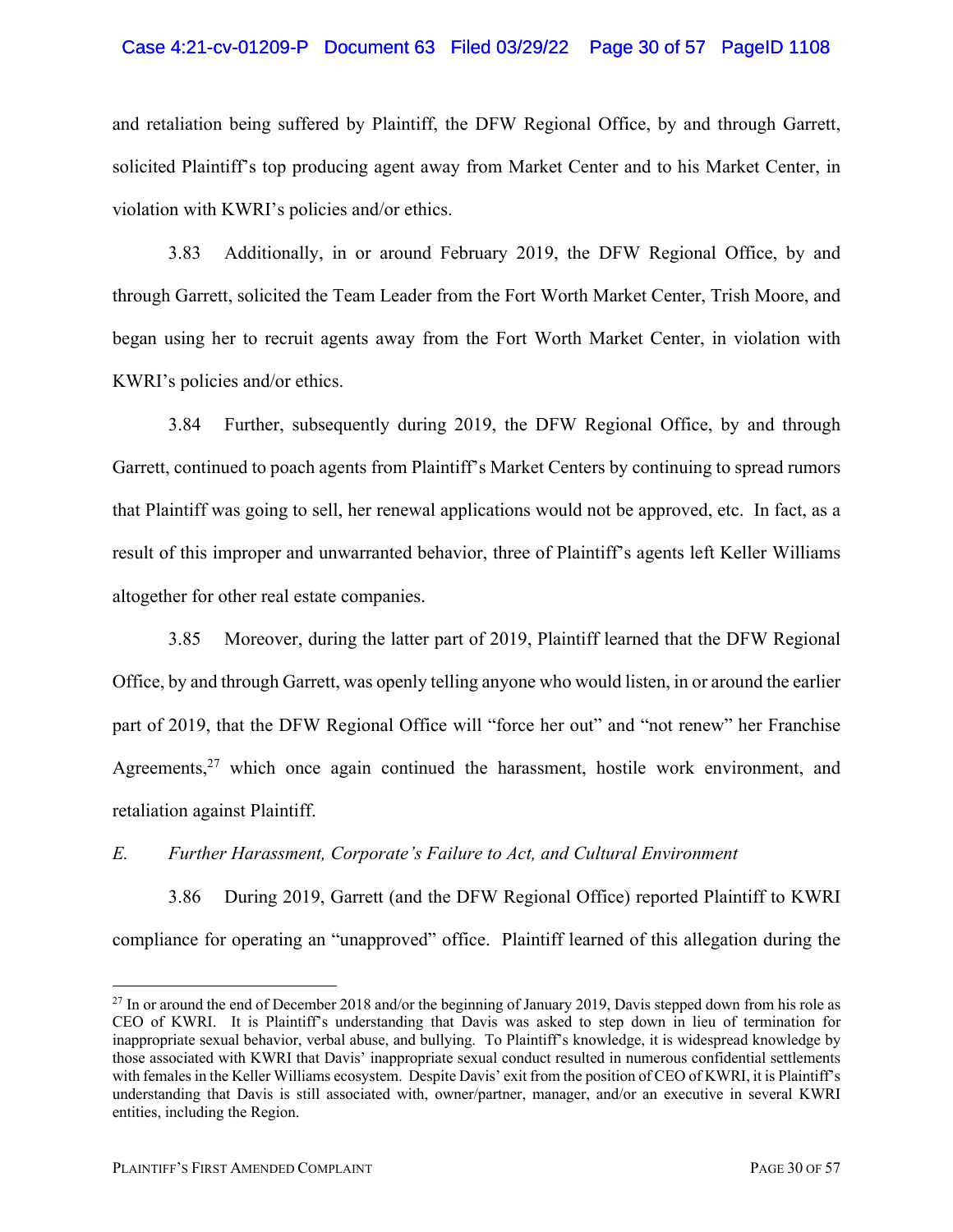and retaliation being suffered by Plaintiff, the DFW Regional Office, by and through Garrett, solicited Plaintiff's top producing agent away from Market Center and to his Market Center, in violation with KWRI's policies and/or ethics.

3.83 Additionally, in or around February 2019, the DFW Regional Office, by and through Garrett, solicited the Team Leader from the Fort Worth Market Center, Trish Moore, and began using her to recruit agents away from the Fort Worth Market Center, in violation with KWRI's policies and/or ethics.

3.84 Further, subsequently during 2019, the DFW Regional Office, by and through Garrett, continued to poach agents from Plaintiff's Market Centers by continuing to spread rumors that Plaintiff was going to sell, her renewal applications would not be approved, etc. In fact, as a result of this improper and unwarranted behavior, three of Plaintiff's agents left Keller Williams altogether for other real estate companies.

3.85 Moreover, during the latter part of 2019, Plaintiff learned that the DFW Regional Office, by and through Garrett, was openly telling anyone who would listen, in or around the earlier part of 2019, that the DFW Regional Office will "force her out" and "not renew" her Franchise Agreements,[27] which once again continued the harassment, hostile work environment, and retaliation against Plaintiff.

*E. Further Harassment, Corporate's Failure to Act, and Cultural Environment*

3.86 During 2019, Garrett (and the DFW Regional Office) reported Plaintiff to KWRI compliance for operating an "unapproved" office. Plaintiff learned of this allegation during the

---

[27] In or around the end of December 2018 and/or the beginning of January 2019, Davis stepped down from his role as CEO of KWRI. It is Plaintiff's understanding that Davis was asked to step down in lieu of termination for inappropriate sexual behavior, verbal abuse, and bullying. To Plaintiff's knowledge, it is widespread knowledge by those associated with KWRI that Davis' inappropriate sexual conduct resulted in numerous confidential settlements with females in the Keller Williams ecosystem. Despite Davis' exit from the position of CEO of KWRI, it is Plaintiff's understanding that Davis is still associated with, owner/partner, manager, and/or an executive in several KWRI entities, including the Region.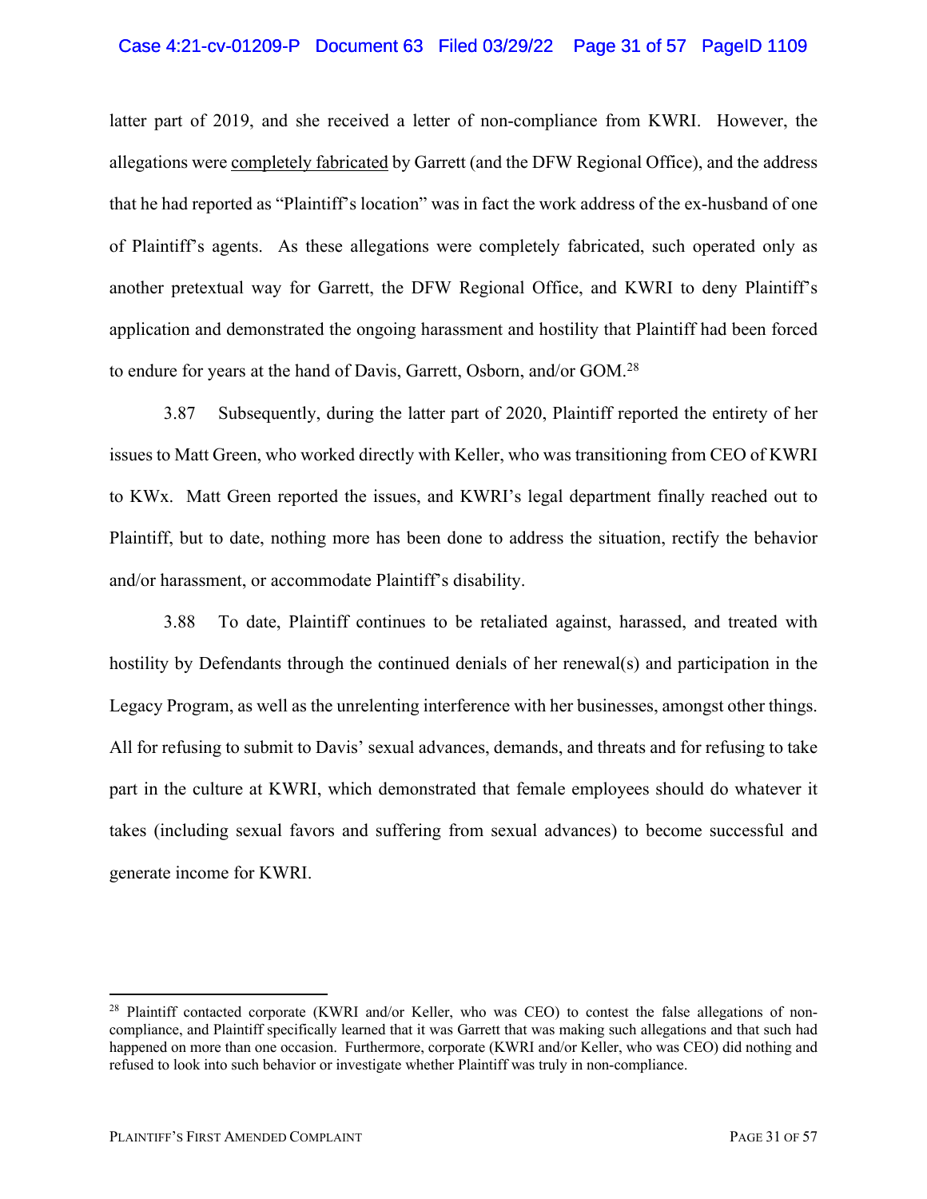latter part of 2019, and she received a letter of non-compliance from KWRI. However, the allegations were <u>completely fabricated</u> by Garrett (and the DFW Regional Office), and the address that he had reported as "Plaintiff's location" was in fact the work address of the ex-husband of one of Plaintiff's agents. As these allegations were completely fabricated, such operated only as another pretextual way for Garrett, the DFW Regional Office, and KWRI to deny Plaintiff's application and demonstrated the ongoing harassment and hostility that Plaintiff had been forced to endure for years at the hand of Davis, Garrett, Osborn, and/or GOM.[28]

3.87 Subsequently, during the latter part of 2020, Plaintiff reported the entirety of her issues to Matt Green, who worked directly with Keller, who was transitioning from CEO of KWRI to KWx. Matt Green reported the issues, and KWRI's legal department finally reached out to Plaintiff, but to date, nothing more has been done to address the situation, rectify the behavior and/or harassment, or accommodate Plaintiff's disability.

3.88 To date, Plaintiff continues to be retaliated against, harassed, and treated with hostility by Defendants through the continued denials of her renewal(s) and participation in the Legacy Program, as well as the unrelenting interference with her businesses, amongst other things. All for refusing to submit to Davis' sexual advances, demands, and threats and for refusing to take part in the culture at KWRI, which demonstrated that female employees should do whatever it takes (including sexual favors and suffering from sexual advances) to become successful and generate income for KWRI.

---

[28] Plaintiff contacted corporate (KWRI and/or Keller, who was CEO) to contest the false allegations of non-compliance, and Plaintiff specifically learned that it was Garrett that was making such allegations and that such had happened on more than one occasion. Furthermore, corporate (KWRI and/or Keller, who was CEO) did nothing and refused to look into such behavior or investigate whether Plaintiff was truly in non-compliance.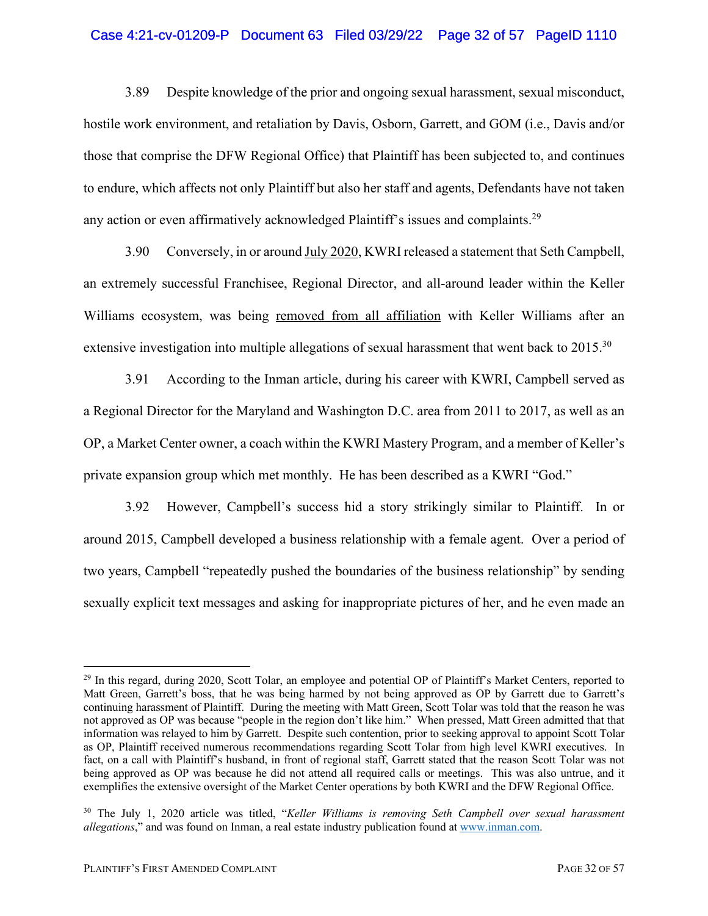3.89 Despite knowledge of the prior and ongoing sexual harassment, sexual misconduct, hostile work environment, and retaliation by Davis, Osborn, Garrett, and GOM (i.e., Davis and/or those that comprise the DFW Regional Office) that Plaintiff has been subjected to, and continues to endure, which affects not only Plaintiff but also her staff and agents, Defendants have not taken any action or even affirmatively acknowledged Plaintiff's issues and complaints.[29]

3.90 Conversely, in or around July 2020, KWRI released a statement that Seth Campbell, an extremely successful Franchisee, Regional Director, and all-around leader within the Keller Williams ecosystem, was being removed from all affiliation with Keller Williams after an extensive investigation into multiple allegations of sexual harassment that went back to 2015.[30]

3.91 According to the Inman article, during his career with KWRI, Campbell served as a Regional Director for the Maryland and Washington D.C. area from 2011 to 2017, as well as an OP, a Market Center owner, a coach within the KWRI Mastery Program, and a member of Keller's private expansion group which met monthly. He has been described as a KWRI "God."

3.92 However, Campbell's success hid a story strikingly similar to Plaintiff. In or around 2015, Campbell developed a business relationship with a female agent. Over a period of two years, Campbell "repeatedly pushed the boundaries of the business relationship" by sending sexually explicit text messages and asking for inappropriate pictures of her, and he even made an

---

[29] In this regard, during 2020, Scott Tolar, an employee and potential OP of Plaintiff's Market Centers, reported to Matt Green, Garrett's boss, that he was being harmed by not being approved as OP by Garrett due to Garrett's continuing harassment of Plaintiff. During the meeting with Matt Green, Scott Tolar was told that the reason he was not approved as OP was because "people in the region don't like him." When pressed, Matt Green admitted that that information was relayed to him by Garrett. Despite such contention, prior to seeking approval to appoint Scott Tolar as OP, Plaintiff received numerous recommendations regarding Scott Tolar from high level KWRI executives. In fact, on a call with Plaintiff's husband, in front of regional staff, Garrett stated that the reason Scott Tolar was not being approved as OP was because he did not attend all required calls or meetings. This was also untrue, and it exemplifies the extensive oversight of the Market Center operations by both KWRI and the DFW Regional Office.

[30] The July 1, 2020 article was titled, "*Keller Williams is removing Seth Campbell over sexual harassment allegations*," and was found on Inman, a real estate industry publication found at www.inman.com.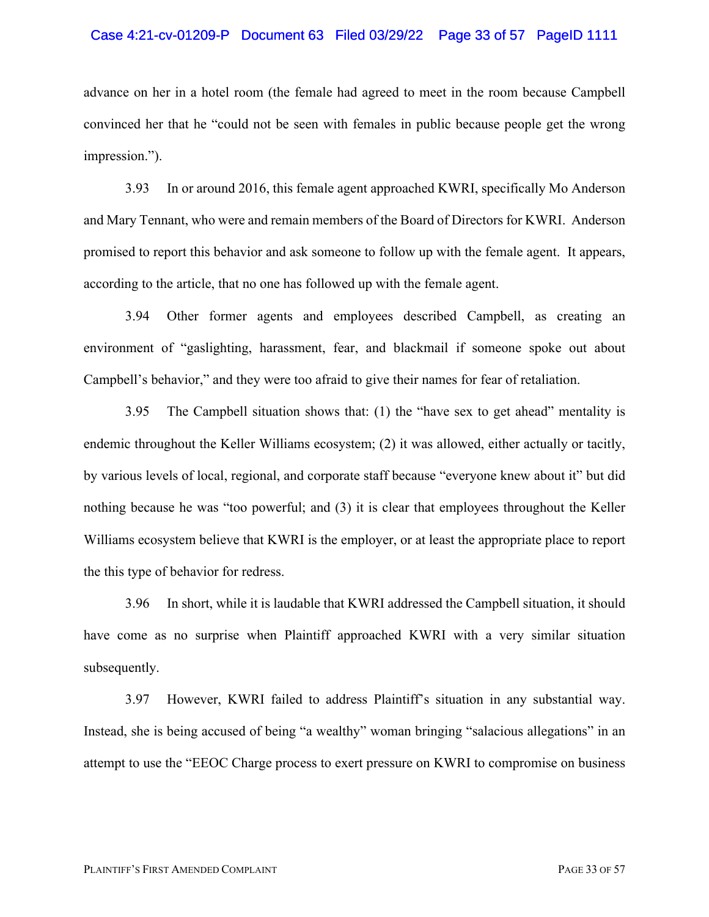advance on her in a hotel room (the female had agreed to meet in the room because Campbell convinced her that he "could not be seen with females in public because people get the wrong impression.").

3.93 In or around 2016, this female agent approached KWRI, specifically Mo Anderson and Mary Tennant, who were and remain members of the Board of Directors for KWRI. Anderson promised to report this behavior and ask someone to follow up with the female agent. It appears, according to the article, that no one has followed up with the female agent.

3.94 Other former agents and employees described Campbell, as creating an environment of "gaslighting, harassment, fear, and blackmail if someone spoke out about Campbell's behavior," and they were too afraid to give their names for fear of retaliation.

3.95 The Campbell situation shows that: (1) the "have sex to get ahead" mentality is endemic throughout the Keller Williams ecosystem; (2) it was allowed, either actually or tacitly, by various levels of local, regional, and corporate staff because "everyone knew about it" but did nothing because he was "too powerful; and (3) it is clear that employees throughout the Keller Williams ecosystem believe that KWRI is the employer, or at least the appropriate place to report the this type of behavior for redress.

3.96 In short, while it is laudable that KWRI addressed the Campbell situation, it should have come as no surprise when Plaintiff approached KWRI with a very similar situation subsequently.

3.97 However, KWRI failed to address Plaintiff's situation in any substantial way. Instead, she is being accused of being "a wealthy" woman bringing "salacious allegations" in an attempt to use the "EEOC Charge process to exert pressure on KWRI to compromise on business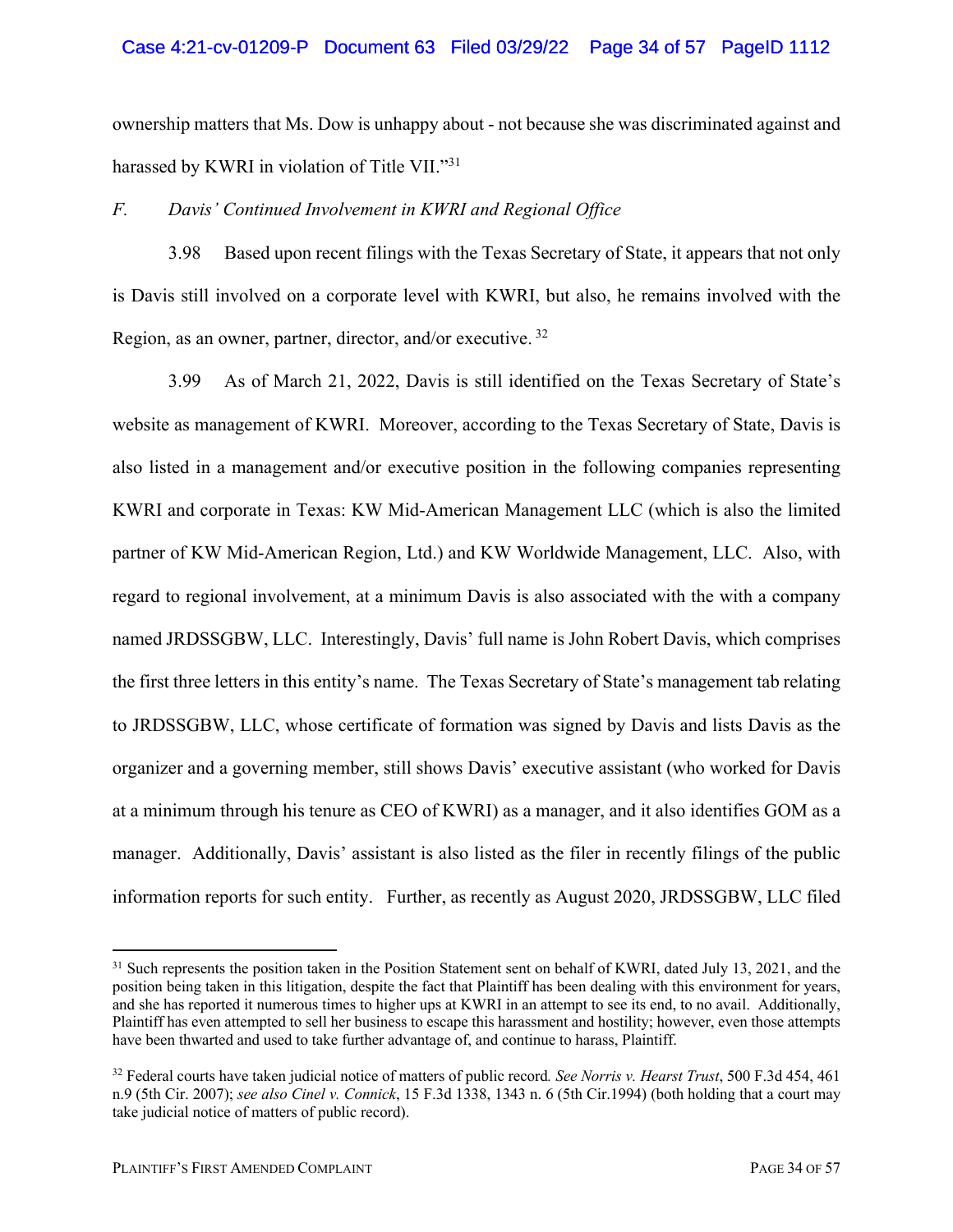ownership matters that Ms. Dow is unhappy about - not because she was discriminated against and harassed by KWRI in violation of Title VII."[31]

*F. Davis' Continued Involvement in KWRI and Regional Office*

3.98 Based upon recent filings with the Texas Secretary of State, it appears that not only is Davis still involved on a corporate level with KWRI, but also, he remains involved with the Region, as an owner, partner, director, and/or executive. [32]

3.99 As of March 21, 2022, Davis is still identified on the Texas Secretary of State's website as management of KWRI. Moreover, according to the Texas Secretary of State, Davis is also listed in a management and/or executive position in the following companies representing KWRI and corporate in Texas: KW Mid-American Management LLC (which is also the limited partner of KW Mid-American Region, Ltd.) and KW Worldwide Management, LLC. Also, with regard to regional involvement, at a minimum Davis is also associated with the with a company named JRDSSGBW, LLC. Interestingly, Davis' full name is John Robert Davis, which comprises the first three letters in this entity's name. The Texas Secretary of State's management tab relating to JRDSSGBW, LLC, whose certificate of formation was signed by Davis and lists Davis as the organizer and a governing member, still shows Davis' executive assistant (who worked for Davis at a minimum through his tenure as CEO of KWRI) as a manager, and it also identifies GOM as a manager. Additionally, Davis' assistant is also listed as the filer in recently filings of the public information reports for such entity. Further, as recently as August 2020, JRDSSGBW, LLC filed

---

[31] Such represents the position taken in the Position Statement sent on behalf of KWRI, dated July 13, 2021, and the position being taken in this litigation, despite the fact that Plaintiff has been dealing with this environment for years, and she has reported it numerous times to higher ups at KWRI in an attempt to see its end, to no avail. Additionally, Plaintiff has even attempted to sell her business to escape this harassment and hostility; however, even those attempts have been thwarted and used to take further advantage of, and continue to harass, Plaintiff.

[32] Federal courts have taken judicial notice of matters of public record. *See Norris v. Hearst Trust*, 500 F.3d 454, 461 n.9 (5th Cir. 2007); *see also Cinel v. Connick*, 15 F.3d 1338, 1343 n. 6 (5th Cir.1994) (both holding that a court may take judicial notice of matters of public record).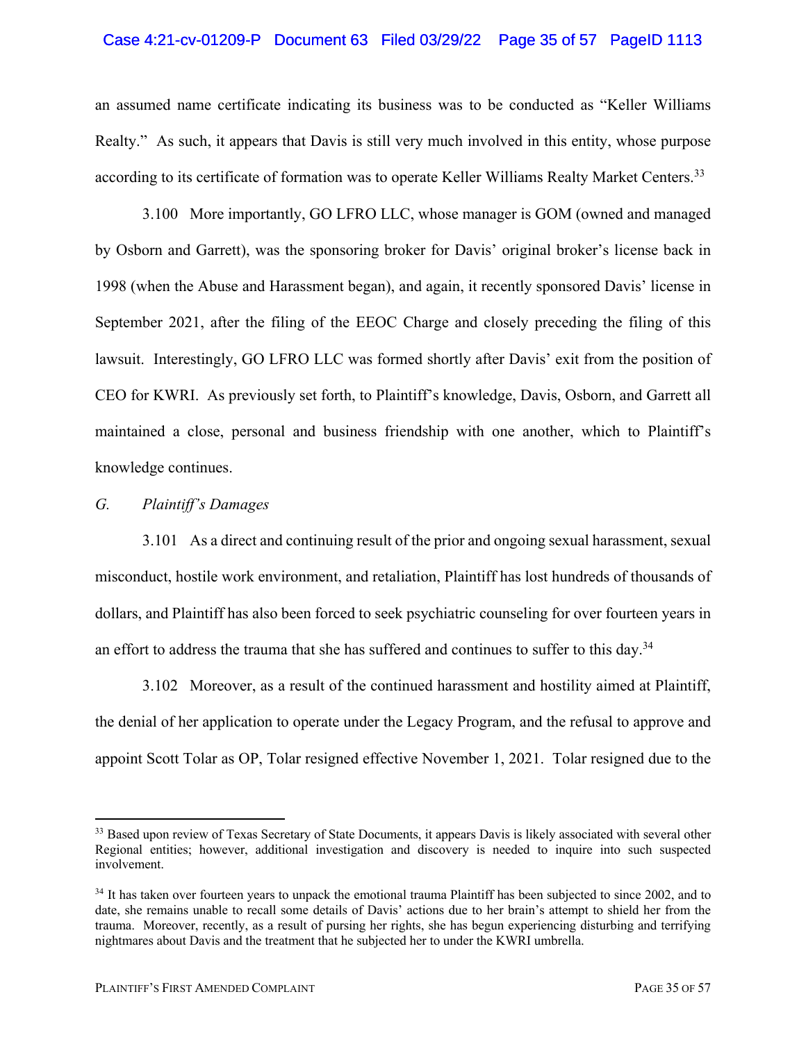an assumed name certificate indicating its business was to be conducted as "Keller Williams Realty." As such, it appears that Davis is still very much involved in this entity, whose purpose according to its certificate of formation was to operate Keller Williams Realty Market Centers.[33]

3.100 More importantly, GO LFRO LLC, whose manager is GOM (owned and managed by Osborn and Garrett), was the sponsoring broker for Davis' original broker's license back in 1998 (when the Abuse and Harassment began), and again, it recently sponsored Davis' license in September 2021, after the filing of the EEOC Charge and closely preceding the filing of this lawsuit. Interestingly, GO LFRO LLC was formed shortly after Davis' exit from the position of CEO for KWRI. As previously set forth, to Plaintiff's knowledge, Davis, Osborn, and Garrett all maintained a close, personal and business friendship with one another, which to Plaintiff's knowledge continues.

*G. Plaintiff's Damages*

3.101 As a direct and continuing result of the prior and ongoing sexual harassment, sexual misconduct, hostile work environment, and retaliation, Plaintiff has lost hundreds of thousands of dollars, and Plaintiff has also been forced to seek psychiatric counseling for over fourteen years in an effort to address the trauma that she has suffered and continues to suffer to this day.[34]

3.102 Moreover, as a result of the continued harassment and hostility aimed at Plaintiff, the denial of her application to operate under the Legacy Program, and the refusal to approve and appoint Scott Tolar as OP, Tolar resigned effective November 1, 2021. Tolar resigned due to the

---

[33] Based upon review of Texas Secretary of State Documents, it appears Davis is likely associated with several other Regional entities; however, additional investigation and discovery is needed to inquire into such suspected involvement.

[34] It has taken over fourteen years to unpack the emotional trauma Plaintiff has been subjected to since 2002, and to date, she remains unable to recall some details of Davis' actions due to her brain's attempt to shield her from the trauma. Moreover, recently, as a result of pursing her rights, she has begun experiencing disturbing and terrifying nightmares about Davis and the treatment that he subjected her to under the KWRI umbrella.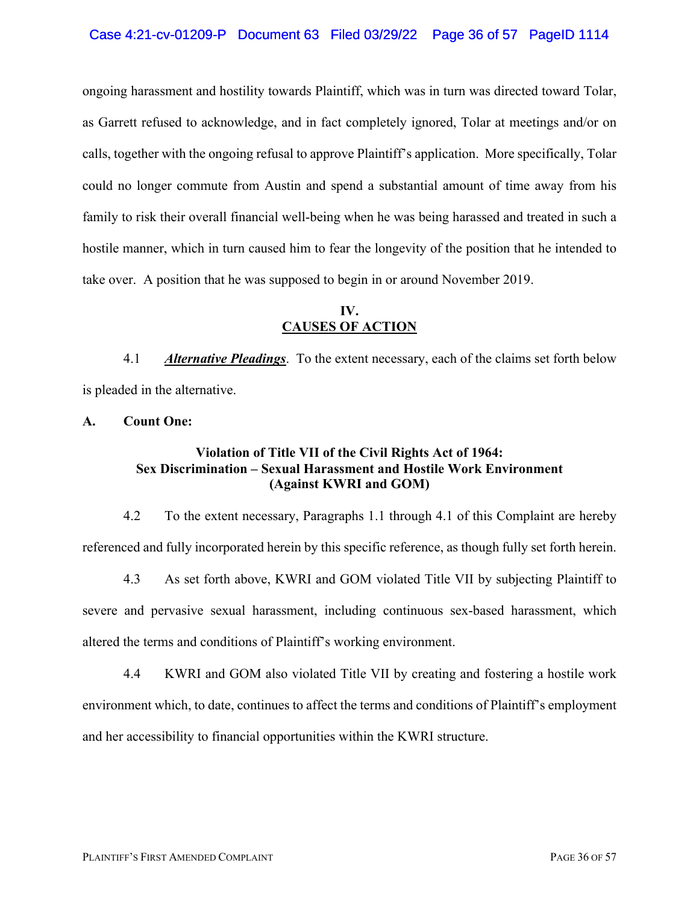ongoing harassment and hostility towards Plaintiff, which was in turn was directed toward Tolar, as Garrett refused to acknowledge, and in fact completely ignored, Tolar at meetings and/or on calls, together with the ongoing refusal to approve Plaintiff's application. More specifically, Tolar could no longer commute from Austin and spend a substantial amount of time away from his family to risk their overall financial well-being when he was being harassed and treated in such a hostile manner, which in turn caused him to fear the longevity of the position that he intended to take over. A position that he was supposed to begin in or around November 2019.

## IV.
## CAUSES OF ACTION

4.1 ***Alternative Pleadings***. To the extent necessary, each of the claims set forth below is pleaded in the alternative.

**A. Count One:**

**Violation of Title VII of the Civil Rights Act of 1964:**
**Sex Discrimination – Sexual Harassment and Hostile Work Environment**
**(Against KWRI and GOM)**

4.2 To the extent necessary, Paragraphs 1.1 through 4.1 of this Complaint are hereby referenced and fully incorporated herein by this specific reference, as though fully set forth herein.

4.3 As set forth above, KWRI and GOM violated Title VII by subjecting Plaintiff to severe and pervasive sexual harassment, including continuous sex-based harassment, which altered the terms and conditions of Plaintiff's working environment.

4.4 KWRI and GOM also violated Title VII by creating and fostering a hostile work environment which, to date, continues to affect the terms and conditions of Plaintiff's employment and her accessibility to financial opportunities within the KWRI structure.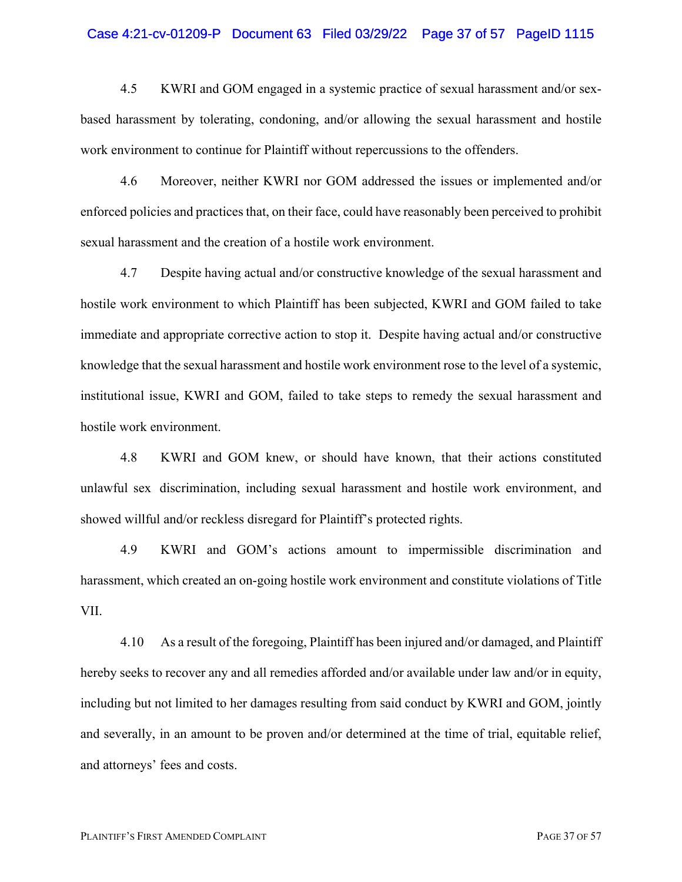4.5 KWRI and GOM engaged in a systemic practice of sexual harassment and/or sex-based harassment by tolerating, condoning, and/or allowing the sexual harassment and hostile work environment to continue for Plaintiff without repercussions to the offenders.

4.6 Moreover, neither KWRI nor GOM addressed the issues or implemented and/or enforced policies and practices that, on their face, could have reasonably been perceived to prohibit sexual harassment and the creation of a hostile work environment.

4.7 Despite having actual and/or constructive knowledge of the sexual harassment and hostile work environment to which Plaintiff has been subjected, KWRI and GOM failed to take immediate and appropriate corrective action to stop it. Despite having actual and/or constructive knowledge that the sexual harassment and hostile work environment rose to the level of a systemic, institutional issue, KWRI and GOM, failed to take steps to remedy the sexual harassment and hostile work environment.

4.8 KWRI and GOM knew, or should have known, that their actions constituted unlawful sex discrimination, including sexual harassment and hostile work environment, and showed willful and/or reckless disregard for Plaintiff's protected rights.

4.9 KWRI and GOM's actions amount to impermissible discrimination and harassment, which created an on-going hostile work environment and constitute violations of Title VII.

4.10 As a result of the foregoing, Plaintiff has been injured and/or damaged, and Plaintiff hereby seeks to recover any and all remedies afforded and/or available under law and/or in equity, including but not limited to her damages resulting from said conduct by KWRI and GOM, jointly and severally, in an amount to be proven and/or determined at the time of trial, equitable relief, and attorneys' fees and costs.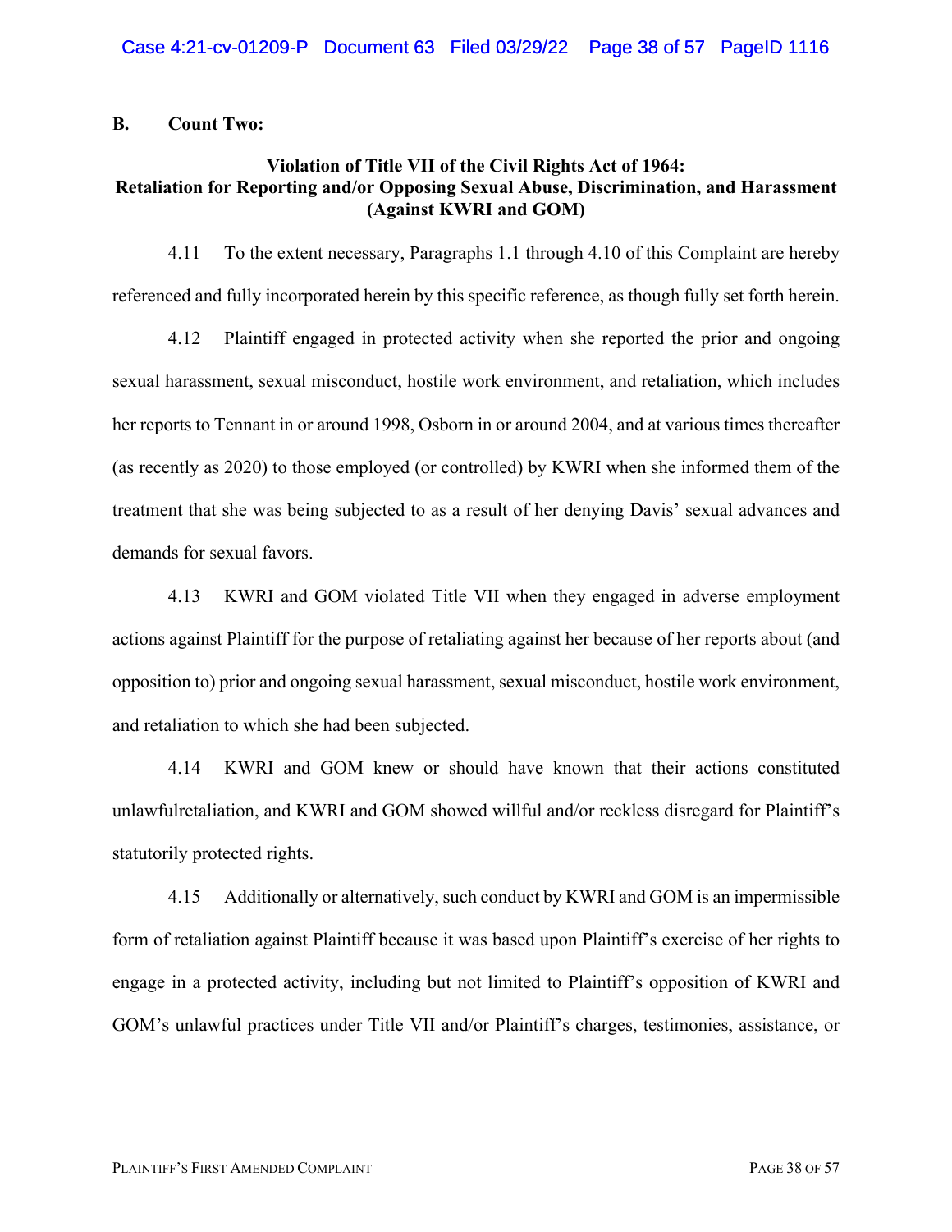## B. Count Two:

### Violation of Title VII of the Civil Rights Act of 1964: Retaliation for Reporting and/or Opposing Sexual Abuse, Discrimination, and Harassment (Against KWRI and GOM)

4.11 To the extent necessary, Paragraphs 1.1 through 4.10 of this Complaint are hereby referenced and fully incorporated herein by this specific reference, as though fully set forth herein.

4.12 Plaintiff engaged in protected activity when she reported the prior and ongoing sexual harassment, sexual misconduct, hostile work environment, and retaliation, which includes her reports to Tennant in or around 1998, Osborn in or around 2004, and at various times thereafter (as recently as 2020) to those employed (or controlled) by KWRI when she informed them of the treatment that she was being subjected to as a result of her denying Davis' sexual advances and demands for sexual favors.

4.13 KWRI and GOM violated Title VII when they engaged in adverse employment actions against Plaintiff for the purpose of retaliating against her because of her reports about (and opposition to) prior and ongoing sexual harassment, sexual misconduct, hostile work environment, and retaliation to which she had been subjected.

4.14 KWRI and GOM knew or should have known that their actions constituted unlawfulretaliation, and KWRI and GOM showed willful and/or reckless disregard for Plaintiff's statutorily protected rights.

4.15 Additionally or alternatively, such conduct by KWRI and GOM is an impermissible form of retaliation against Plaintiff because it was based upon Plaintiff's exercise of her rights to engage in a protected activity, including but not limited to Plaintiff's opposition of KWRI and GOM's unlawful practices under Title VII and/or Plaintiff's charges, testimonies, assistance, or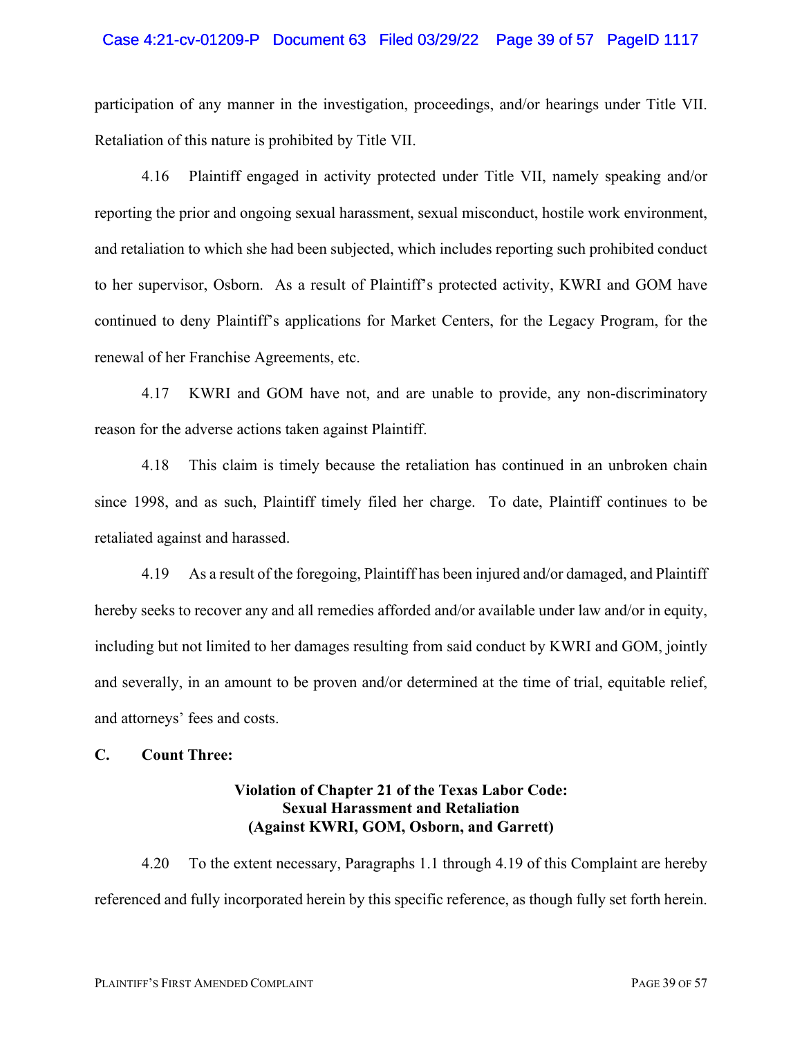participation of any manner in the investigation, proceedings, and/or hearings under Title VII. Retaliation of this nature is prohibited by Title VII.

4.16 Plaintiff engaged in activity protected under Title VII, namely speaking and/or reporting the prior and ongoing sexual harassment, sexual misconduct, hostile work environment, and retaliation to which she had been subjected, which includes reporting such prohibited conduct to her supervisor, Osborn. As a result of Plaintiff's protected activity, KWRI and GOM have continued to deny Plaintiff's applications for Market Centers, for the Legacy Program, for the renewal of her Franchise Agreements, etc.

4.17 KWRI and GOM have not, and are unable to provide, any non-discriminatory reason for the adverse actions taken against Plaintiff.

4.18 This claim is timely because the retaliation has continued in an unbroken chain since 1998, and as such, Plaintiff timely filed her charge. To date, Plaintiff continues to be retaliated against and harassed.

4.19 As a result of the foregoing, Plaintiff has been injured and/or damaged, and Plaintiff hereby seeks to recover any and all remedies afforded and/or available under law and/or in equity, including but not limited to her damages resulting from said conduct by KWRI and GOM, jointly and severally, in an amount to be proven and/or determined at the time of trial, equitable relief, and attorneys' fees and costs.

**C. Count Three:**

**Violation of Chapter 21 of the Texas Labor Code:**
**Sexual Harassment and Retaliation**
**(Against KWRI, GOM, Osborn, and Garrett)**

4.20 To the extent necessary, Paragraphs 1.1 through 4.19 of this Complaint are hereby referenced and fully incorporated herein by this specific reference, as though fully set forth herein.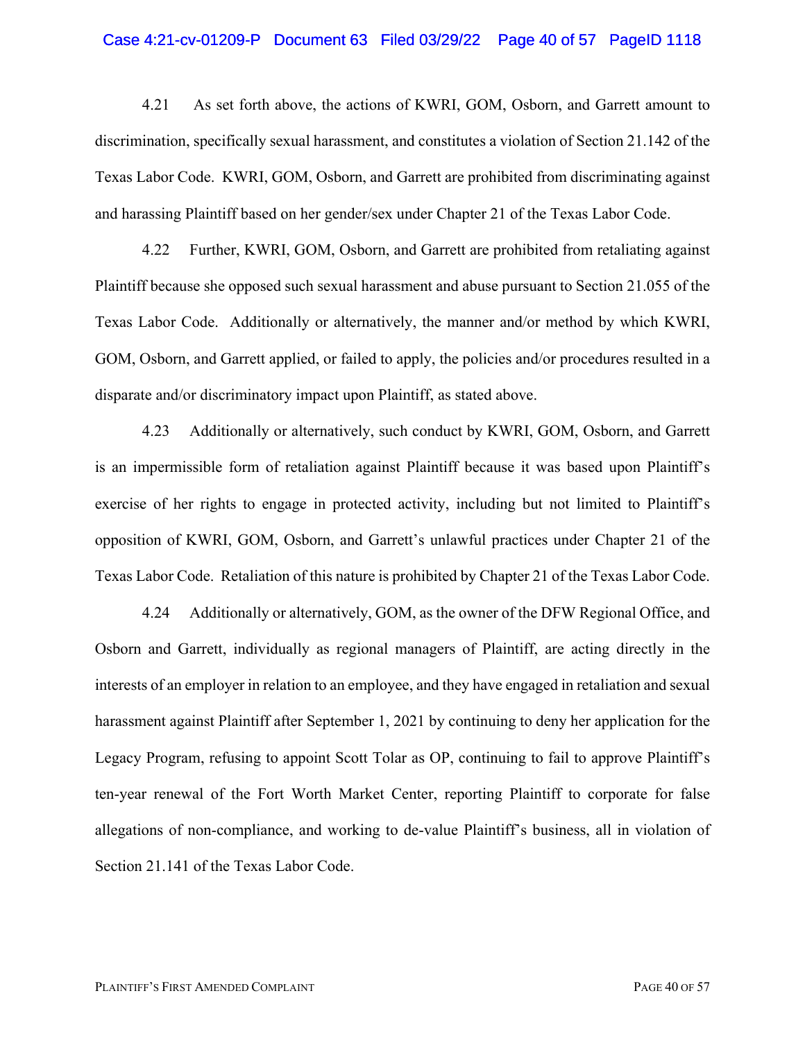4.21 As set forth above, the actions of KWRI, GOM, Osborn, and Garrett amount to discrimination, specifically sexual harassment, and constitutes a violation of Section 21.142 of the Texas Labor Code. KWRI, GOM, Osborn, and Garrett are prohibited from discriminating against and harassing Plaintiff based on her gender/sex under Chapter 21 of the Texas Labor Code.

4.22 Further, KWRI, GOM, Osborn, and Garrett are prohibited from retaliating against Plaintiff because she opposed such sexual harassment and abuse pursuant to Section 21.055 of the Texas Labor Code. Additionally or alternatively, the manner and/or method by which KWRI, GOM, Osborn, and Garrett applied, or failed to apply, the policies and/or procedures resulted in a disparate and/or discriminatory impact upon Plaintiff, as stated above.

4.23 Additionally or alternatively, such conduct by KWRI, GOM, Osborn, and Garrett is an impermissible form of retaliation against Plaintiff because it was based upon Plaintiff's exercise of her rights to engage in protected activity, including but not limited to Plaintiff's opposition of KWRI, GOM, Osborn, and Garrett's unlawful practices under Chapter 21 of the Texas Labor Code. Retaliation of this nature is prohibited by Chapter 21 of the Texas Labor Code.

4.24 Additionally or alternatively, GOM, as the owner of the DFW Regional Office, and Osborn and Garrett, individually as regional managers of Plaintiff, are acting directly in the interests of an employer in relation to an employee, and they have engaged in retaliation and sexual harassment against Plaintiff after September 1, 2021 by continuing to deny her application for the Legacy Program, refusing to appoint Scott Tolar as OP, continuing to fail to approve Plaintiff's ten-year renewal of the Fort Worth Market Center, reporting Plaintiff to corporate for false allegations of non-compliance, and working to de-value Plaintiff's business, all in violation of Section 21.141 of the Texas Labor Code.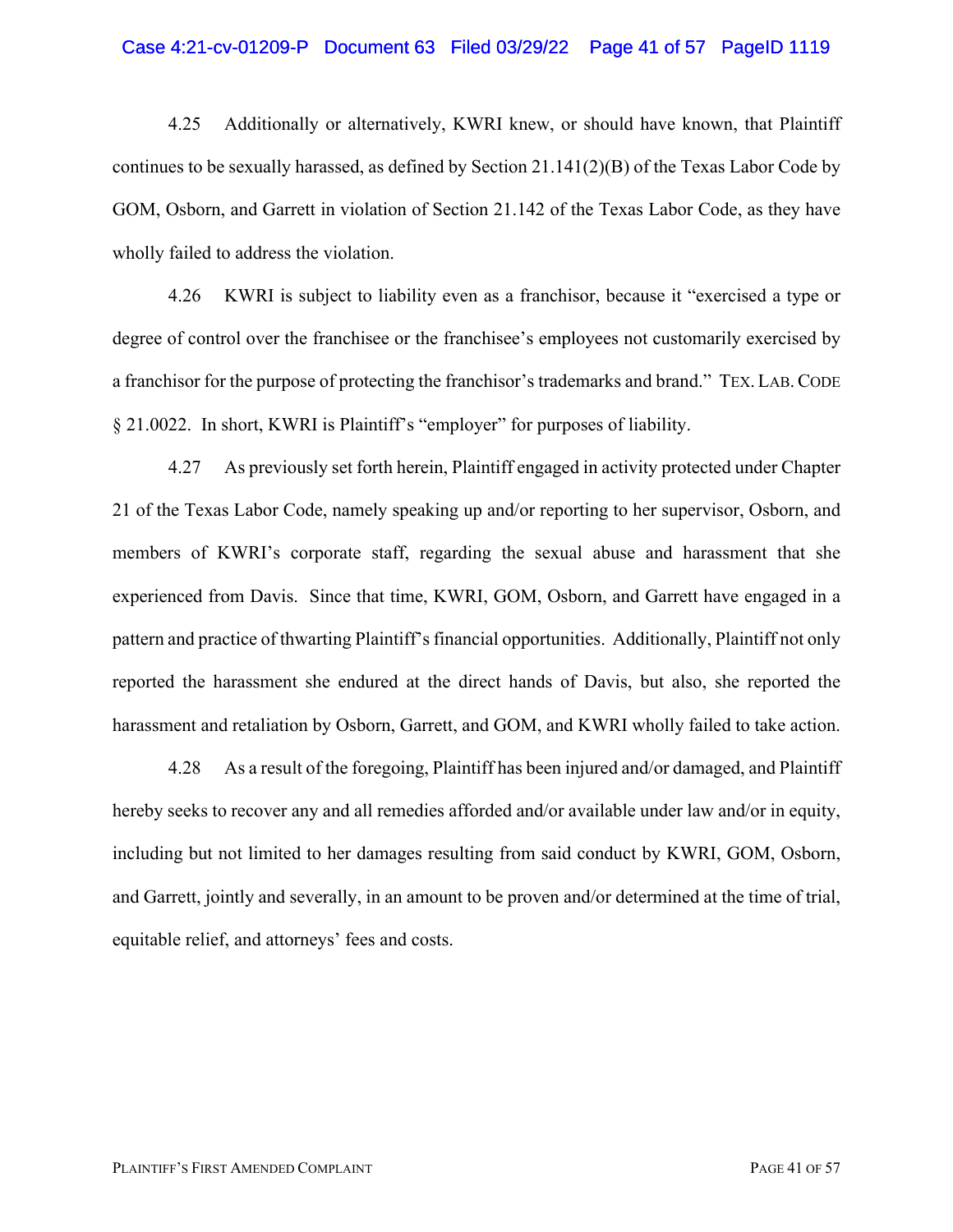4.25 Additionally or alternatively, KWRI knew, or should have known, that Plaintiff continues to be sexually harassed, as defined by Section 21.141(2)(B) of the Texas Labor Code by GOM, Osborn, and Garrett in violation of Section 21.142 of the Texas Labor Code, as they have wholly failed to address the violation.

4.26 KWRI is subject to liability even as a franchisor, because it "exercised a type or degree of control over the franchisee or the franchisee's employees not customarily exercised by a franchisor for the purpose of protecting the franchisor's trademarks and brand." TEX. LAB. CODE § 21.0022. In short, KWRI is Plaintiff's "employer" for purposes of liability.

4.27 As previously set forth herein, Plaintiff engaged in activity protected under Chapter 21 of the Texas Labor Code, namely speaking up and/or reporting to her supervisor, Osborn, and members of KWRI's corporate staff, regarding the sexual abuse and harassment that she experienced from Davis. Since that time, KWRI, GOM, Osborn, and Garrett have engaged in a pattern and practice of thwarting Plaintiff's financial opportunities. Additionally, Plaintiff not only reported the harassment she endured at the direct hands of Davis, but also, she reported the harassment and retaliation by Osborn, Garrett, and GOM, and KWRI wholly failed to take action.

4.28 As a result of the foregoing, Plaintiff has been injured and/or damaged, and Plaintiff hereby seeks to recover any and all remedies afforded and/or available under law and/or in equity, including but not limited to her damages resulting from said conduct by KWRI, GOM, Osborn, and Garrett, jointly and severally, in an amount to be proven and/or determined at the time of trial, equitable relief, and attorneys' fees and costs.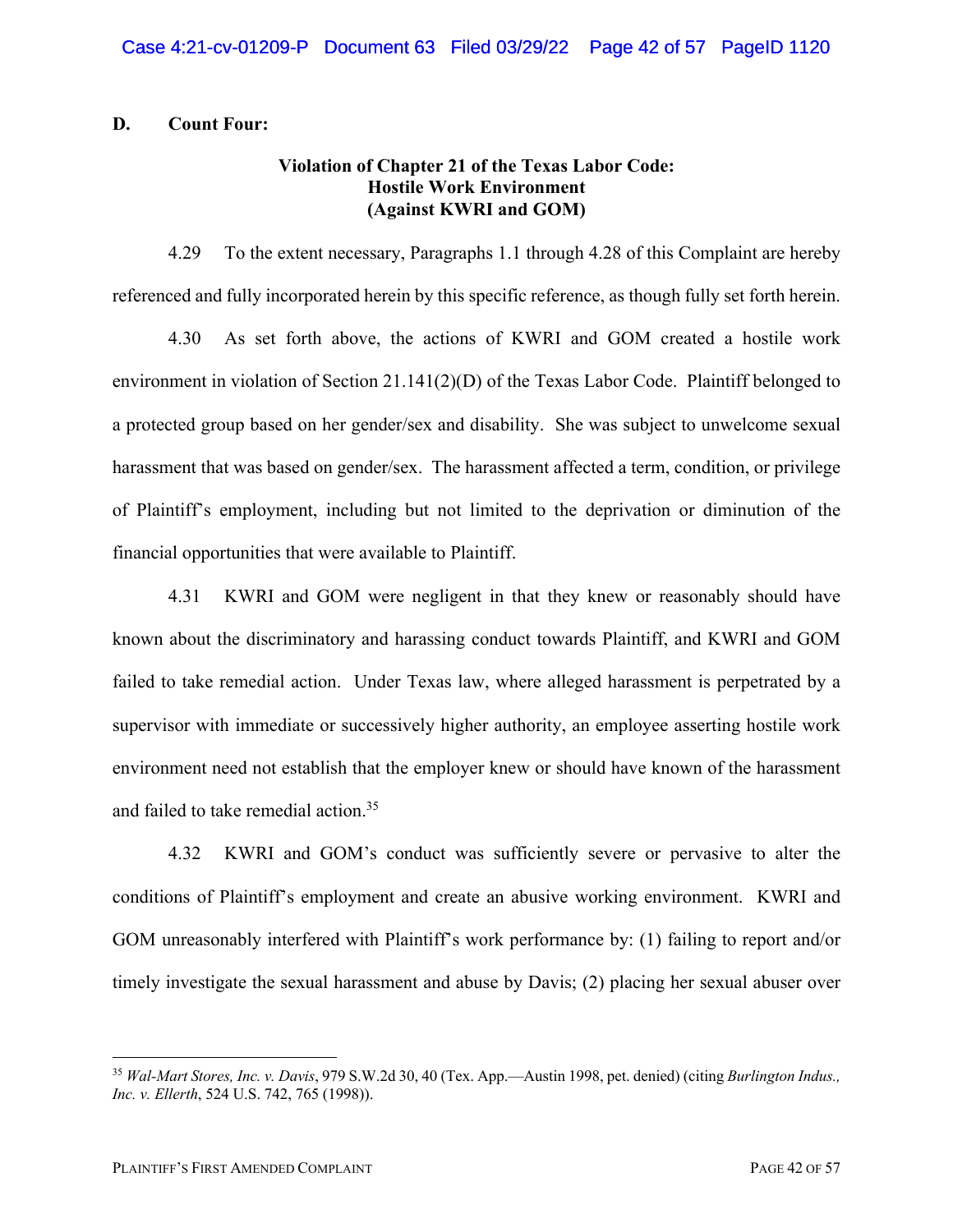### D. Count Four:

**Violation of Chapter 21 of the Texas Labor Code: Hostile Work Environment (Against KWRI and GOM)**

4.29 To the extent necessary, Paragraphs 1.1 through 4.28 of this Complaint are hereby referenced and fully incorporated herein by this specific reference, as though fully set forth herein.

4.30 As set forth above, the actions of KWRI and GOM created a hostile work environment in violation of Section 21.141(2)(D) of the Texas Labor Code. Plaintiff belonged to a protected group based on her gender/sex and disability. She was subject to unwelcome sexual harassment that was based on gender/sex. The harassment affected a term, condition, or privilege of Plaintiff's employment, including but not limited to the deprivation or diminution of the financial opportunities that were available to Plaintiff.

4.31 KWRI and GOM were negligent in that they knew or reasonably should have known about the discriminatory and harassing conduct towards Plaintiff, and KWRI and GOM failed to take remedial action. Under Texas law, where alleged harassment is perpetrated by a supervisor with immediate or successively higher authority, an employee asserting hostile work environment need not establish that the employer knew or should have known of the harassment and failed to take remedial action.[35]

4.32 KWRI and GOM's conduct was sufficiently severe or pervasive to alter the conditions of Plaintiff's employment and create an abusive working environment. KWRI and GOM unreasonably interfered with Plaintiff's work performance by: (1) failing to report and/or timely investigate the sexual harassment and abuse by Davis; (2) placing her sexual abuser over

---

[35] *Wal-Mart Stores, Inc. v. Davis*, 979 S.W.2d 30, 40 (Tex. App.—Austin 1998, pet. denied) (citing *Burlington Indus., Inc. v. Ellerth*, 524 U.S. 742, 765 (1998)).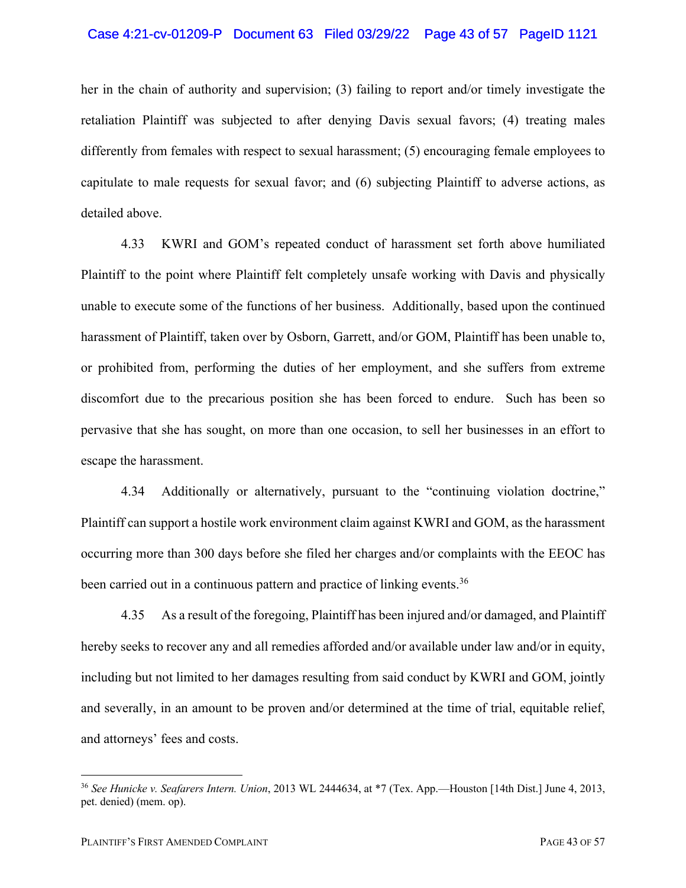her in the chain of authority and supervision; (3) failing to report and/or timely investigate the retaliation Plaintiff was subjected to after denying Davis sexual favors; (4) treating males differently from females with respect to sexual harassment; (5) encouraging female employees to capitulate to male requests for sexual favor; and (6) subjecting Plaintiff to adverse actions, as detailed above.

4.33 KWRI and GOM's repeated conduct of harassment set forth above humiliated Plaintiff to the point where Plaintiff felt completely unsafe working with Davis and physically unable to execute some of the functions of her business. Additionally, based upon the continued harassment of Plaintiff, taken over by Osborn, Garrett, and/or GOM, Plaintiff has been unable to, or prohibited from, performing the duties of her employment, and she suffers from extreme discomfort due to the precarious position she has been forced to endure. Such has been so pervasive that she has sought, on more than one occasion, to sell her businesses in an effort to escape the harassment.

4.34 Additionally or alternatively, pursuant to the "continuing violation doctrine," Plaintiff can support a hostile work environment claim against KWRI and GOM, as the harassment occurring more than 300 days before she filed her charges and/or complaints with the EEOC has been carried out in a continuous pattern and practice of linking events.[36]

4.35 As a result of the foregoing, Plaintiff has been injured and/or damaged, and Plaintiff hereby seeks to recover any and all remedies afforded and/or available under law and/or in equity, including but not limited to her damages resulting from said conduct by KWRI and GOM, jointly and severally, in an amount to be proven and/or determined at the time of trial, equitable relief, and attorneys' fees and costs.

---

[36] *See Hunicke v. Seafarers Intern. Union*, 2013 WL 2444634, at *7 (Tex. App.—Houston [14th Dist.] June 4, 2013, pet. denied) (mem. op).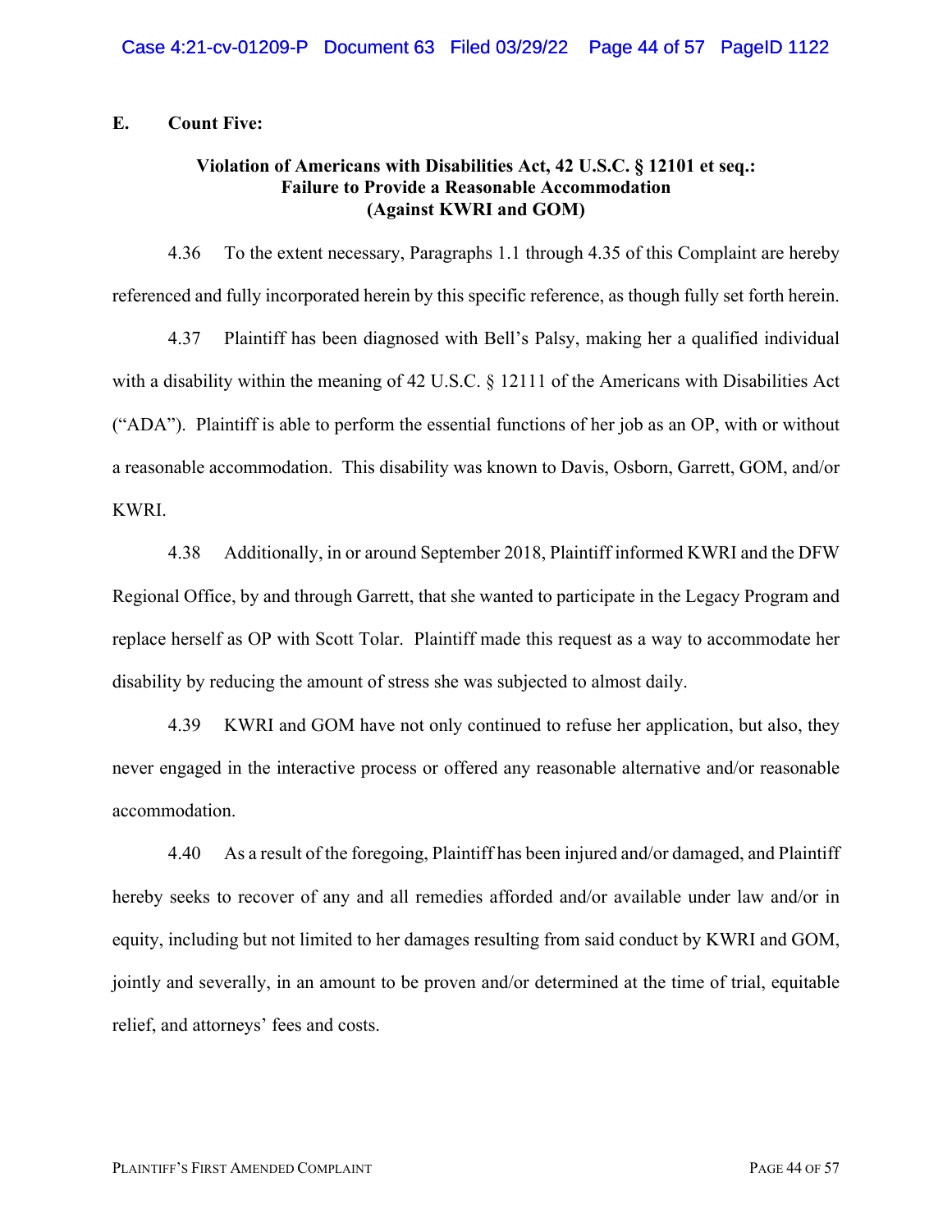**E. Count Five:**

**Violation of Americans with Disabilities Act, 42 U.S.C. § 12101 et seq.: Failure to Provide a Reasonable Accommodation (Against KWRI and GOM)**

4.36 To the extent necessary, Paragraphs 1.1 through 4.35 of this Complaint are hereby referenced and fully incorporated herein by this specific reference, as though fully set forth herein.

4.37 Plaintiff has been diagnosed with Bell's Palsy, making her a qualified individual with a disability within the meaning of 42 U.S.C. § 12111 of the Americans with Disabilities Act ("ADA"). Plaintiff is able to perform the essential functions of her job as an OP, with or without a reasonable accommodation. This disability was known to Davis, Osborn, Garrett, GOM, and/or KWRI.

4.38 Additionally, in or around September 2018, Plaintiff informed KWRI and the DFW Regional Office, by and through Garrett, that she wanted to participate in the Legacy Program and replace herself as OP with Scott Tolar. Plaintiff made this request as a way to accommodate her disability by reducing the amount of stress she was subjected to almost daily.

4.39 KWRI and GOM have not only continued to refuse her application, but also, they never engaged in the interactive process or offered any reasonable alternative and/or reasonable accommodation.

4.40 As a result of the foregoing, Plaintiff has been injured and/or damaged, and Plaintiff hereby seeks to recover of any and all remedies afforded and/or available under law and/or in equity, including but not limited to her damages resulting from said conduct by KWRI and GOM, jointly and severally, in an amount to be proven and/or determined at the time of trial, equitable relief, and attorneys' fees and costs.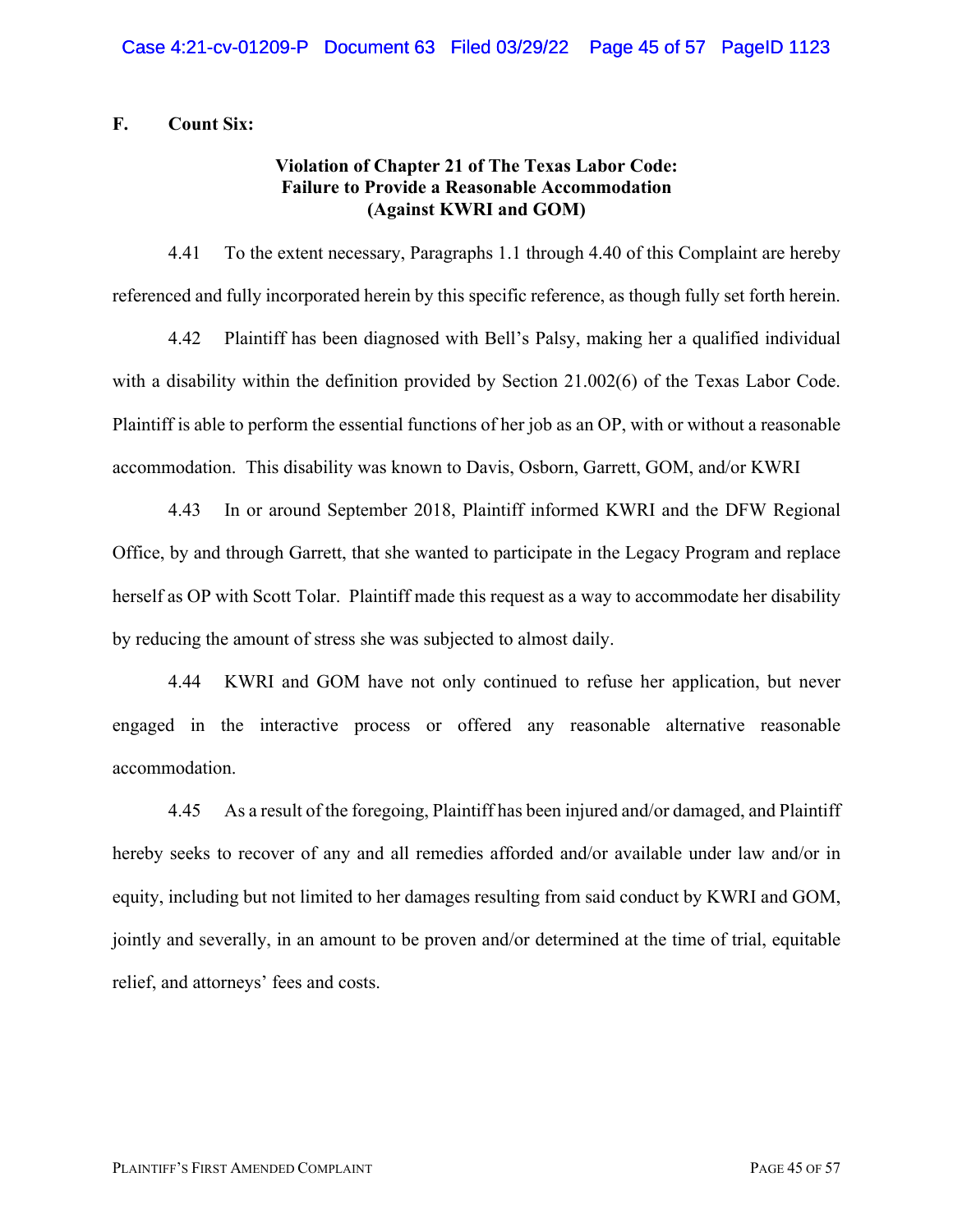**F. Count Six:**

**Violation of Chapter 21 of The Texas Labor Code: Failure to Provide a Reasonable Accommodation (Against KWRI and GOM)**

4.41 To the extent necessary, Paragraphs 1.1 through 4.40 of this Complaint are hereby referenced and fully incorporated herein by this specific reference, as though fully set forth herein.

4.42 Plaintiff has been diagnosed with Bell's Palsy, making her a qualified individual with a disability within the definition provided by Section 21.002(6) of the Texas Labor Code. Plaintiff is able to perform the essential functions of her job as an OP, with or without a reasonable accommodation. This disability was known to Davis, Osborn, Garrett, GOM, and/or KWRI

4.43 In or around September 2018, Plaintiff informed KWRI and the DFW Regional Office, by and through Garrett, that she wanted to participate in the Legacy Program and replace herself as OP with Scott Tolar. Plaintiff made this request as a way to accommodate her disability by reducing the amount of stress she was subjected to almost daily.

4.44 KWRI and GOM have not only continued to refuse her application, but never engaged in the interactive process or offered any reasonable alternative reasonable accommodation.

4.45 As a result of the foregoing, Plaintiff has been injured and/or damaged, and Plaintiff hereby seeks to recover of any and all remedies afforded and/or available under law and/or in equity, including but not limited to her damages resulting from said conduct by KWRI and GOM, jointly and severally, in an amount to be proven and/or determined at the time of trial, equitable relief, and attorneys' fees and costs.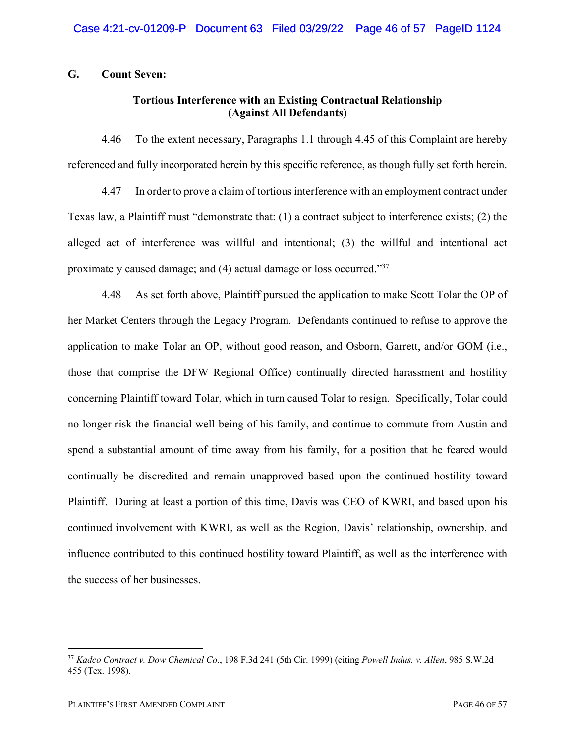### G. Count Seven:

**Tortious Interference with an Existing Contractual Relationship (Against All Defendants)**

4.46 To the extent necessary, Paragraphs 1.1 through 4.45 of this Complaint are hereby referenced and fully incorporated herein by this specific reference, as though fully set forth herein.

4.47 In order to prove a claim of tortious interference with an employment contract under Texas law, a Plaintiff must "demonstrate that: (1) a contract subject to interference exists; (2) the alleged act of interference was willful and intentional; (3) the willful and intentional act proximately caused damage; and (4) actual damage or loss occurred."[37]

4.48 As set forth above, Plaintiff pursued the application to make Scott Tolar the OP of her Market Centers through the Legacy Program. Defendants continued to refuse to approve the application to make Tolar an OP, without good reason, and Osborn, Garrett, and/or GOM (i.e., those that comprise the DFW Regional Office) continually directed harassment and hostility concerning Plaintiff toward Tolar, which in turn caused Tolar to resign. Specifically, Tolar could no longer risk the financial well-being of his family, and continue to commute from Austin and spend a substantial amount of time away from his family, for a position that he feared would continually be discredited and remain unapproved based upon the continued hostility toward Plaintiff. During at least a portion of this time, Davis was CEO of KWRI, and based upon his continued involvement with KWRI, as well as the Region, Davis' relationship, ownership, and influence contributed to this continued hostility toward Plaintiff, as well as the interference with the success of her businesses.

---

[37] *Kadco Contract v. Dow Chemical Co*., 198 F.3d 241 (5th Cir. 1999) (citing *Powell Indus. v. Allen*, 985 S.W.2d 455 (Tex. 1998).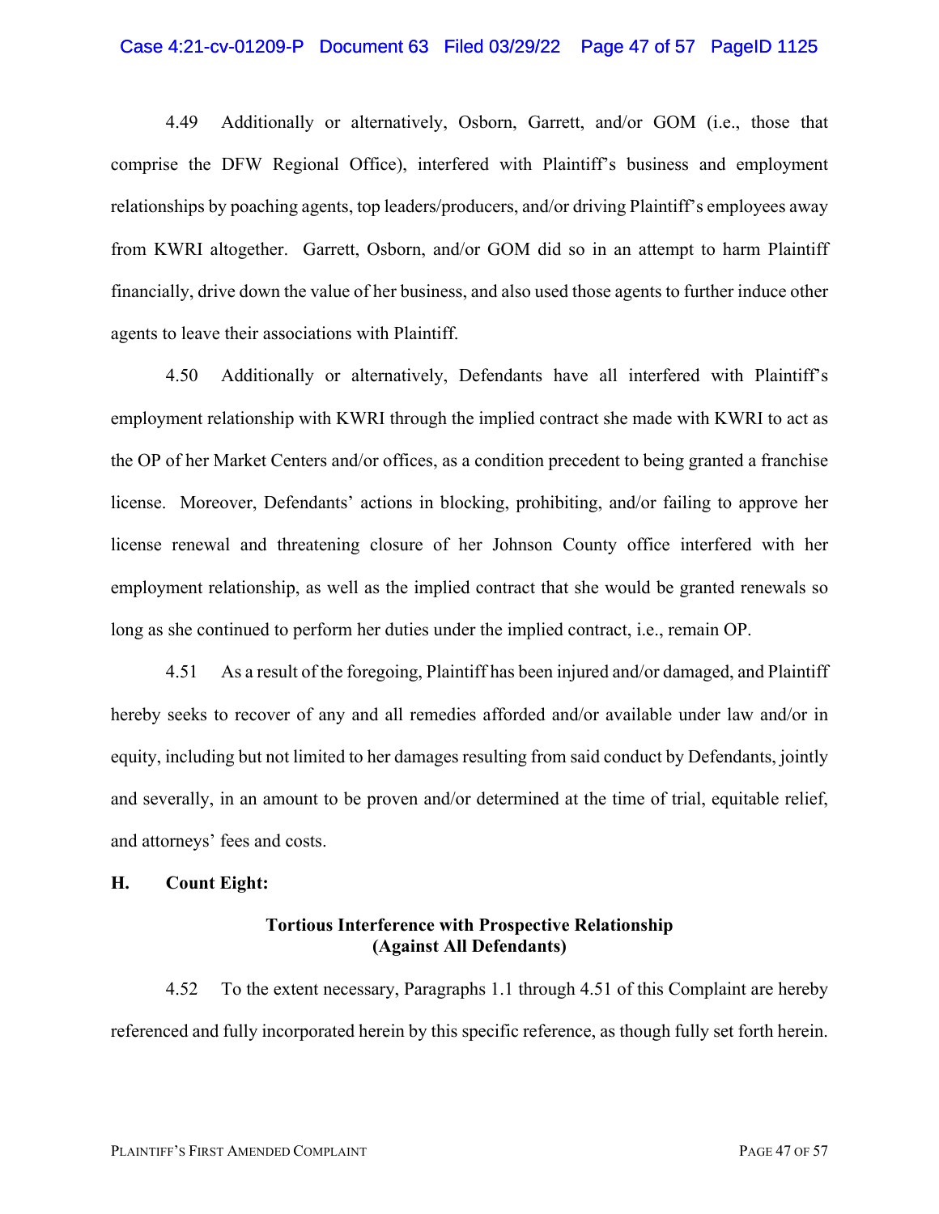4.49 Additionally or alternatively, Osborn, Garrett, and/or GOM (i.e., those that comprise the DFW Regional Office), interfered with Plaintiff's business and employment relationships by poaching agents, top leaders/producers, and/or driving Plaintiff's employees away from KWRI altogether. Garrett, Osborn, and/or GOM did so in an attempt to harm Plaintiff financially, drive down the value of her business, and also used those agents to further induce other agents to leave their associations with Plaintiff.

4.50 Additionally or alternatively, Defendants have all interfered with Plaintiff's employment relationship with KWRI through the implied contract she made with KWRI to act as the OP of her Market Centers and/or offices, as a condition precedent to being granted a franchise license. Moreover, Defendants' actions in blocking, prohibiting, and/or failing to approve her license renewal and threatening closure of her Johnson County office interfered with her employment relationship, as well as the implied contract that she would be granted renewals so long as she continued to perform her duties under the implied contract, i.e., remain OP.

4.51 As a result of the foregoing, Plaintiff has been injured and/or damaged, and Plaintiff hereby seeks to recover of any and all remedies afforded and/or available under law and/or in equity, including but not limited to her damages resulting from said conduct by Defendants, jointly and severally, in an amount to be proven and/or determined at the time of trial, equitable relief, and attorneys' fees and costs.

**H. Count Eight:**

**Tortious Interference with Prospective Relationship**
**(Against All Defendants)**

4.52 To the extent necessary, Paragraphs 1.1 through 4.51 of this Complaint are hereby referenced and fully incorporated herein by this specific reference, as though fully set forth herein.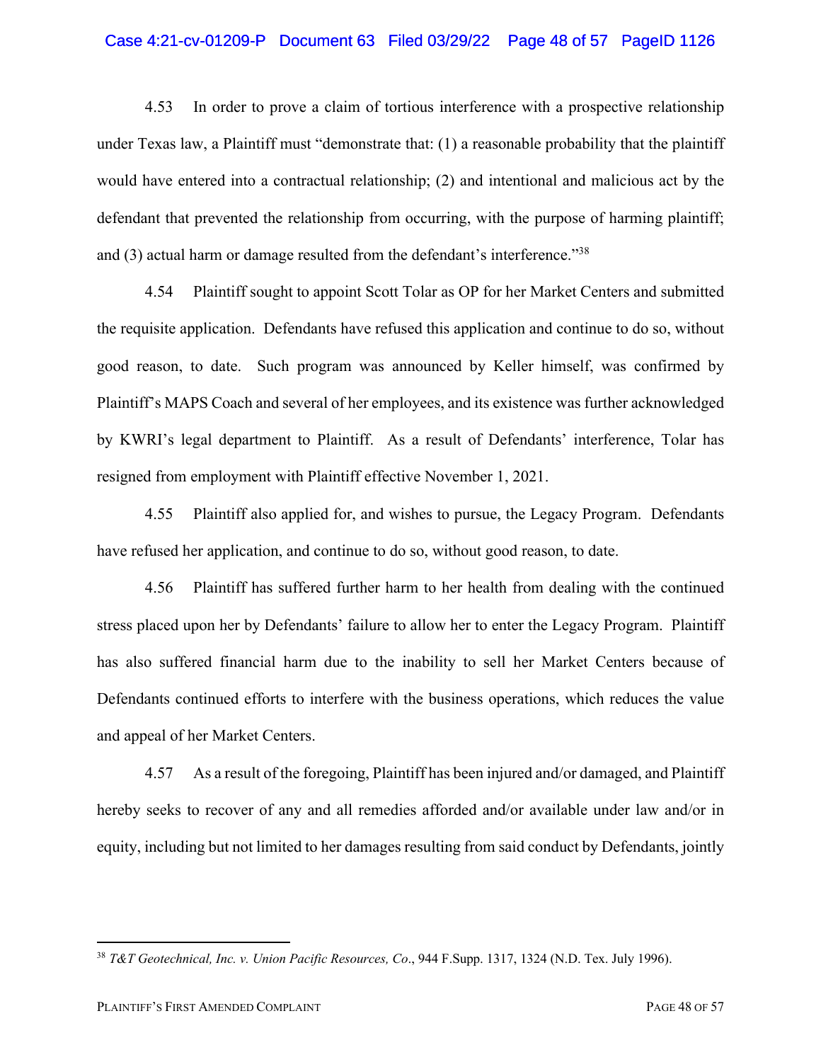4.53 In order to prove a claim of tortious interference with a prospective relationship under Texas law, a Plaintiff must "demonstrate that: (1) a reasonable probability that the plaintiff would have entered into a contractual relationship; (2) and intentional and malicious act by the defendant that prevented the relationship from occurring, with the purpose of harming plaintiff; and (3) actual harm or damage resulted from the defendant's interference."[38]

4.54 Plaintiff sought to appoint Scott Tolar as OP for her Market Centers and submitted the requisite application. Defendants have refused this application and continue to do so, without good reason, to date. Such program was announced by Keller himself, was confirmed by Plaintiff's MAPS Coach and several of her employees, and its existence was further acknowledged by KWRI's legal department to Plaintiff. As a result of Defendants' interference, Tolar has resigned from employment with Plaintiff effective November 1, 2021.

4.55 Plaintiff also applied for, and wishes to pursue, the Legacy Program. Defendants have refused her application, and continue to do so, without good reason, to date.

4.56 Plaintiff has suffered further harm to her health from dealing with the continued stress placed upon her by Defendants' failure to allow her to enter the Legacy Program. Plaintiff has also suffered financial harm due to the inability to sell her Market Centers because of Defendants continued efforts to interfere with the business operations, which reduces the value and appeal of her Market Centers.

4.57 As a result of the foregoing, Plaintiff has been injured and/or damaged, and Plaintiff hereby seeks to recover of any and all remedies afforded and/or available under law and/or in equity, including but not limited to her damages resulting from said conduct by Defendants, jointly

---

[38] *T&T Geotechnical, Inc. v. Union Pacific Resources, Co*., 944 F.Supp. 1317, 1324 (N.D. Tex. July 1996).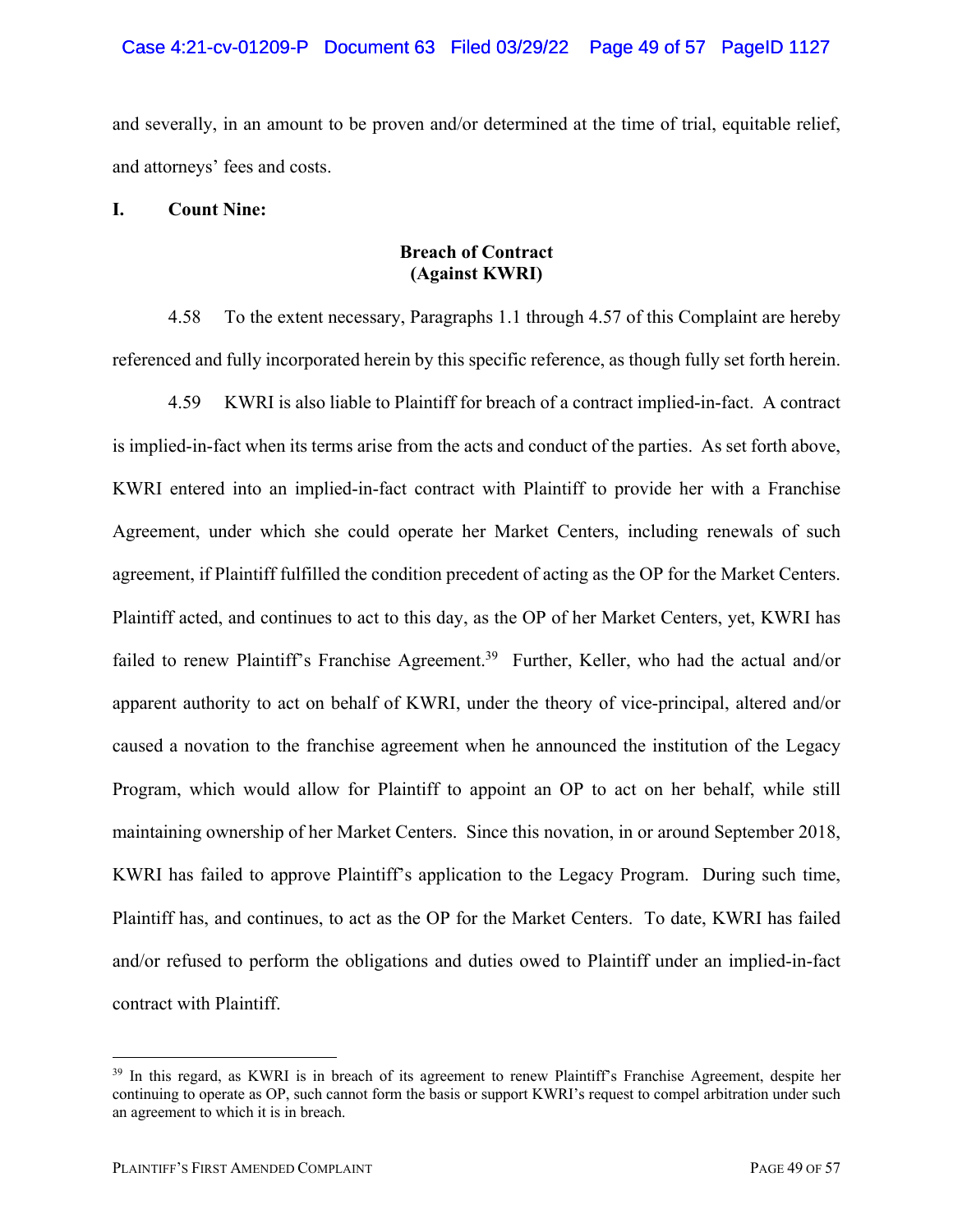and severally, in an amount to be proven and/or determined at the time of trial, equitable relief, and attorneys' fees and costs.

**I. Count Nine:**

**Breach of Contract**
**(Against KWRI)**

4.58 To the extent necessary, Paragraphs 1.1 through 4.57 of this Complaint are hereby referenced and fully incorporated herein by this specific reference, as though fully set forth herein.

4.59 KWRI is also liable to Plaintiff for breach of a contract implied-in-fact. A contract is implied-in-fact when its terms arise from the acts and conduct of the parties. As set forth above, KWRI entered into an implied-in-fact contract with Plaintiff to provide her with a Franchise Agreement, under which she could operate her Market Centers, including renewals of such agreement, if Plaintiff fulfilled the condition precedent of acting as the OP for the Market Centers. Plaintiff acted, and continues to act to this day, as the OP of her Market Centers, yet, KWRI has failed to renew Plaintiff's Franchise Agreement.[39] Further, Keller, who had the actual and/or apparent authority to act on behalf of KWRI, under the theory of vice-principal, altered and/or caused a novation to the franchise agreement when he announced the institution of the Legacy Program, which would allow for Plaintiff to appoint an OP to act on her behalf, while still maintaining ownership of her Market Centers. Since this novation, in or around September 2018, KWRI has failed to approve Plaintiff's application to the Legacy Program. During such time, Plaintiff has, and continues, to act as the OP for the Market Centers. To date, KWRI has failed and/or refused to perform the obligations and duties owed to Plaintiff under an implied-in-fact contract with Plaintiff.

---

[39] In this regard, as KWRI is in breach of its agreement to renew Plaintiff's Franchise Agreement, despite her continuing to operate as OP, such cannot form the basis or support KWRI's request to compel arbitration under such an agreement to which it is in breach.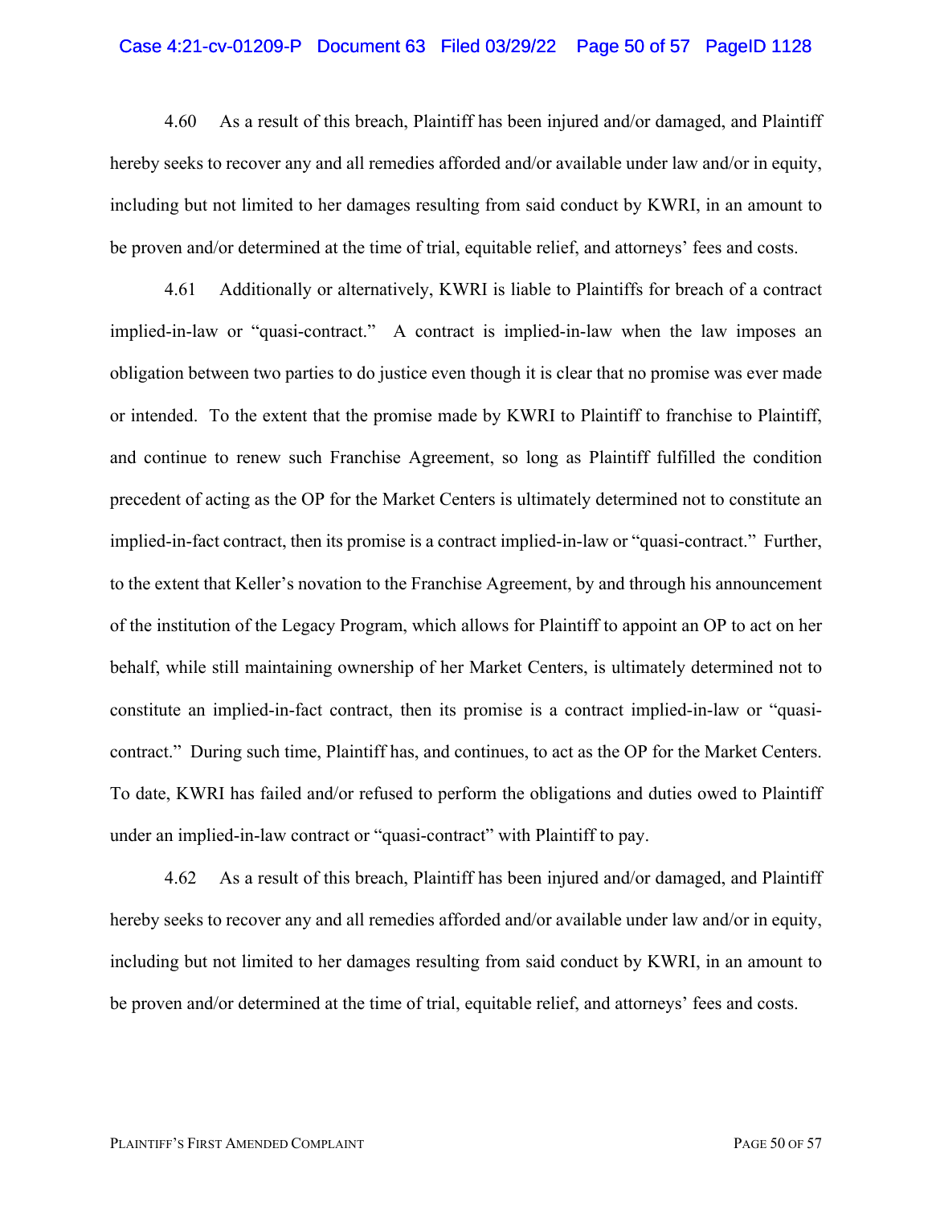4.60 As a result of this breach, Plaintiff has been injured and/or damaged, and Plaintiff hereby seeks to recover any and all remedies afforded and/or available under law and/or in equity, including but not limited to her damages resulting from said conduct by KWRI, in an amount to be proven and/or determined at the time of trial, equitable relief, and attorneys' fees and costs.

4.61 Additionally or alternatively, KWRI is liable to Plaintiffs for breach of a contract implied-in-law or "quasi-contract." A contract is implied-in-law when the law imposes an obligation between two parties to do justice even though it is clear that no promise was ever made or intended. To the extent that the promise made by KWRI to Plaintiff to franchise to Plaintiff, and continue to renew such Franchise Agreement, so long as Plaintiff fulfilled the condition precedent of acting as the OP for the Market Centers is ultimately determined not to constitute an implied-in-fact contract, then its promise is a contract implied-in-law or "quasi-contract." Further, to the extent that Keller's novation to the Franchise Agreement, by and through his announcement of the institution of the Legacy Program, which allows for Plaintiff to appoint an OP to act on her behalf, while still maintaining ownership of her Market Centers, is ultimately determined not to constitute an implied-in-fact contract, then its promise is a contract implied-in-law or "quasi-contract." During such time, Plaintiff has, and continues, to act as the OP for the Market Centers. To date, KWRI has failed and/or refused to perform the obligations and duties owed to Plaintiff under an implied-in-law contract or "quasi-contract" with Plaintiff to pay.

4.62 As a result of this breach, Plaintiff has been injured and/or damaged, and Plaintiff hereby seeks to recover any and all remedies afforded and/or available under law and/or in equity, including but not limited to her damages resulting from said conduct by KWRI, in an amount to be proven and/or determined at the time of trial, equitable relief, and attorneys' fees and costs.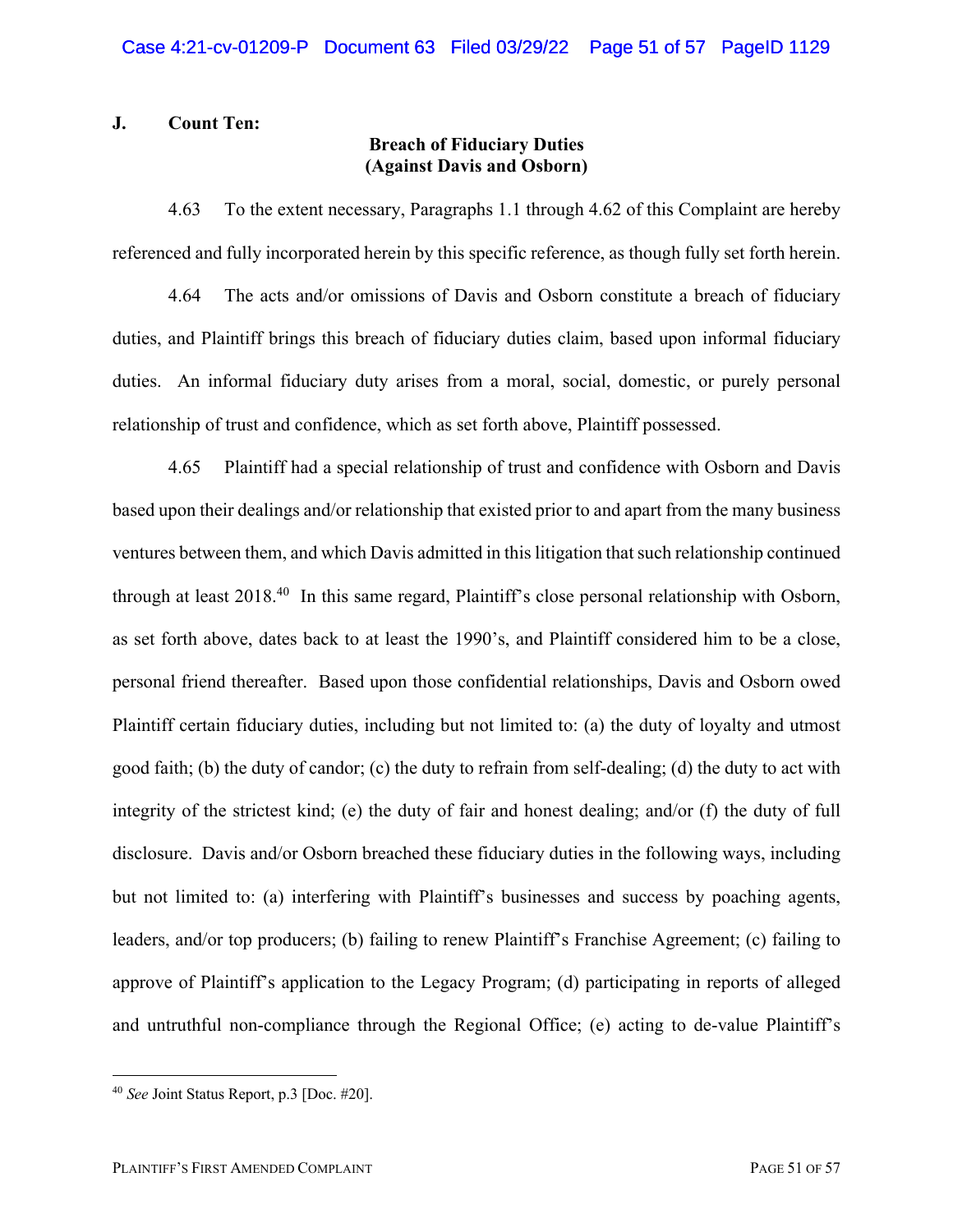### J. Count Ten:

**Breach of Fiduciary Duties**
**(Against Davis and Osborn)**

4.63 To the extent necessary, Paragraphs 1.1 through 4.62 of this Complaint are hereby referenced and fully incorporated herein by this specific reference, as though fully set forth herein.

4.64 The acts and/or omissions of Davis and Osborn constitute a breach of fiduciary duties, and Plaintiff brings this breach of fiduciary duties claim, based upon informal fiduciary duties. An informal fiduciary duty arises from a moral, social, domestic, or purely personal relationship of trust and confidence, which as set forth above, Plaintiff possessed.

4.65 Plaintiff had a special relationship of trust and confidence with Osborn and Davis based upon their dealings and/or relationship that existed prior to and apart from the many business ventures between them, and which Davis admitted in this litigation that such relationship continued through at least 2018.[40] In this same regard, Plaintiff's close personal relationship with Osborn, as set forth above, dates back to at least the 1990's, and Plaintiff considered him to be a close, personal friend thereafter. Based upon those confidential relationships, Davis and Osborn owed Plaintiff certain fiduciary duties, including but not limited to: (a) the duty of loyalty and utmost good faith; (b) the duty of candor; (c) the duty to refrain from self-dealing; (d) the duty to act with integrity of the strictest kind; (e) the duty of fair and honest dealing; and/or (f) the duty of full disclosure. Davis and/or Osborn breached these fiduciary duties in the following ways, including but not limited to: (a) interfering with Plaintiff's businesses and success by poaching agents, leaders, and/or top producers; (b) failing to renew Plaintiff's Franchise Agreement; (c) failing to approve of Plaintiff's application to the Legacy Program; (d) participating in reports of alleged and untruthful non-compliance through the Regional Office; (e) acting to de-value Plaintiff's

---

[40] *See* Joint Status Report, p.3 [Doc. #20].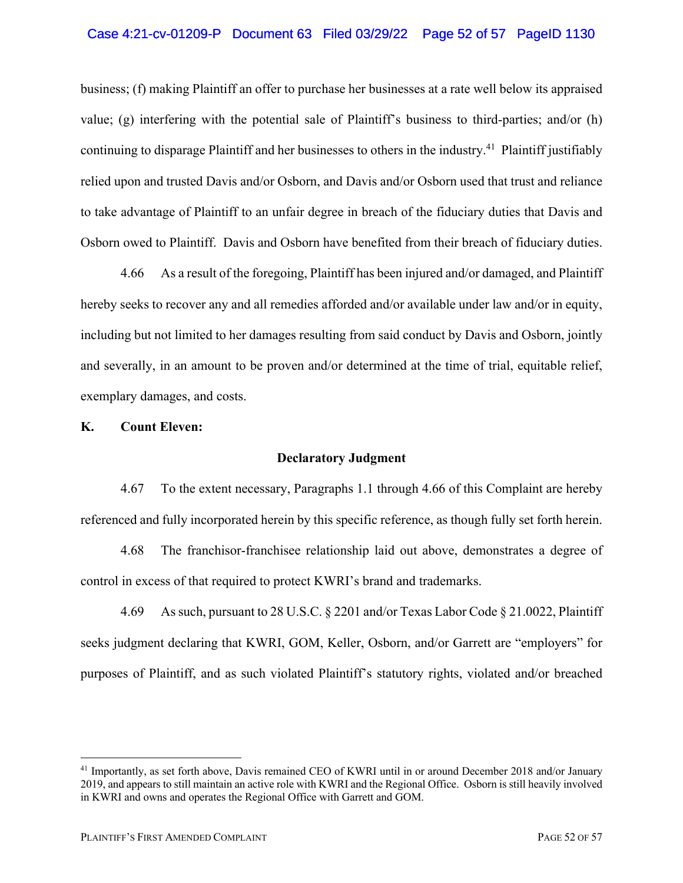business; (f) making Plaintiff an offer to purchase her businesses at a rate well below its appraised value; (g) interfering with the potential sale of Plaintiff's business to third-parties; and/or (h) continuing to disparage Plaintiff and her businesses to others in the industry.[41] Plaintiff justifiably relied upon and trusted Davis and/or Osborn, and Davis and/or Osborn used that trust and reliance to take advantage of Plaintiff to an unfair degree in breach of the fiduciary duties that Davis and Osborn owed to Plaintiff. Davis and Osborn have benefited from their breach of fiduciary duties.

4.66 As a result of the foregoing, Plaintiff has been injured and/or damaged, and Plaintiff hereby seeks to recover any and all remedies afforded and/or available under law and/or in equity, including but not limited to her damages resulting from said conduct by Davis and Osborn, jointly and severally, in an amount to be proven and/or determined at the time of trial, equitable relief, exemplary damages, and costs.

**K. Count Eleven:**

**Declaratory Judgment**

4.67 To the extent necessary, Paragraphs 1.1 through 4.66 of this Complaint are hereby referenced and fully incorporated herein by this specific reference, as though fully set forth herein.

4.68 The franchisor-franchisee relationship laid out above, demonstrates a degree of control in excess of that required to protect KWRI's brand and trademarks.

4.69 As such, pursuant to 28 U.S.C. § 2201 and/or Texas Labor Code § 21.0022, Plaintiff seeks judgment declaring that KWRI, GOM, Keller, Osborn, and/or Garrett are "employers" for purposes of Plaintiff, and as such violated Plaintiff's statutory rights, violated and/or breached

[41] Importantly, as set forth above, Davis remained CEO of KWRI until in or around December 2018 and/or January 2019, and appears to still maintain an active role with KWRI and the Regional Office. Osborn is still heavily involved in KWRI and owns and operates the Regional Office with Garrett and GOM.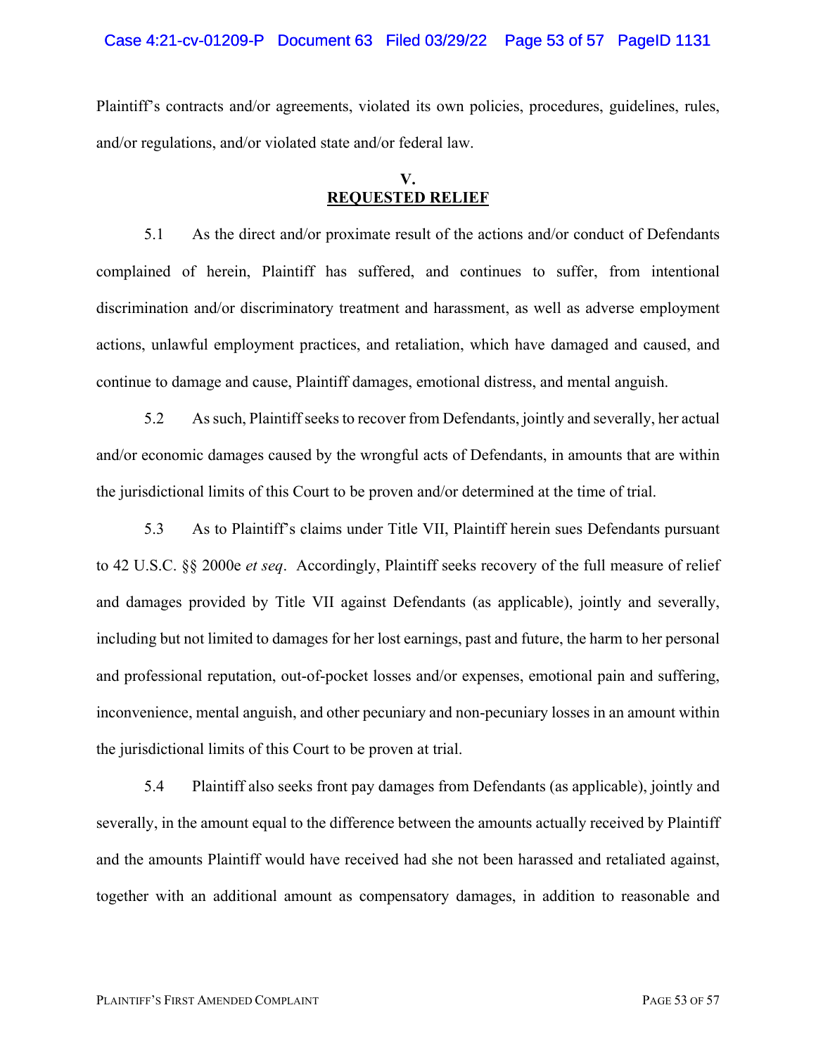Plaintiff's contracts and/or agreements, violated its own policies, procedures, guidelines, rules, and/or regulations, and/or violated state and/or federal law.

## V.
## REQUESTED RELIEF

5.1 As the direct and/or proximate result of the actions and/or conduct of Defendants complained of herein, Plaintiff has suffered, and continues to suffer, from intentional discrimination and/or discriminatory treatment and harassment, as well as adverse employment actions, unlawful employment practices, and retaliation, which have damaged and caused, and continue to damage and cause, Plaintiff damages, emotional distress, and mental anguish.

5.2 As such, Plaintiff seeks to recover from Defendants, jointly and severally, her actual and/or economic damages caused by the wrongful acts of Defendants, in amounts that are within the jurisdictional limits of this Court to be proven and/or determined at the time of trial.

5.3 As to Plaintiff's claims under Title VII, Plaintiff herein sues Defendants pursuant to 42 U.S.C. §§ 2000e *et seq*. Accordingly, Plaintiff seeks recovery of the full measure of relief and damages provided by Title VII against Defendants (as applicable), jointly and severally, including but not limited to damages for her lost earnings, past and future, the harm to her personal and professional reputation, out-of-pocket losses and/or expenses, emotional pain and suffering, inconvenience, mental anguish, and other pecuniary and non-pecuniary losses in an amount within the jurisdictional limits of this Court to be proven at trial.

5.4 Plaintiff also seeks front pay damages from Defendants (as applicable), jointly and severally, in the amount equal to the difference between the amounts actually received by Plaintiff and the amounts Plaintiff would have received had she not been harassed and retaliated against, together with an additional amount as compensatory damages, in addition to reasonable and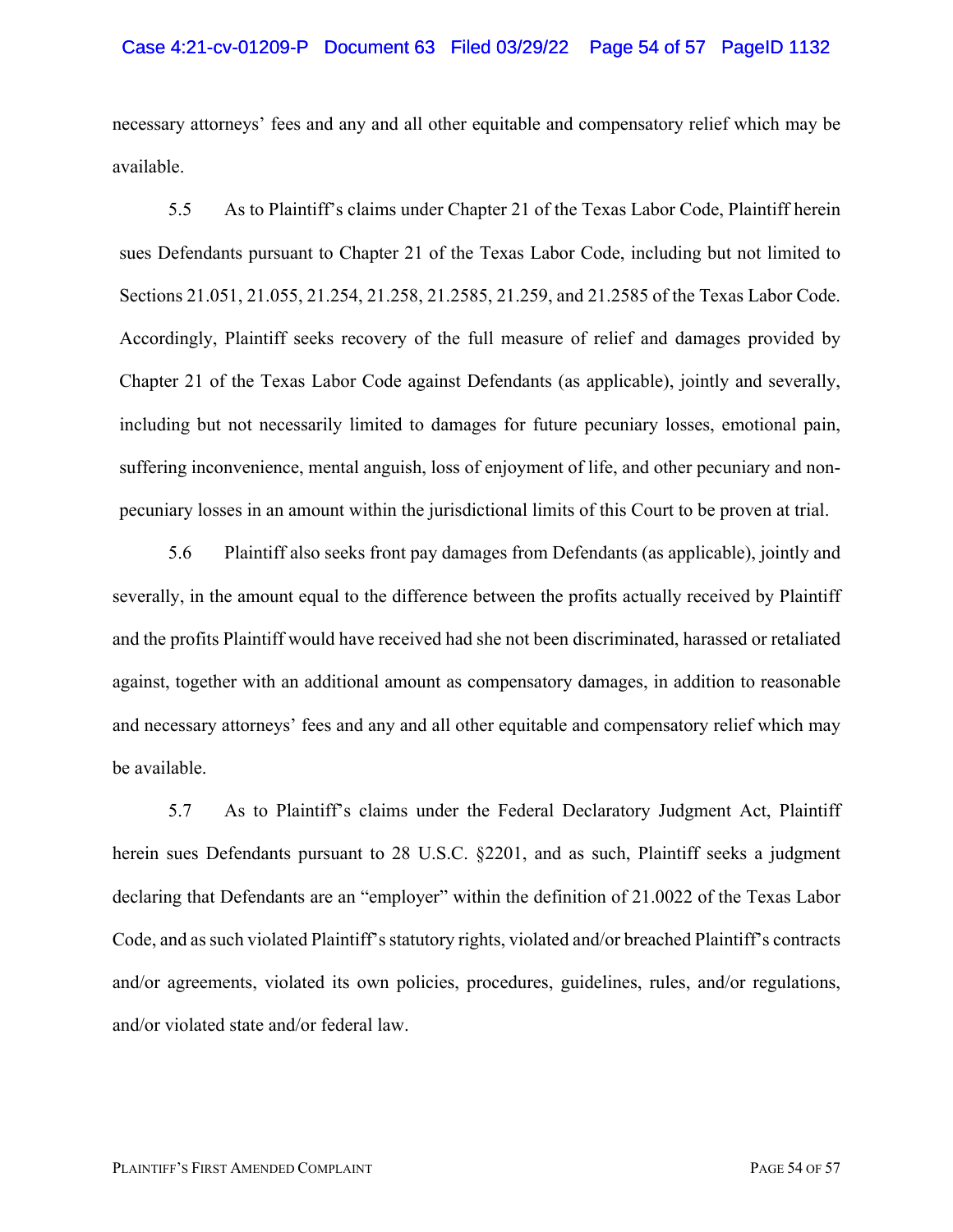necessary attorneys' fees and any and all other equitable and compensatory relief which may be available.

5.5 As to Plaintiff's claims under Chapter 21 of the Texas Labor Code, Plaintiff herein sues Defendants pursuant to Chapter 21 of the Texas Labor Code, including but not limited to Sections 21.051, 21.055, 21.254, 21.258, 21.2585, 21.259, and 21.2585 of the Texas Labor Code. Accordingly, Plaintiff seeks recovery of the full measure of relief and damages provided by Chapter 21 of the Texas Labor Code against Defendants (as applicable), jointly and severally, including but not necessarily limited to damages for future pecuniary losses, emotional pain, suffering inconvenience, mental anguish, loss of enjoyment of life, and other pecuniary and non-pecuniary losses in an amount within the jurisdictional limits of this Court to be proven at trial.

5.6 Plaintiff also seeks front pay damages from Defendants (as applicable), jointly and severally, in the amount equal to the difference between the profits actually received by Plaintiff and the profits Plaintiff would have received had she not been discriminated, harassed or retaliated against, together with an additional amount as compensatory damages, in addition to reasonable and necessary attorneys' fees and any and all other equitable and compensatory relief which may be available.

5.7 As to Plaintiff's claims under the Federal Declaratory Judgment Act, Plaintiff herein sues Defendants pursuant to 28 U.S.C. §2201, and as such, Plaintiff seeks a judgment declaring that Defendants are an "employer" within the definition of 21.0022 of the Texas Labor Code, and as such violated Plaintiff's statutory rights, violated and/or breached Plaintiff's contracts and/or agreements, violated its own policies, procedures, guidelines, rules, and/or regulations, and/or violated state and/or federal law.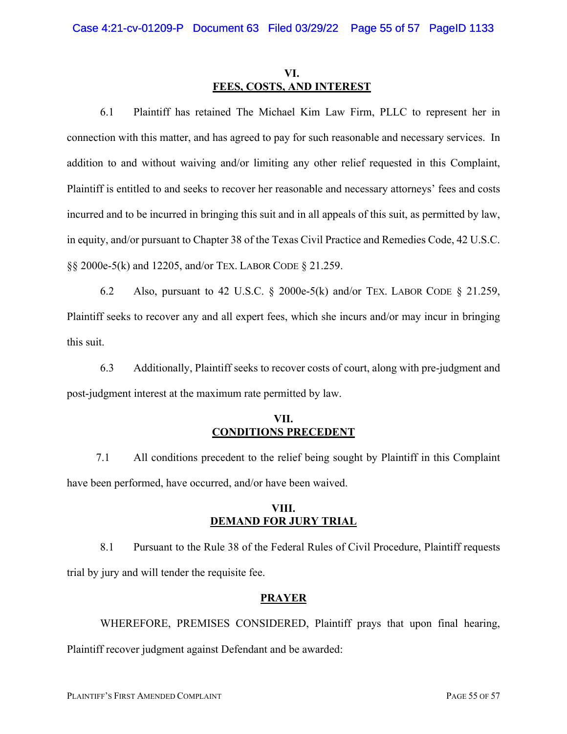## VI.
## FEES, COSTS, AND INTEREST

6.1 Plaintiff has retained The Michael Kim Law Firm, PLLC to represent her in connection with this matter, and has agreed to pay for such reasonable and necessary services. In addition to and without waiving and/or limiting any other relief requested in this Complaint, Plaintiff is entitled to and seeks to recover her reasonable and necessary attorneys' fees and costs incurred and to be incurred in bringing this suit and in all appeals of this suit, as permitted by law, in equity, and/or pursuant to Chapter 38 of the Texas Civil Practice and Remedies Code, 42 U.S.C. §§ 2000e-5(k) and 12205, and/or TEX. LABOR CODE § 21.259.

6.2 Also, pursuant to 42 U.S.C. § 2000e-5(k) and/or TEX. LABOR CODE § 21.259, Plaintiff seeks to recover any and all expert fees, which she incurs and/or may incur in bringing this suit.

6.3 Additionally, Plaintiff seeks to recover costs of court, along with pre-judgment and post-judgment interest at the maximum rate permitted by law.

## VII.
## CONDITIONS PRECEDENT

7.1 All conditions precedent to the relief being sought by Plaintiff in this Complaint have been performed, have occurred, and/or have been waived.

## VIII.
## DEMAND FOR JURY TRIAL

8.1 Pursuant to the Rule 38 of the Federal Rules of Civil Procedure, Plaintiff requests trial by jury and will tender the requisite fee.

## PRAYER

WHEREFORE, PREMISES CONSIDERED, Plaintiff prays that upon final hearing, Plaintiff recover judgment against Defendant and be awarded: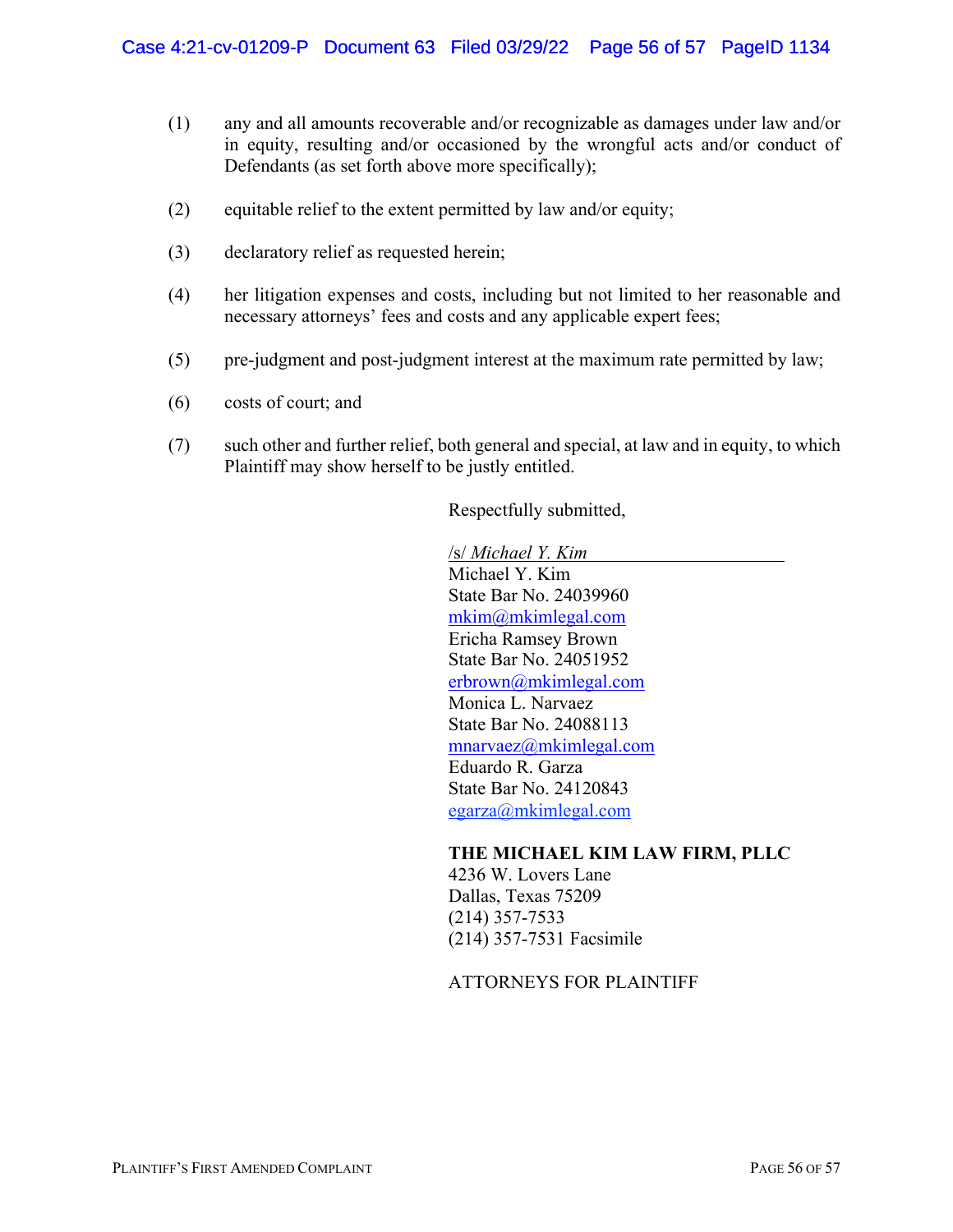(1) any and all amounts recoverable and/or recognizable as damages under law and/or in equity, resulting and/or occasioned by the wrongful acts and/or conduct of Defendants (as set forth above more specifically);

(2) equitable relief to the extent permitted by law and/or equity;

(3) declaratory relief as requested herein;

(4) her litigation expenses and costs, including but not limited to her reasonable and necessary attorneys' fees and costs and any applicable expert fees;

(5) pre-judgment and post-judgment interest at the maximum rate permitted by law;

(6) costs of court; and

(7) such other and further relief, both general and special, at law and in equity, to which Plaintiff may show herself to be justly entitled.

Respectfully submitted,

/s/ *Michael Y. Kim*
Michael Y. Kim
State Bar No. 24039960
mkim@mkimlegal.com
Ericha Ramsey Brown
State Bar No. 24051952
erbrown@mkimlegal.com
Monica L. Narvaez
State Bar No. 24088113
mnarvaez@mkimlegal.com
Eduardo R. Garza
State Bar No. 24120843
egarza@mkimlegal.com

**THE MICHAEL KIM LAW FIRM, PLLC**
4236 W. Lovers Lane
Dallas, Texas 75209
(214) 357-7533
(214) 357-7531 Facsimile

ATTORNEYS FOR PLAINTIFF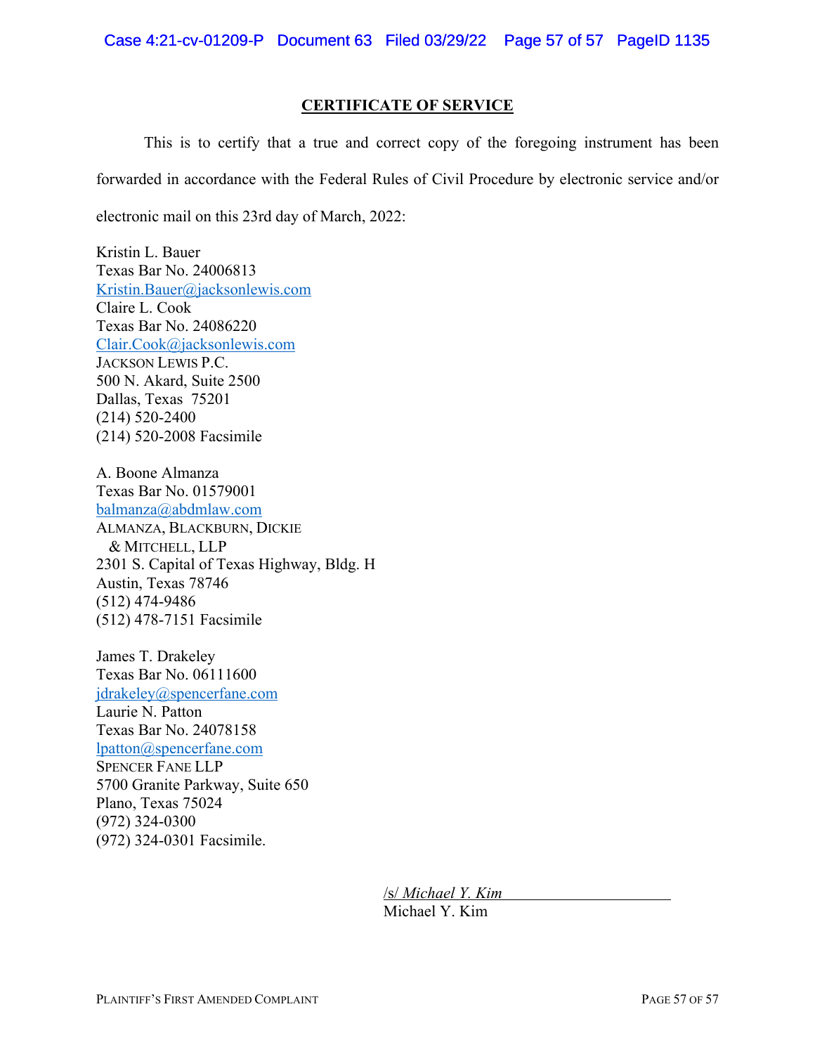## CERTIFICATE OF SERVICE

This is to certify that a true and correct copy of the foregoing instrument has been forwarded in accordance with the Federal Rules of Civil Procedure by electronic service and/or electronic mail on this 23rd day of March, 2022:

Kristin L. Bauer
Texas Bar No. 24006813
Kristin.Bauer@jacksonlewis.com
Claire L. Cook
Texas Bar No. 24086220
Clair.Cook@jacksonlewis.com
JACKSON LEWIS P.C.
500 N. Akard, Suite 2500
Dallas, Texas 75201
(214) 520-2400
(214) 520-2008 Facsimile

A. Boone Almanza
Texas Bar No. 01579001
balmanza@abdmlaw.com
ALMANZA, BLACKBURN, DICKIE
& MITCHELL, LLP
2301 S. Capital of Texas Highway, Bldg. H
Austin, Texas 78746
(512) 474-9486
(512) 478-7151 Facsimile

James T. Drakeley
Texas Bar No. 06111600
jdrakeley@spencerfane.com
Laurie N. Patton
Texas Bar No. 24078158
lpatton@spencerfane.com
SPENCER FANE LLP
5700 Granite Parkway, Suite 650
Plano, Texas 75024
(972) 324-0300
(972) 324-0301 Facsimile.

/s/ *Michael Y. Kim*
Michael Y. Kim